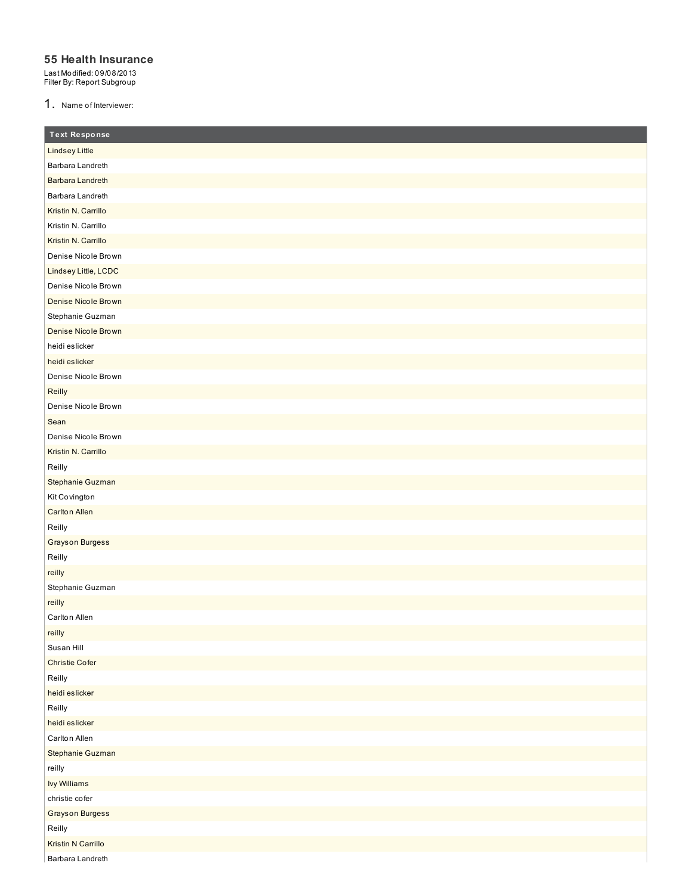## 55 Health Insurance

Last Modified: 09/08/2013
Filter By: Report Subgroup

1. Name of Interviewer:

| Text Response |
| --- |
| Lindsey Little |
| Barbara Landreth |
| Barbara Landreth |
| Barbara Landreth |
| Kristin N. Carrillo |
| Kristin N. Carrillo |
| Kristin N. Carrillo |
| Denise Nicole Brown |
| Lindsey Little, LCDC |
| Denise Nicole Brown |
| Denise Nicole Brown |
| Stephanie Guzman |
| Denise Nicole Brown |
| heidi eslicker |
| heidi eslicker |
| Denise Nicole Brown |
| Reilly |
| Denise Nicole Brown |
| Sean |
| Denise Nicole Brown |
| Kristin N. Carrillo |
| Reilly |
| Stephanie Guzman |
| Kit Covington |
| Carlton Allen |
| Reilly |
| Grayson Burgess |
| Reilly |
| reilly |
| Stephanie Guzman |
| reilly |
| Carlton Allen |
| reilly |
| Susan Hill |
| Christie Cofer |
| Reilly |
| heidi eslicker |
| Reilly |
| heidi eslicker |
| Carlton Allen |
| Stephanie Guzman |
| reilly |
| Ivy Williams |
| christie cofer |
| Grayson Burgess |
| Reilly |
| Kristin N Carrillo |
| Barbara Landreth |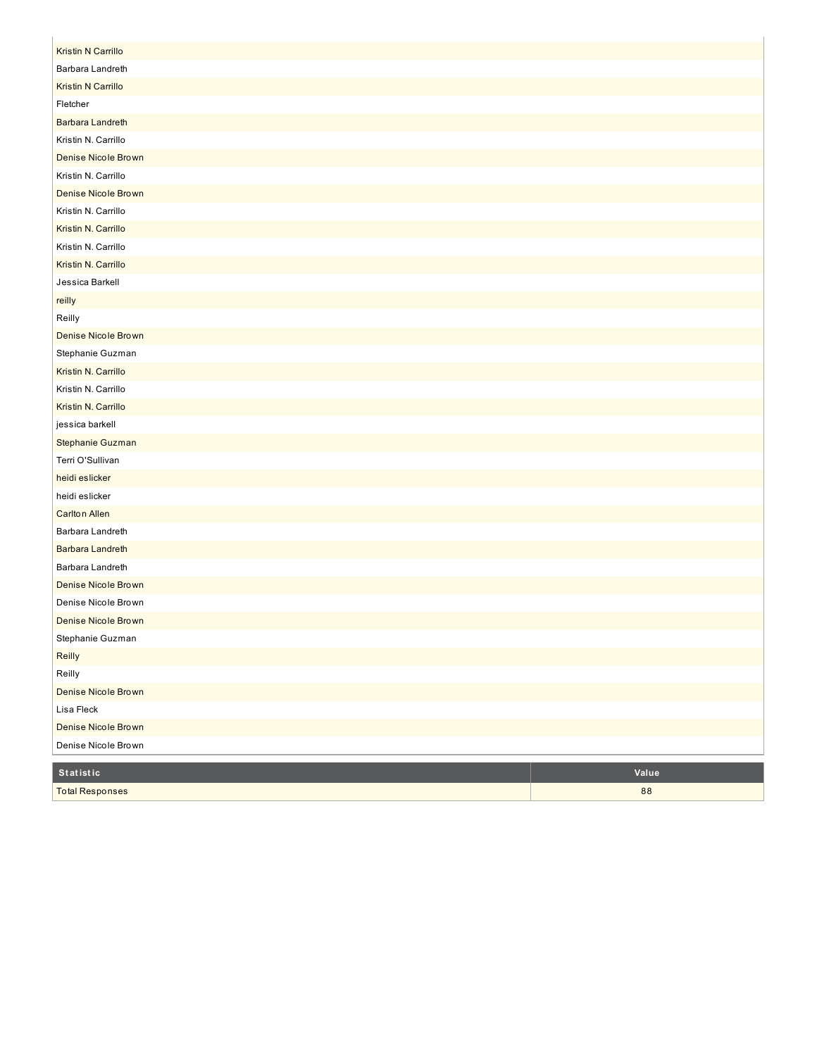| |
|---|
| Kristin N Carrillo |
| Barbara Landreth |
| Kristin N Carrillo |
| Fletcher |
| Barbara Landreth |
| Kristin N. Carrillo |
| Denise Nicole Brown |
| Kristin N. Carrillo |
| Denise Nicole Brown |
| Kristin N. Carrillo |
| Kristin N. Carrillo |
| Kristin N. Carrillo |
| Kristin N. Carrillo |
| Jessica Barkell |
| reilly |
| Reilly |
| Denise Nicole Brown |
| Stephanie Guzman |
| Kristin N. Carrillo |
| Kristin N. Carrillo |
| Kristin N. Carrillo |
| jessica barkell |
| Stephanie Guzman |
| Terri O'Sullivan |
| heidi eslicker |
| heidi eslicker |
| Carlton Allen |
| Barbara Landreth |
| Barbara Landreth |
| Barbara Landreth |
| Denise Nicole Brown |
| Denise Nicole Brown |
| Denise Nicole Brown |
| Stephanie Guzman |
| Reilly |
| Reilly |
| Denise Nicole Brown |
| Lisa Fleck |
| Denise Nicole Brown |
| Denise Nicole Brown |

| Statistic | Value |
|---|---|
| Total Responses | 88 |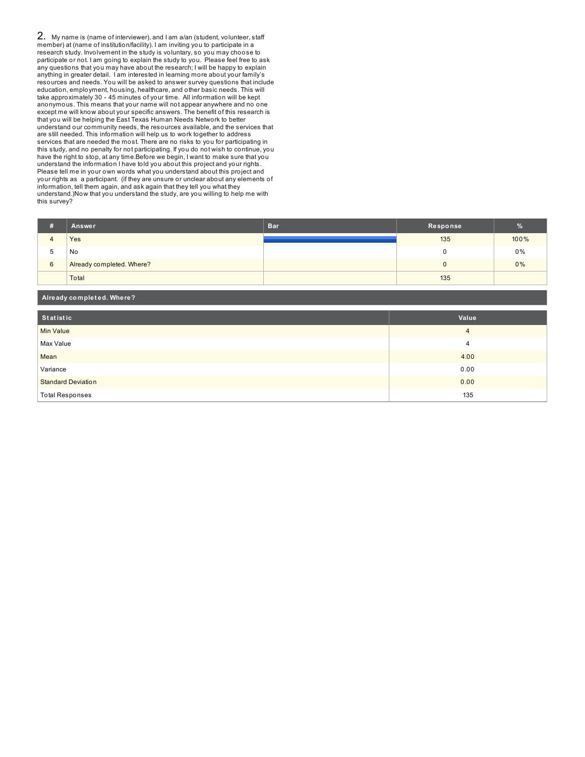## 2. My name is (name of interviewer), and I am a/an (student, volunteer, staff member) at (name of institution/facility). I am inviting you to participate in a research study. Involvement in the study is voluntary, so you may choose to participate or not. I am going to explain the study to you. Please feel free to ask any questions that you may have about the research; I will be happy to explain anything in greater detail. I am interested in learning more about your family's resources and needs. You will be asked to answer survey questions that include education, employment, housing, healthcare, and other basic needs. This will take approximately 30 - 45 minutes of your time. All information will be kept anonymous. This means that your name will not appear anywhere and no one except me will know about your specific answers. The benefit of this research is that you will be helping the East Texas Human Needs Network to better understand our community needs, the resources available, and the services that are still needed. This information will help us to work together to address services that are needed the most. There are no risks to you for participating in this study, and no penalty for not participating. If you do not wish to continue, you have the right to stop, at any time.Before we begin, I want to make sure that you understand the information I have told you about this project and your rights. Please tell me in your own words what you understand about this project and your rights as a participant. (if they are unsure or unclear about any elements of information, tell them again, and ask again that they tell you what they understand.)Now that you understand the study, are you willing to help me with this survey?

| # | Answer | Bar | Response | % |
|---|---|---|---|---|
| 4 | Yes | | 135 | 100% |
| 5 | No | | 0 | 0% |
| 6 | Already completed. Where? | | 0 | 0% |
| | Total | | 135 | |

**Already completed. Where?**

| Statistic | Value |
|---|---|
| Min Value | 4 |
| Max Value | 4 |
| Mean | 4.00 |
| Variance | 0.00 |
| Standard Deviation | 0.00 |
| Total Responses | 135 |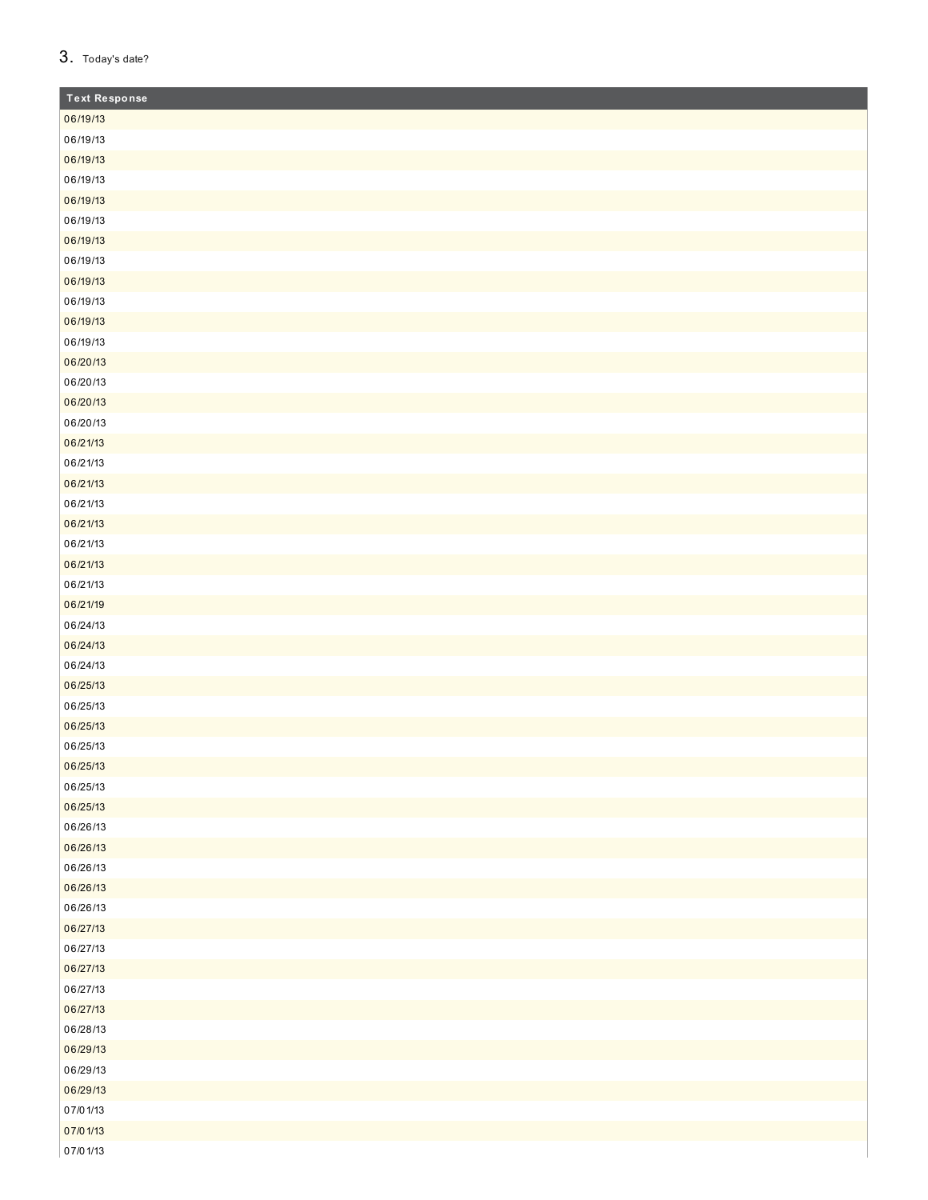3. Today's date?

| Text Response |
| --- |
| 06/19/13 |
| 06/19/13 |
| 06/19/13 |
| 06/19/13 |
| 06/19/13 |
| 06/19/13 |
| 06/19/13 |
| 06/19/13 |
| 06/19/13 |
| 06/19/13 |
| 06/19/13 |
| 06/19/13 |
| 06/20/13 |
| 06/20/13 |
| 06/20/13 |
| 06/20/13 |
| 06/21/13 |
| 06/21/13 |
| 06/21/13 |
| 06/21/13 |
| 06/21/13 |
| 06/21/13 |
| 06/21/13 |
| 06/21/13 |
| 06/21/19 |
| 06/24/13 |
| 06/24/13 |
| 06/24/13 |
| 06/25/13 |
| 06/25/13 |
| 06/25/13 |
| 06/25/13 |
| 06/25/13 |
| 06/25/13 |
| 06/25/13 |
| 06/26/13 |
| 06/26/13 |
| 06/26/13 |
| 06/26/13 |
| 06/26/13 |
| 06/27/13 |
| 06/27/13 |
| 06/27/13 |
| 06/27/13 |
| 06/27/13 |
| 06/28/13 |
| 06/29/13 |
| 06/29/13 |
| 06/29/13 |
| 07/01/13 |
| 07/01/13 |
| 07/01/13 |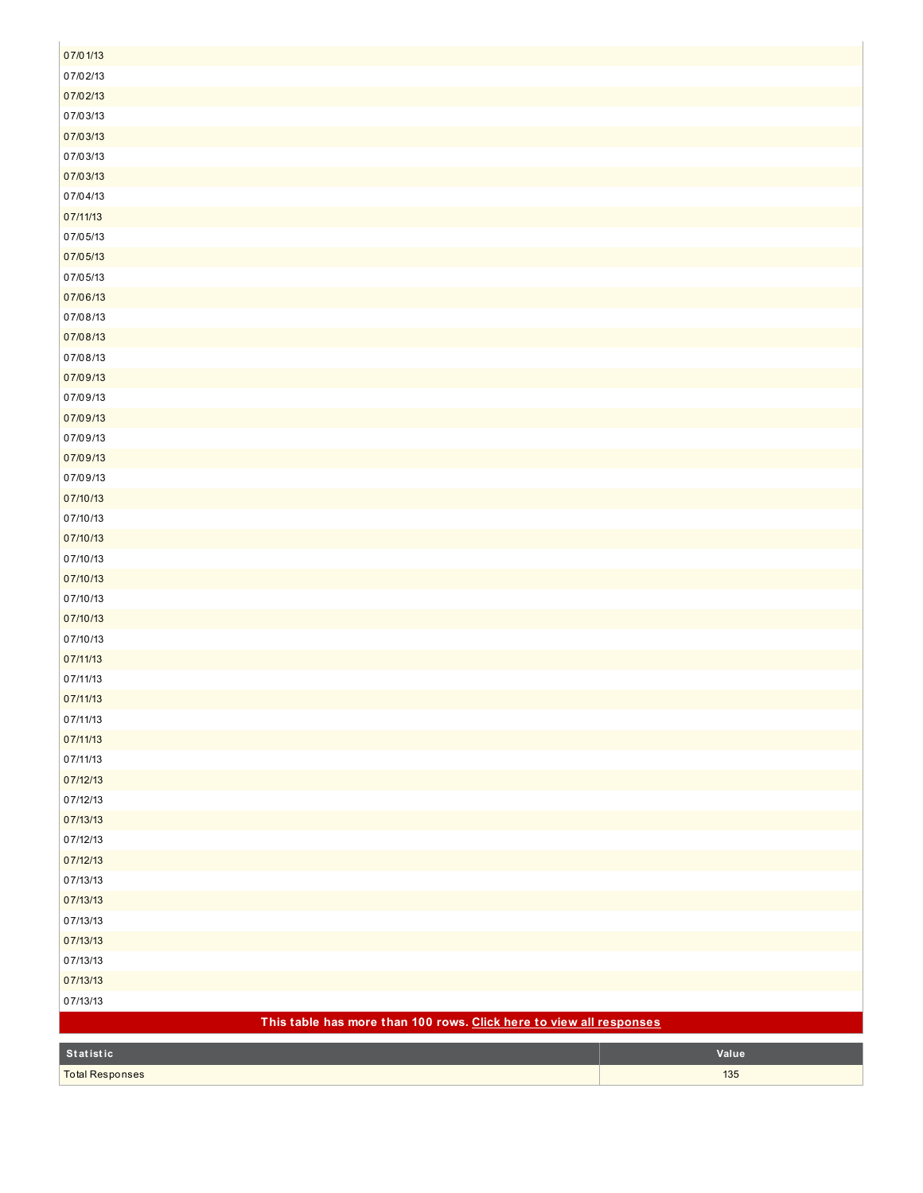| |
|---|
| 07/01/13 |
| 07/02/13 |
| 07/02/13 |
| 07/03/13 |
| 07/03/13 |
| 07/03/13 |
| 07/03/13 |
| 07/04/13 |
| 07/11/13 |
| 07/05/13 |
| 07/05/13 |
| 07/05/13 |
| 07/06/13 |
| 07/08/13 |
| 07/08/13 |
| 07/08/13 |
| 07/09/13 |
| 07/09/13 |
| 07/09/13 |
| 07/09/13 |
| 07/09/13 |
| 07/09/13 |
| 07/10/13 |
| 07/10/13 |
| 07/10/13 |
| 07/10/13 |
| 07/10/13 |
| 07/10/13 |
| 07/10/13 |
| 07/10/13 |
| 07/11/13 |
| 07/11/13 |
| 07/11/13 |
| 07/11/13 |
| 07/11/13 |
| 07/11/13 |
| 07/12/13 |
| 07/12/13 |
| 07/13/13 |
| 07/12/13 |
| 07/12/13 |
| 07/13/13 |
| 07/13/13 |
| 07/13/13 |
| 07/13/13 |
| 07/13/13 |
| 07/13/13 |
| 07/13/13 |

**This table has more than 100 rows. Click here to view all responses**

| Statistic | Value |
|---|---|
| Total Responses | 135 |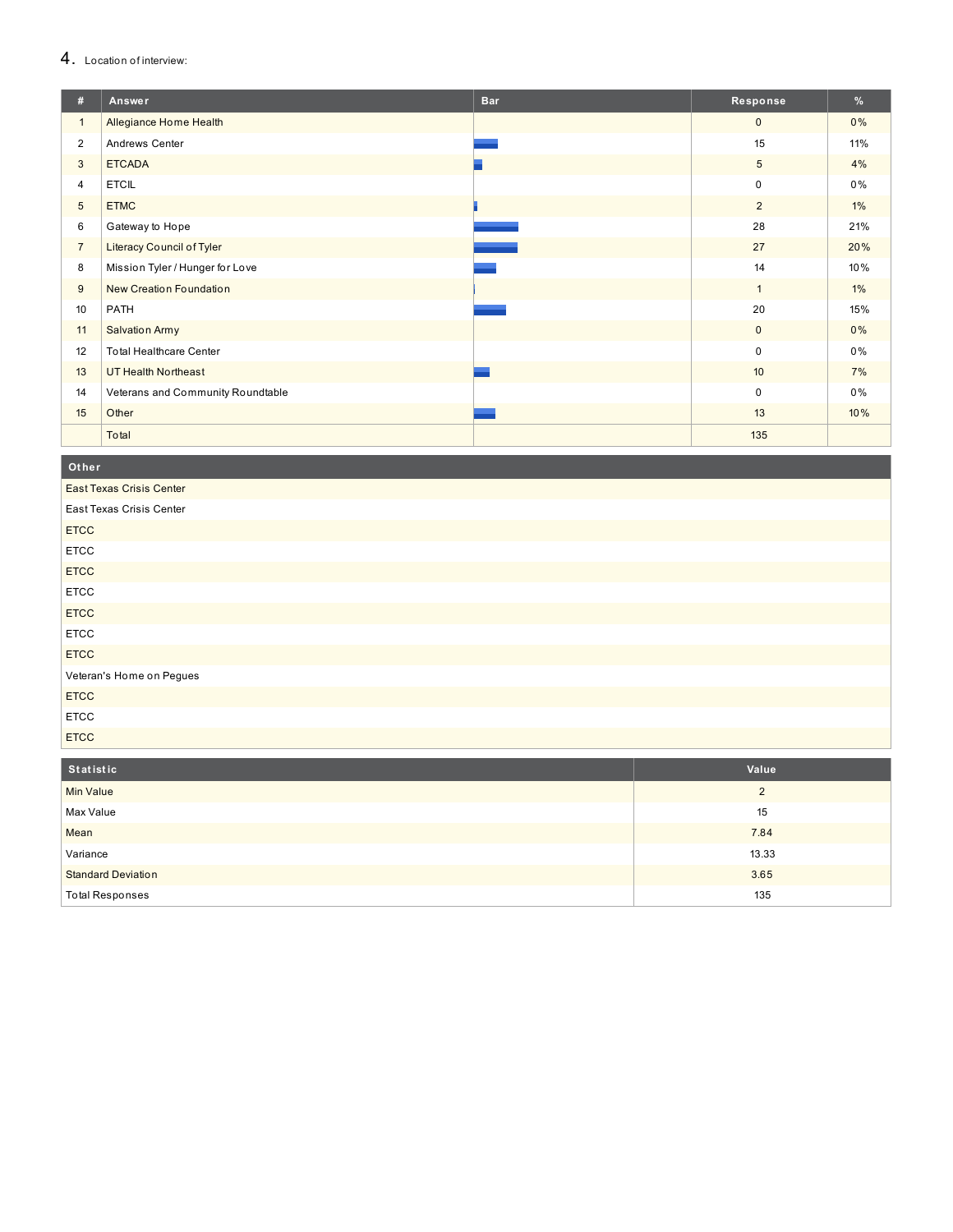## 4. Location of interview:

| # | Answer | Bar | Response | % |
|---|---|---|---|---|
| 1 | Allegiance Home Health | | 0 | 0% |
| 2 | Andrews Center | | 15 | 11% |
| 3 | ETCADA | | 5 | 4% |
| 4 | ETCIL | | 0 | 0% |
| 5 | ETMC | | 2 | 1% |
| 6 | Gateway to Hope | | 28 | 21% |
| 7 | Literacy Council of Tyler | | 27 | 20% |
| 8 | Mission Tyler / Hunger for Love | | 14 | 10% |
| 9 | New Creation Foundation | | 1 | 1% |
| 10 | PATH | | 20 | 15% |
| 11 | Salvation Army | | 0 | 0% |
| 12 | Total Healthcare Center | | 0 | 0% |
| 13 | UT Health Northeast | | 10 | 7% |
| 14 | Veterans and Community Roundtable | | 0 | 0% |
| 15 | Other | | 13 | 10% |
| | Total | | 135 | |

| Other |
|---|
| East Texas Crisis Center |
| East Texas Crisis Center |
| ETCC |
| ETCC |
| ETCC |
| ETCC |
| ETCC |
| ETCC |
| ETCC |
| Veteran's Home on Pegues |
| ETCC |
| ETCC |
| ETCC |

| Statistic | Value |
|---|---|
| Min Value | 2 |
| Max Value | 15 |
| Mean | 7.84 |
| Variance | 13.33 |
| Standard Deviation | 3.65 |
| Total Responses | 135 |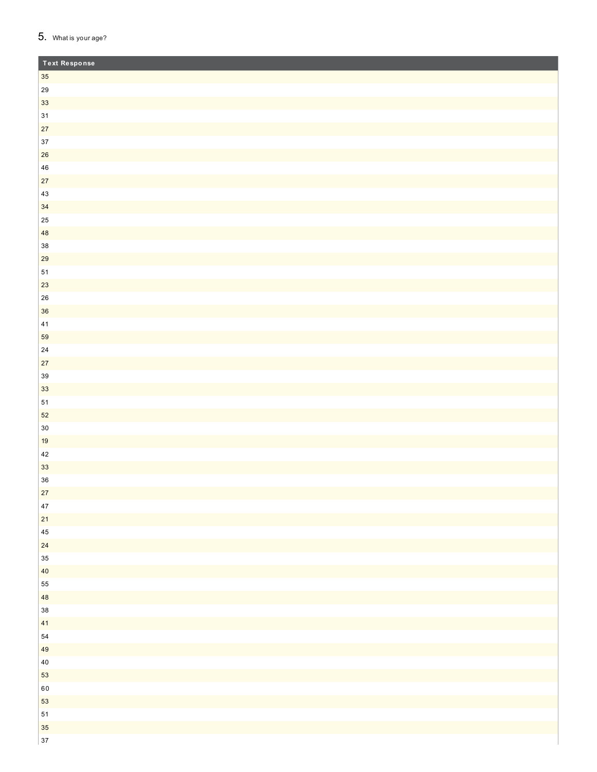5. What is your age?

| Text Response |
| --- |
| 35 |
| 29 |
| 33 |
| 31 |
| 27 |
| 37 |
| 26 |
| 46 |
| 27 |
| 43 |
| 34 |
| 25 |
| 48 |
| 38 |
| 29 |
| 51 |
| 23 |
| 26 |
| 36 |
| 41 |
| 59 |
| 24 |
| 27 |
| 39 |
| 33 |
| 51 |
| 52 |
| 30 |
| 19 |
| 42 |
| 33 |
| 36 |
| 27 |
| 47 |
| 21 |
| 45 |
| 24 |
| 35 |
| 40 |
| 55 |
| 48 |
| 38 |
| 41 |
| 54 |
| 49 |
| 40 |
| 53 |
| 60 |
| 53 |
| 51 |
| 35 |
| 37 |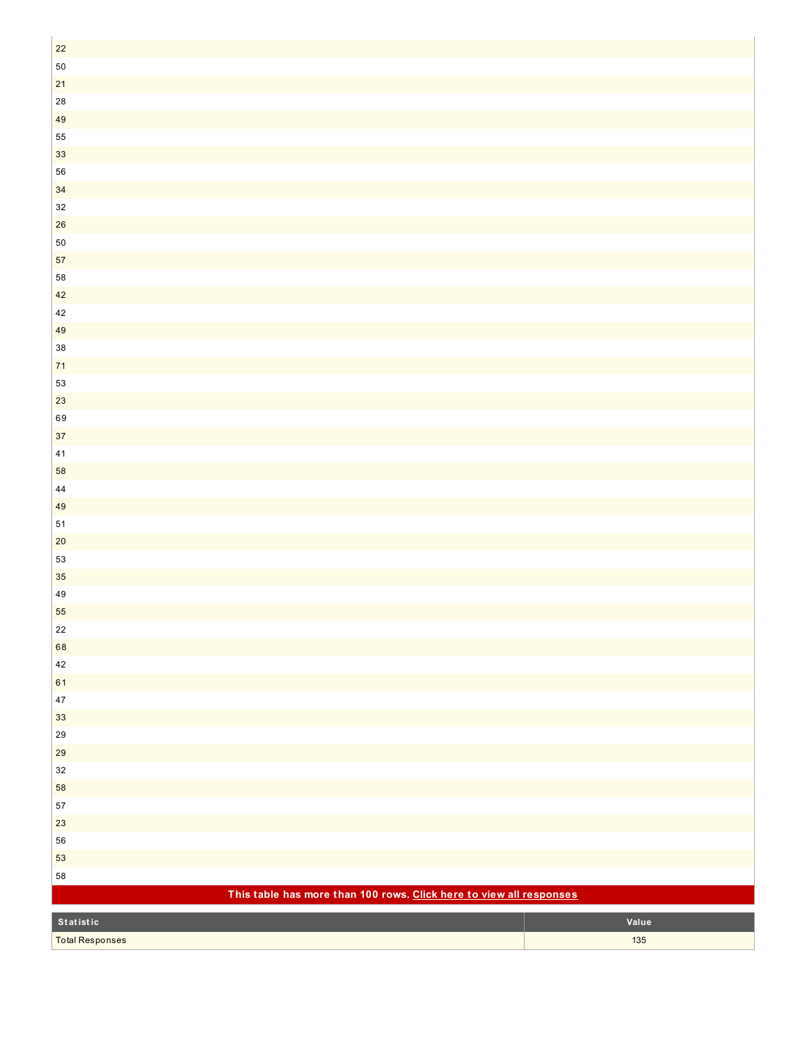| |
|---|
| 22 |
| 50 |
| 21 |
| 28 |
| 49 |
| 55 |
| 33 |
| 56 |
| 34 |
| 32 |
| 26 |
| 50 |
| 57 |
| 58 |
| 42 |
| 42 |
| 49 |
| 38 |
| 71 |
| 53 |
| 23 |
| 69 |
| 37 |
| 41 |
| 58 |
| 44 |
| 49 |
| 51 |
| 20 |
| 53 |
| 35 |
| 49 |
| 55 |
| 22 |
| 68 |
| 42 |
| 61 |
| 47 |
| 33 |
| 29 |
| 29 |
| 32 |
| 58 |
| 57 |
| 23 |
| 56 |
| 53 |
| 58 |

**This table has more than 100 rows. Click here to view all responses**

| Statistic | Value |
|---|---|
| Total Responses | 135 |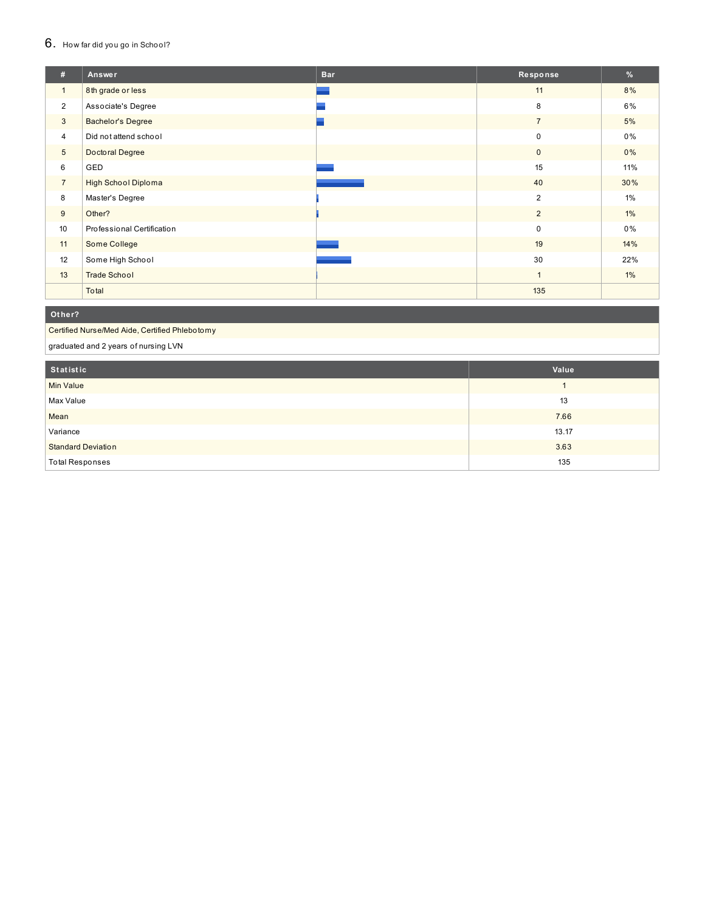## 6. How far did you go in School?

| # | Answer | Bar | Response | % |
|---|---|---|---|---|
| 1 | 8th grade or less | | 11 | 8% |
| 2 | Associate's Degree | | 8 | 6% |
| 3 | Bachelor's Degree | | 7 | 5% |
| 4 | Did not attend school | | 0 | 0% |
| 5 | Doctoral Degree | | 0 | 0% |
| 6 | GED | | 15 | 11% |
| 7 | High School Diploma | | 40 | 30% |
| 8 | Master's Degree | | 2 | 1% |
| 9 | Other? | | 2 | 1% |
| 10 | Professional Certification | | 0 | 0% |
| 11 | Some College | | 19 | 14% |
| 12 | Some High School | | 30 | 22% |
| 13 | Trade School | | 1 | 1% |
| | Total | | 135 | |

| Other? |
|---|
| Certified Nurse/Med Aide, Certified Phlebotomy |
| graduated and 2 years of nursing LVN |

| Statistic | Value |
|---|---|
| Min Value | 1 |
| Max Value | 13 |
| Mean | 7.66 |
| Variance | 13.17 |
| Standard Deviation | 3.63 |
| Total Responses | 135 |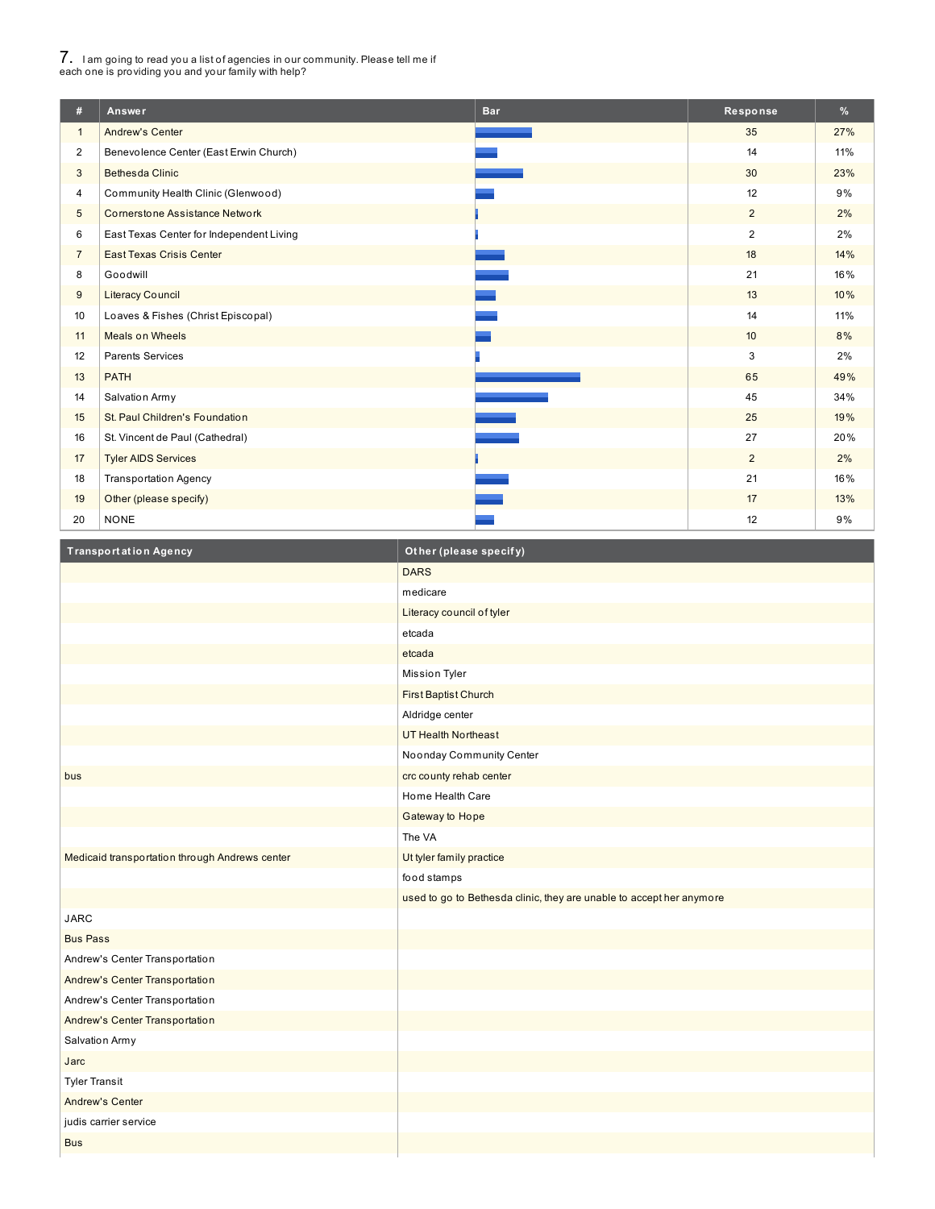7. I am going to read you a list of agencies in our community. Please tell me if each one is providing you and your family with help?

| # | Answer | Bar | Response | % |
|---|---|---|---|---|
| 1 | Andrew's Center | | 35 | 27% |
| 2 | Benevolence Center (East Erwin Church) | | 14 | 11% |
| 3 | Bethesda Clinic | | 30 | 23% |
| 4 | Community Health Clinic (Glenwood) | | 12 | 9% |
| 5 | Cornerstone Assistance Network | | 2 | 2% |
| 6 | East Texas Center for Independent Living | | 2 | 2% |
| 7 | East Texas Crisis Center | | 18 | 14% |
| 8 | Goodwill | | 21 | 16% |
| 9 | Literacy Council | | 13 | 10% |
| 10 | Loaves & Fishes (Christ Episcopal) | | 14 | 11% |
| 11 | Meals on Wheels | | 10 | 8% |
| 12 | Parents Services | | 3 | 2% |
| 13 | PATH | | 65 | 49% |
| 14 | Salvation Army | | 45 | 34% |
| 15 | St. Paul Children's Foundation | | 25 | 19% |
| 16 | St. Vincent de Paul (Cathedral) | | 27 | 20% |
| 17 | Tyler AIDS Services | | 2 | 2% |
| 18 | Transportation Agency | | 21 | 16% |
| 19 | Other (please specify) | | 17 | 13% |
| 20 | NONE | | 12 | 9% |

| Transportation Agency | Other (please specify) |
|---|---|
| | DARS |
| | medicare |
| | Literacy council of tyler |
| | etcada |
| | etcada |
| | Mission Tyler |
| | First Baptist Church |
| | Aldridge center |
| | UT Health Northeast |
| | Noonday Community Center |
| bus | crc county rehab center |
| | Home Health Care |
| | Gateway to Hope |
| | The VA |
| Medicaid transportation through Andrews center | Ut tyler family practice |
| | food stamps |
| | used to go to Bethesda clinic, they are unable to accept her anymore |
| JARC | |
| Bus Pass | |
| Andrew's Center Transportation | |
| Andrew's Center Transportation | |
| Andrew's Center Transportation | |
| Andrew's Center Transportation | |
| Salvation Army | |
| Jarc | |
| Tyler Transit | |
| Andrew's Center | |
| judis carrier service | |
| Bus | |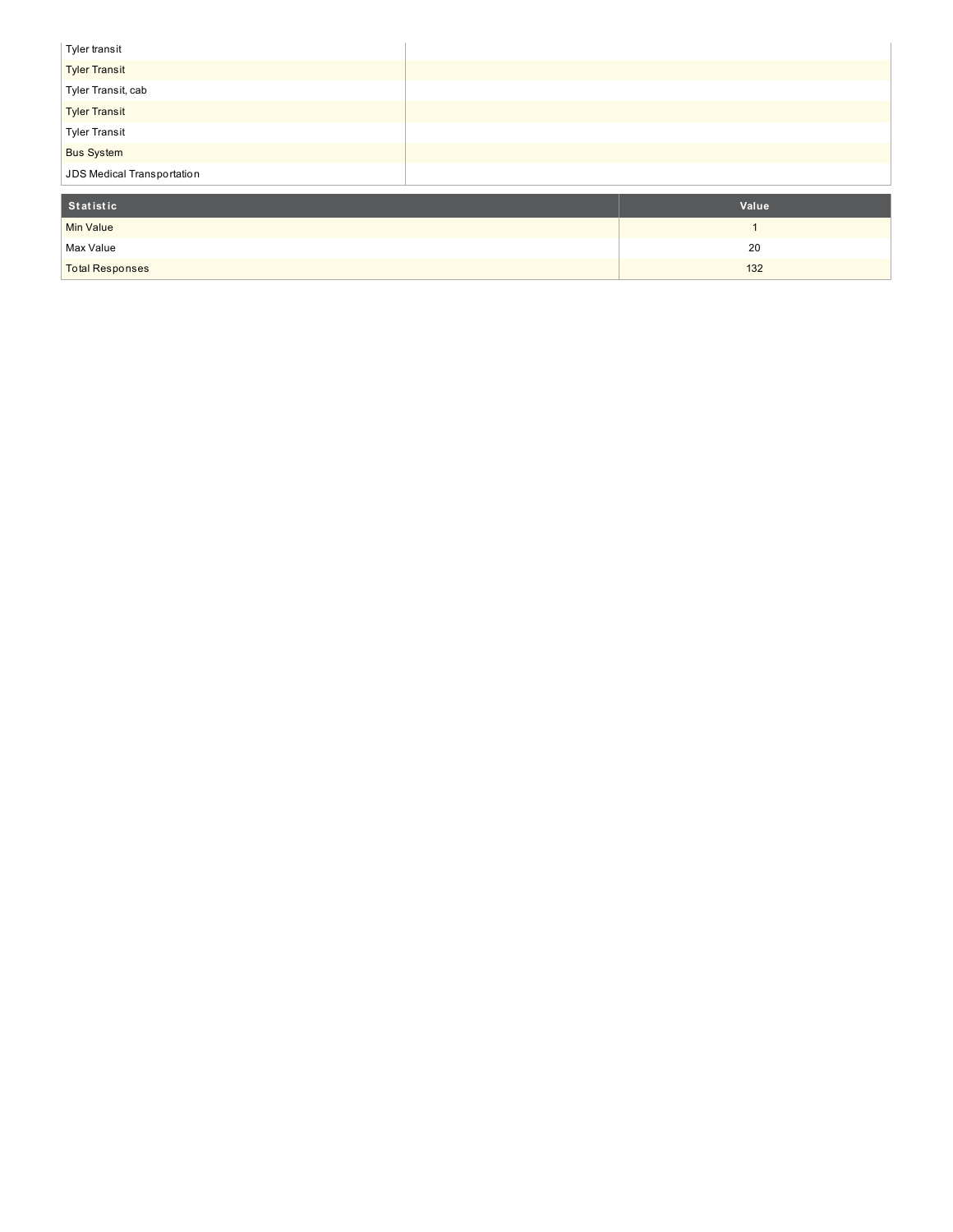| | |
|---|---|
| Tyler transit | |
| Tyler Transit | |
| Tyler Transit, cab | |
| Tyler Transit | |
| Tyler Transit | |
| Bus System | |
| JDS Medical Transportation | |

| Statistic | Value |
|---|---|
| Min Value | 1 |
| Max Value | 20 |
| Total Responses | 132 |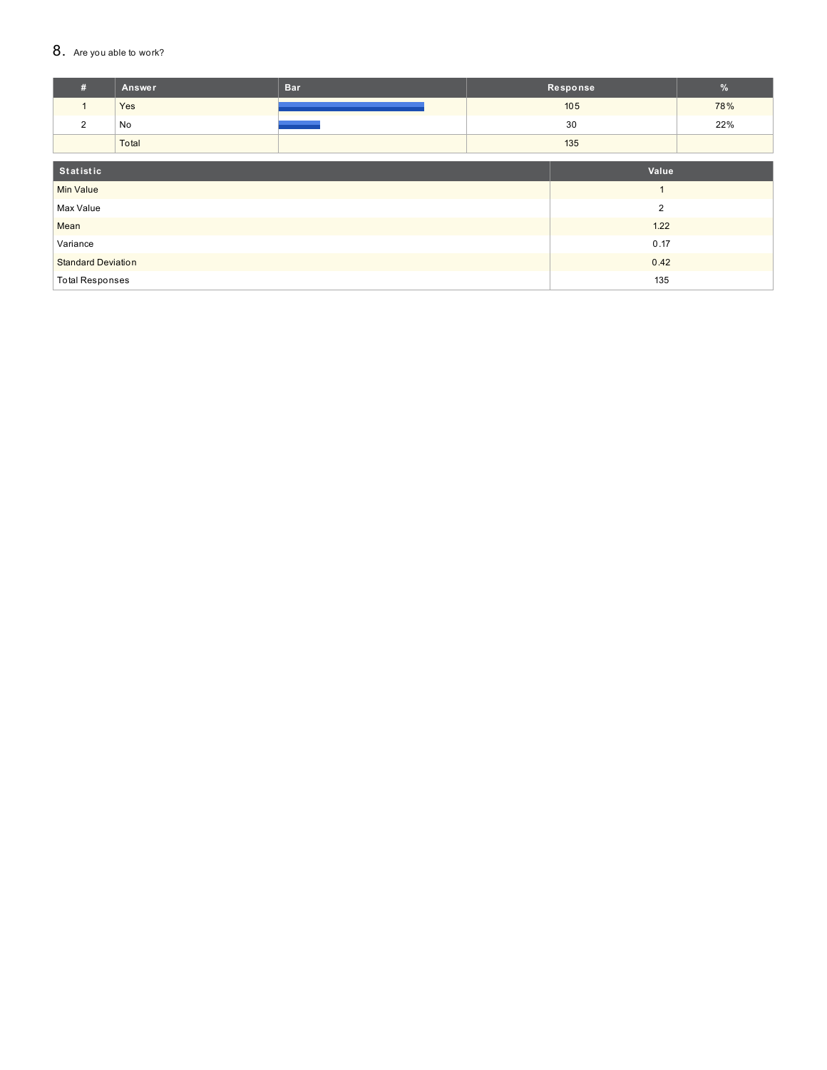## 8. Are you able to work?

| # | Answer | Bar | Response | % |
|---|---|---|---|---|
| 1 | Yes | | 105 | 78% |
| 2 | No | | 30 | 22% |
| | Total | | 135 | |

| Statistic | Value |
|---|---|
| Min Value | 1 |
| Max Value | 2 |
| Mean | 1.22 |
| Variance | 0.17 |
| Standard Deviation | 0.42 |
| Total Responses | 135 |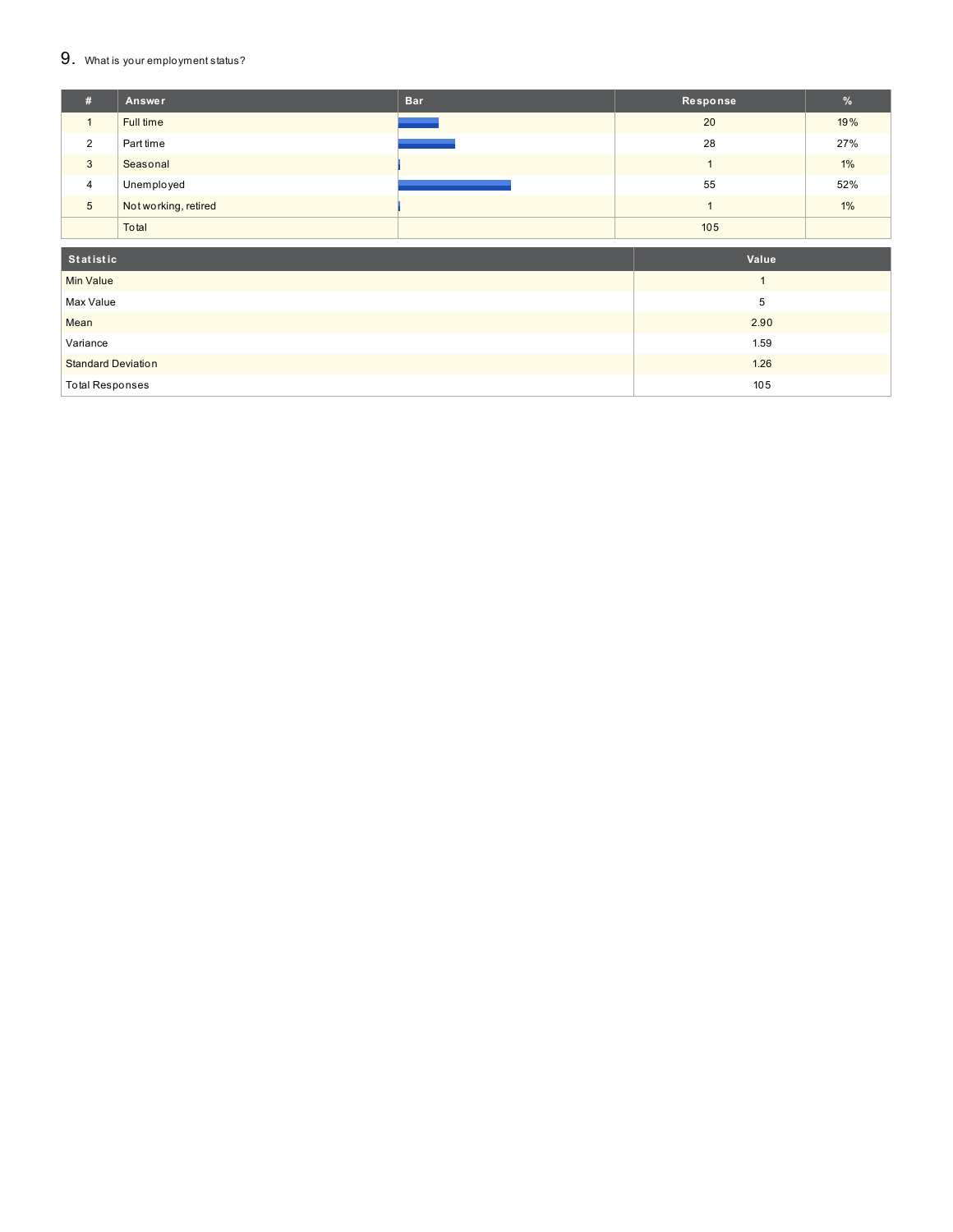9. What is your employment status?

| # | Answer | Bar | Response | % |
|---|---|---|---|---|
| 1 | Full time | | 20 | 19% |
| 2 | Part time | | 28 | 27% |
| 3 | Seasonal | | 1 | 1% |
| 4 | Unemployed | | 55 | 52% |
| 5 | Not working, retired | | 1 | 1% |
| | Total | | 105 | |

| Statistic | Value |
|---|---|
| Min Value | 1 |
| Max Value | 5 |
| Mean | 2.90 |
| Variance | 1.59 |
| Standard Deviation | 1.26 |
| Total Responses | 105 |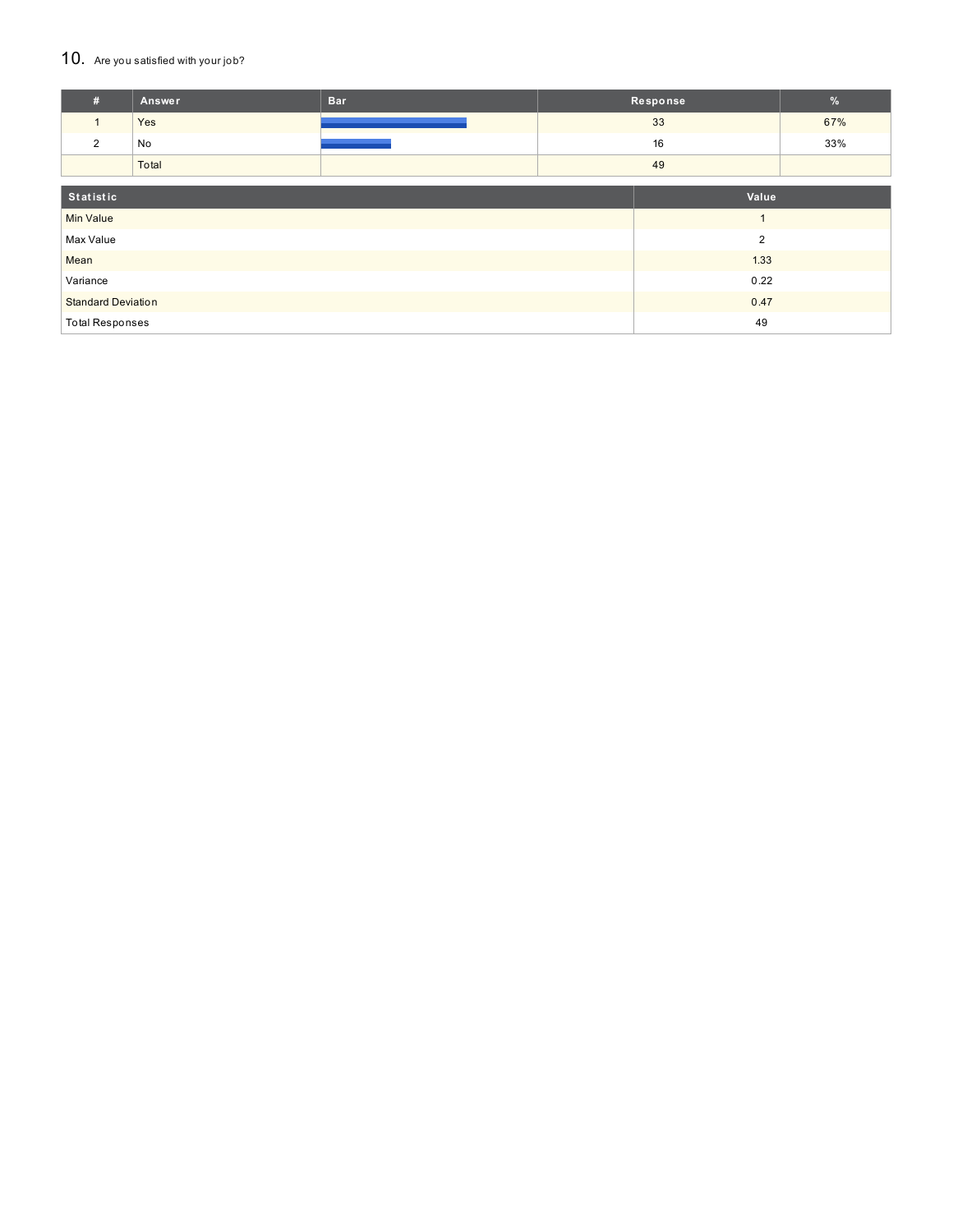## 10. Are you satisfied with your job?

| # | Answer | Bar | Response | % |
|---|---|---|---|---|
| 1 | Yes | | 33 | 67% |
| 2 | No | | 16 | 33% |
| | Total | | 49 | |

| Statistic | Value |
|---|---|
| Min Value | 1 |
| Max Value | 2 |
| Mean | 1.33 |
| Variance | 0.22 |
| Standard Deviation | 0.47 |
| Total Responses | 49 |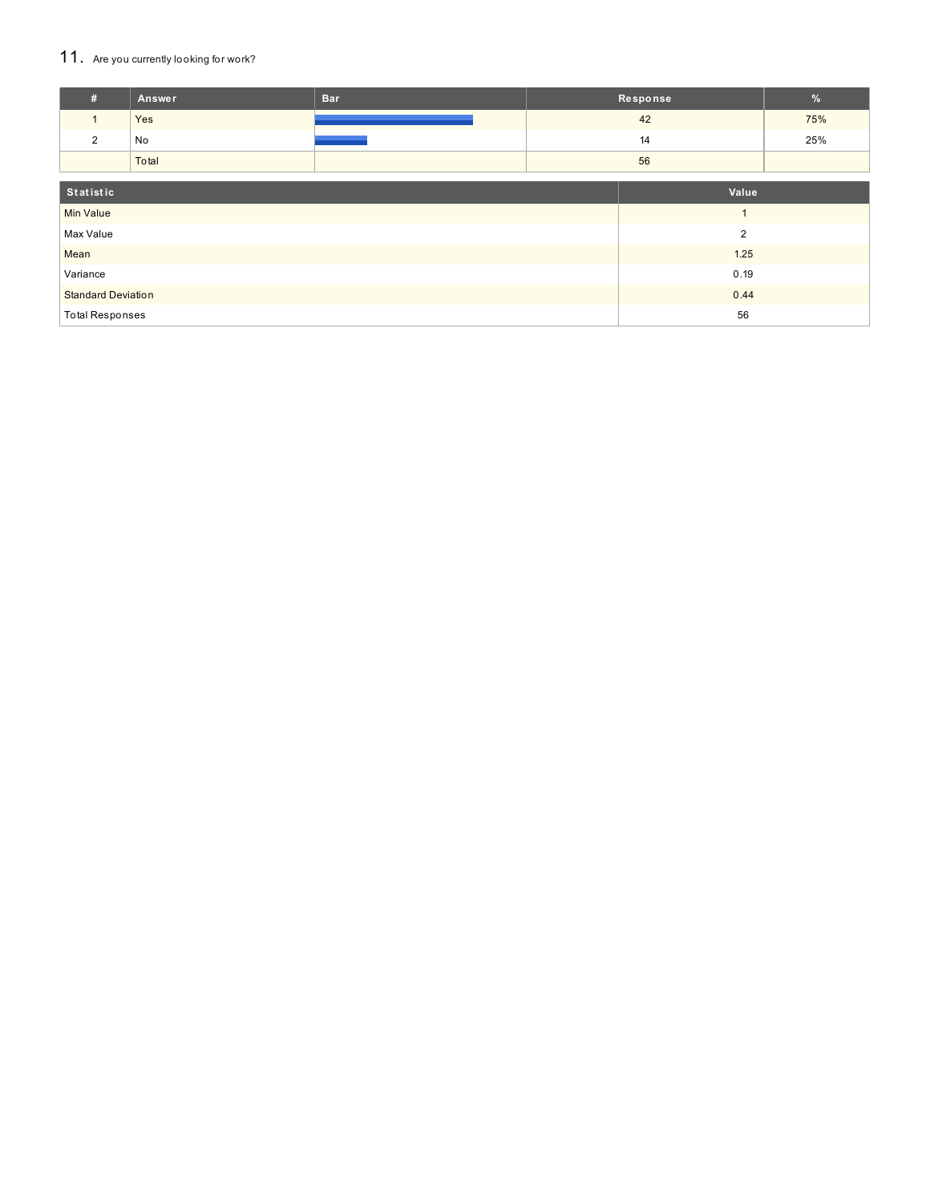## 11. Are you currently looking for work?

| # | Answer | Bar | Response | % |
|---|---|---|---|---|
| 1 | Yes | | 42 | 75% |
| 2 | No | | 14 | 25% |
| | Total | | 56 | |

| Statistic | Value |
|---|---|
| Min Value | 1 |
| Max Value | 2 |
| Mean | 1.25 |
| Variance | 0.19 |
| Standard Deviation | 0.44 |
| Total Responses | 56 |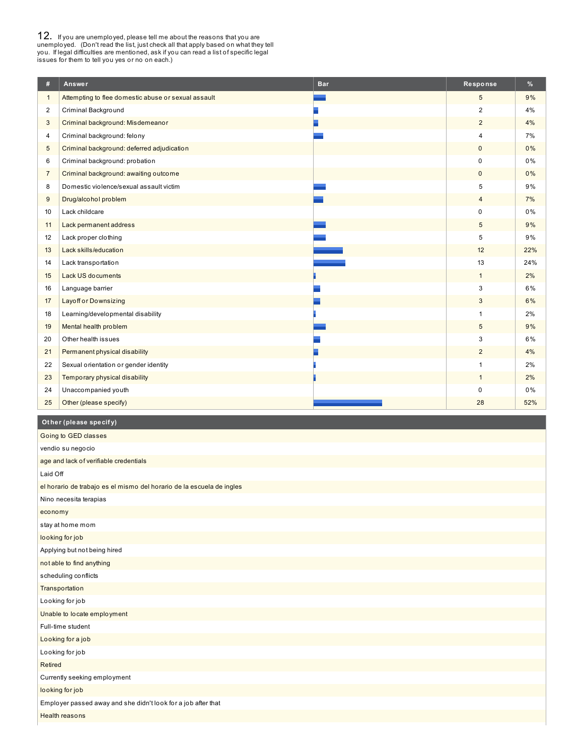## 12. If you are unemployed, please tell me about the reasons that you are unemployed. (Don't read the list, just check all that apply based on what they tell you. If legal difficulties are mentioned, ask if you can read a list of specific legal issues for them to tell you yes or no on each.)

| # | Answer | Bar | Response | % |
|---|---|---|---|---|
| 1 | Attempting to flee domestic abuse or sexual assault | | 5 | 9% |
| 2 | Criminal Background | | 2 | 4% |
| 3 | Criminal background: Misdemeanor | | 2 | 4% |
| 4 | Criminal background: felony | | 4 | 7% |
| 5 | Criminal background: deferred adjudication | | 0 | 0% |
| 6 | Criminal background: probation | | 0 | 0% |
| 7 | Criminal background: awaiting outcome | | 0 | 0% |
| 8 | Domestic violence/sexual assault victim | | 5 | 9% |
| 9 | Drug/alcohol problem | | 4 | 7% |
| 10 | Lack childcare | | 0 | 0% |
| 11 | Lack permanent address | | 5 | 9% |
| 12 | Lack proper clothing | | 5 | 9% |
| 13 | Lack skills/education | | 12 | 22% |
| 14 | Lack transportation | | 13 | 24% |
| 15 | Lack US documents | | 1 | 2% |
| 16 | Language barrier | | 3 | 6% |
| 17 | Layoff or Downsizing | | 3 | 6% |
| 18 | Learning/developmental disability | | 1 | 2% |
| 19 | Mental health problem | | 5 | 9% |
| 20 | Other health issues | | 3 | 6% |
| 21 | Permanent physical disability | | 2 | 4% |
| 22 | Sexual orientation or gender identity | | 1 | 2% |
| 23 | Temporary physical disability | | 1 | 2% |
| 24 | Unaccompanied youth | | 0 | 0% |
| 25 | Other (please specify) | | 28 | 52% |

| Other (please specify) |
|---|
| Going to GED classes |
| vendio su negocio |
| age and lack of verifiable credentials |
| Laid Off |
| el horario de trabajo es el mismo del horario de la escuela de ingles |
| Nino necesita terapias |
| economy |
| stay at home mom |
| looking for job |
| Applying but not being hired |
| not able to find anything |
| scheduling conflicts |
| Transportation |
| Looking for job |
| Unable to locate employment |
| Full-time student |
| Looking for a job |
| Looking for job |
| Retired |
| Currently seeking employment |
| looking for job |
| Employer passed away and she didn't look for a job after that |
| Health reasons |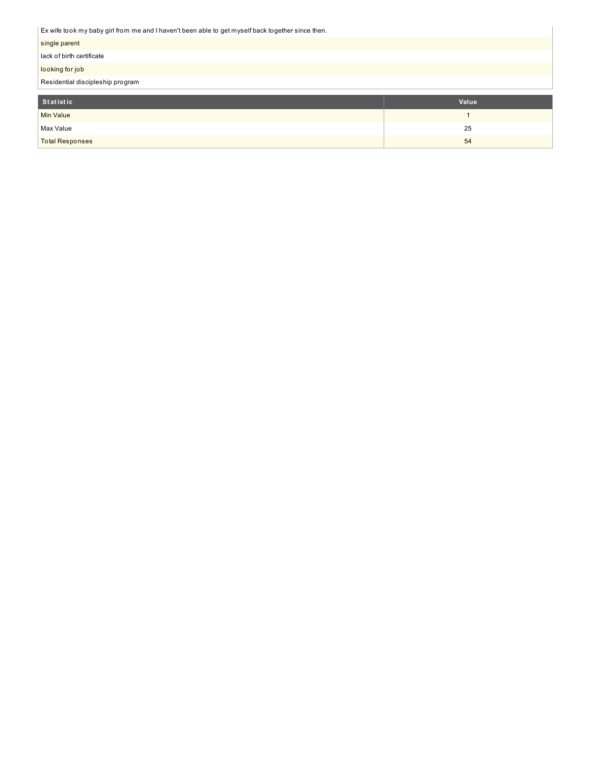| |
|---|
| Ex wife took my baby girl from me and I haven't been able to get myself back together since then. |
| single parent |
| lack of birth certificate |
| looking for job |
| Residential discipleship program |

| Statistic | Value |
|---|---|
| Min Value | 1 |
| Max Value | 25 |
| Total Responses | 54 |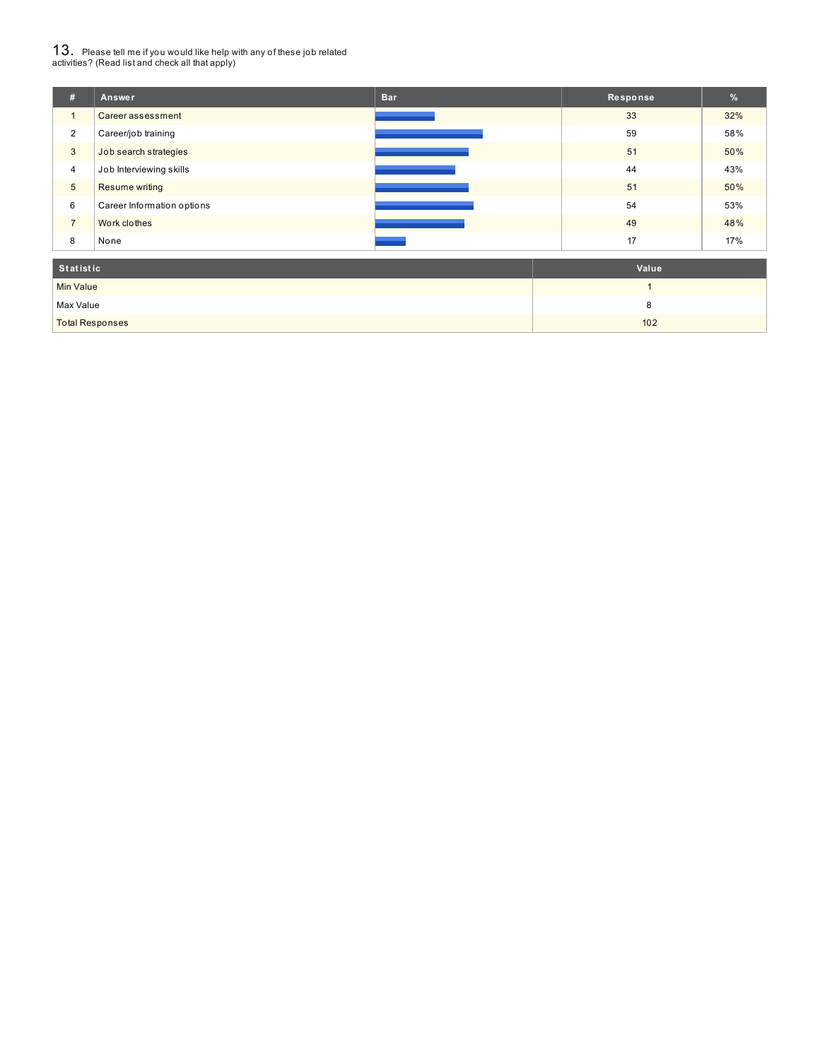13. Please tell me if you would like help with any of these job related activities? (Read list and check all that apply)

| # | Answer | Bar | Response | % |
|---|---|---|---|---|
| 1 | Career assessment | | 33 | 32% |
| 2 | Career/job training | | 59 | 58% |
| 3 | Job search strategies | | 51 | 50% |
| 4 | Job Interviewing skills | | 44 | 43% |
| 5 | Resume writing | | 51 | 50% |
| 6 | Career Information options | | 54 | 53% |
| 7 | Work clothes | | 49 | 48% |
| 8 | None | | 17 | 17% |

| Statistic | Value |
|---|---|
| Min Value | 1 |
| Max Value | 8 |
| Total Responses | 102 |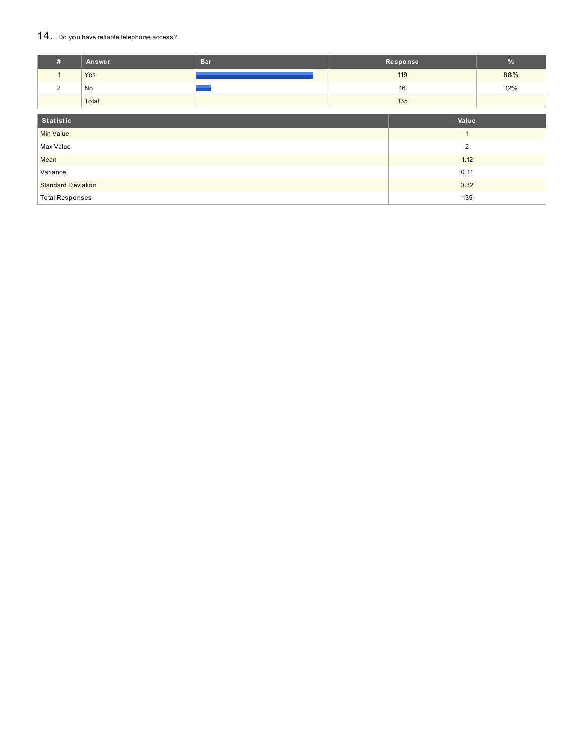## 14. Do you have reliable telephone access?

| # | Answer | Bar | Response | % |
|---|---|---|---|---|
| 1 | Yes | | 119 | 88% |
| 2 | No | | 16 | 12% |
| | Total | | 135 | |

| Statistic | Value |
|---|---|
| Min Value | 1 |
| Max Value | 2 |
| Mean | 1.12 |
| Variance | 0.11 |
| Standard Deviation | 0.32 |
| Total Responses | 135 |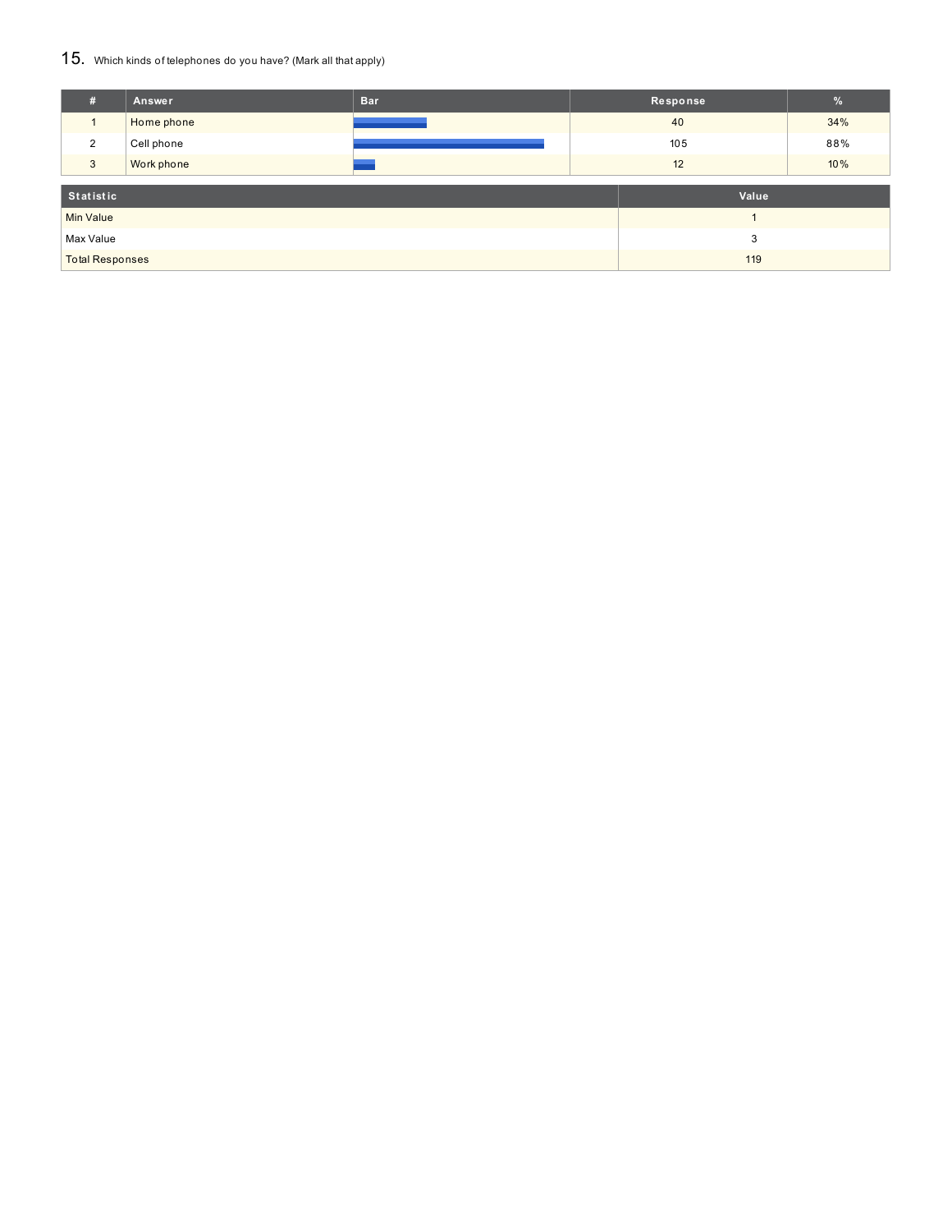## 15. Which kinds of telephones do you have? (Mark all that apply)

| # | Answer | Bar | Response | % |
|---|---|---|---|---|
| 1 | Home phone | | 40 | 34% |
| 2 | Cell phone | | 105 | 88% |
| 3 | Work phone | | 12 | 10% |

| Statistic | Value |
|---|---|
| Min Value | 1 |
| Max Value | 3 |
| Total Responses | 119 |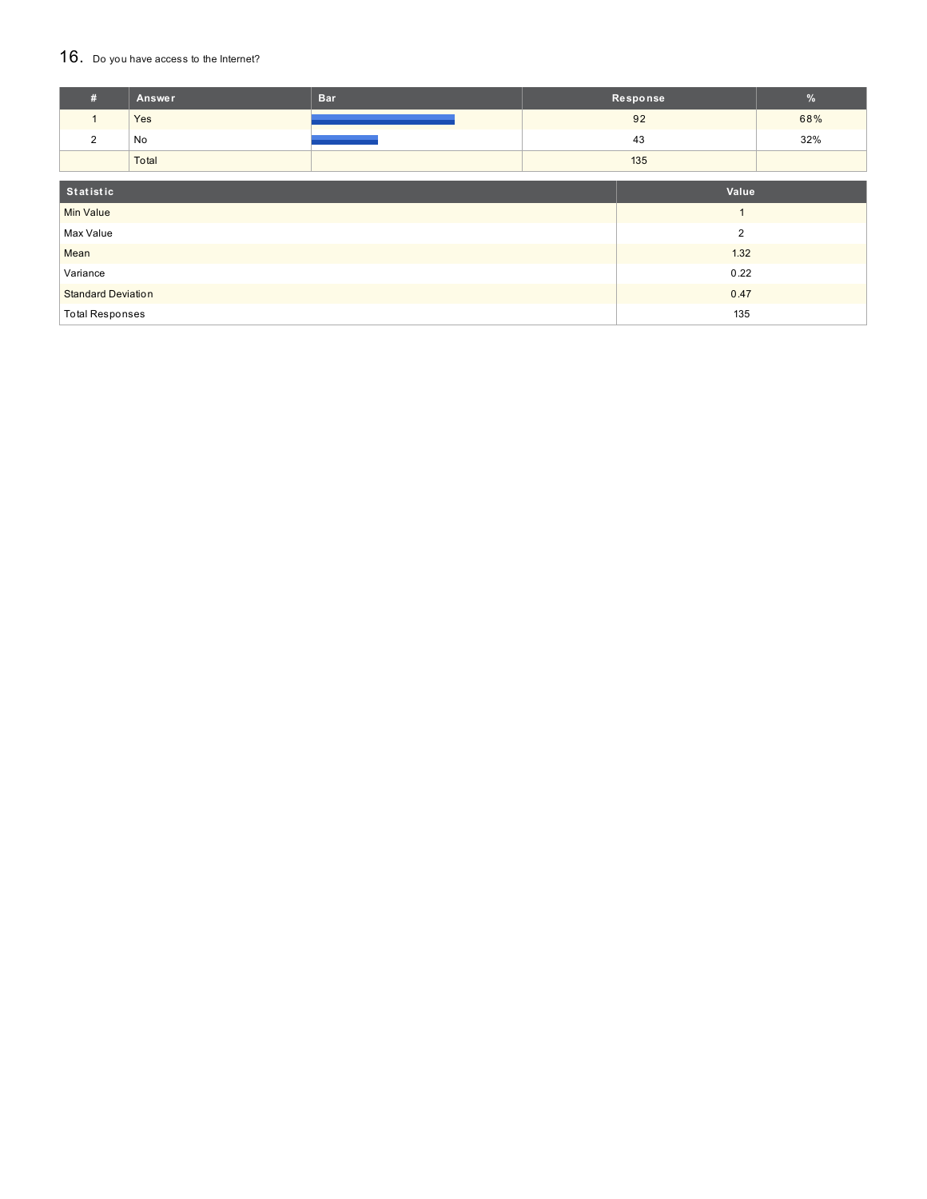## 16. Do you have access to the Internet?

| # | Answer | Bar | Response | % |
|---|---|---|---|---|
| 1 | Yes | | 92 | 68% |
| 2 | No | | 43 | 32% |
| | Total | | 135 | |

| Statistic | Value |
|---|---|
| Min Value | 1 |
| Max Value | 2 |
| Mean | 1.32 |
| Variance | 0.22 |
| Standard Deviation | 0.47 |
| Total Responses | 135 |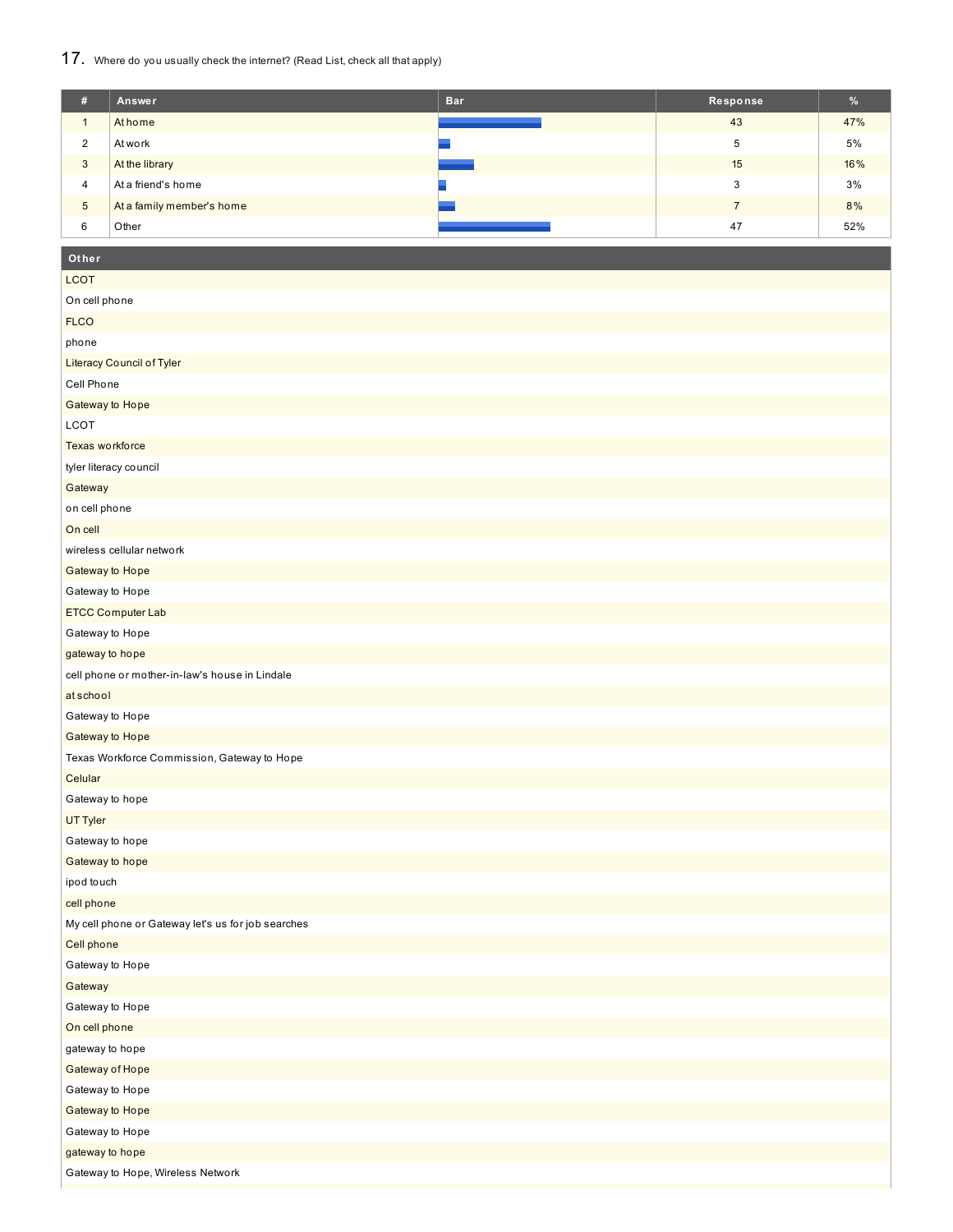## 17. Where do you usually check the internet? (Read List, check all that apply)

| # | Answer | Bar | Response | % |
|---|---|---|---|---|
| 1 | At home | | 43 | 47% |
| 2 | At work | | 5 | 5% |
| 3 | At the library | | 15 | 16% |
| 4 | At a friend's home | | 3 | 3% |
| 5 | At a family member's home | | 7 | 8% |
| 6 | Other | | 47 | 52% |

| Other |
|---|
| LCOT |
| On cell phone |
| FLCO |
| phone |
| Literacy Council of Tyler |
| Cell Phone |
| Gateway to Hope |
| LCOT |
| Texas workforce |
| tyler literacy council |
| Gateway |
| on cell phone |
| On cell |
| wireless cellular network |
| Gateway to Hope |
| Gateway to Hope |
| ETCC Computer Lab |
| Gateway to Hope |
| gateway to hope |
| cell phone or mother-in-law's house in Lindale |
| at school |
| Gateway to Hope |
| Gateway to Hope |
| Texas Workforce Commission, Gateway to Hope |
| Celular |
| Gateway to hope |
| UT Tyler |
| Gateway to hope |
| Gateway to hope |
| ipod touch |
| cell phone |
| My cell phone or Gateway let's us for job searches |
| Cell phone |
| Gateway to Hope |
| Gateway |
| Gateway to Hope |
| On cell phone |
| gateway to hope |
| Gateway of Hope |
| Gateway to Hope |
| Gateway to Hope |
| Gateway to Hope |
| gateway to hope |
| Gateway to Hope, Wireless Network |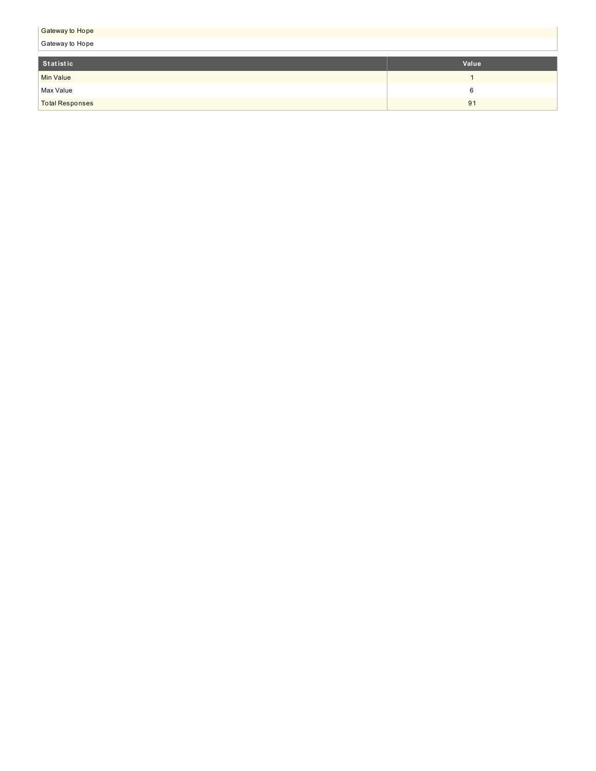| Gateway to Hope |
|---|
| Gateway to Hope |

| Statistic | Value |
|---|---|
| Min Value | 1 |
| Max Value | 6 |
| Total Responses | 91 |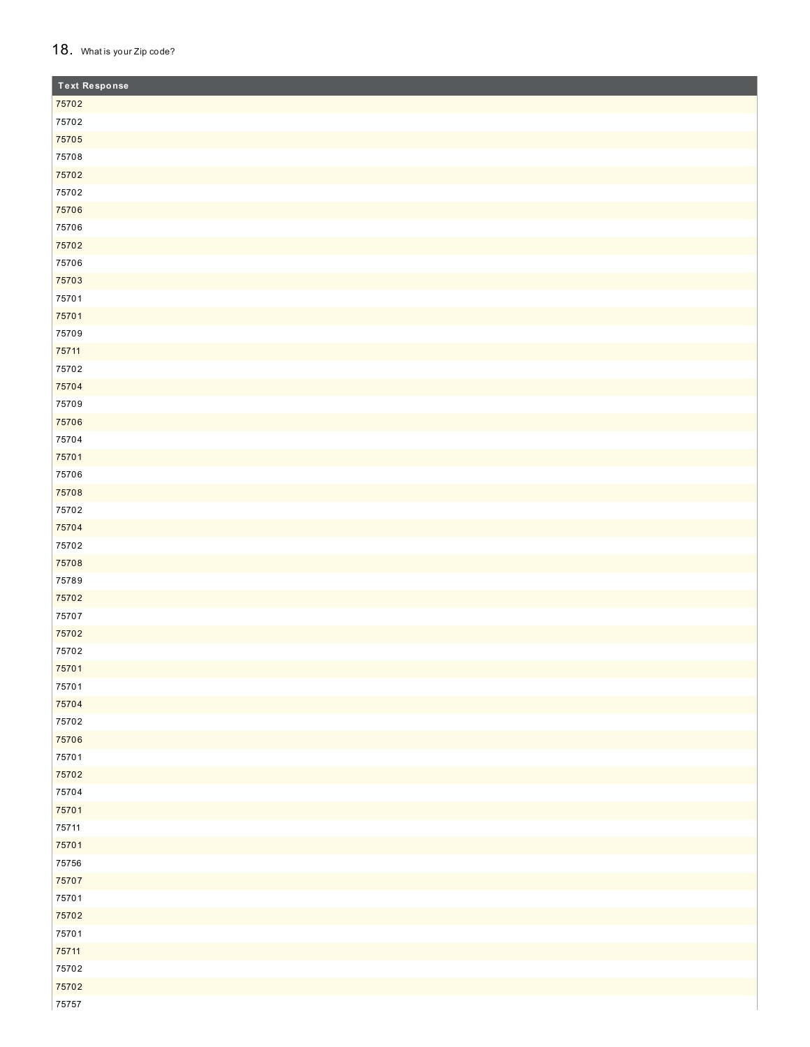## 18. What is your Zip code?

| Text Response |
|---|
| 75702 |
| 75702 |
| 75705 |
| 75708 |
| 75702 |
| 75702 |
| 75706 |
| 75706 |
| 75702 |
| 75706 |
| 75703 |
| 75701 |
| 75701 |
| 75709 |
| 75711 |
| 75702 |
| 75704 |
| 75709 |
| 75706 |
| 75704 |
| 75701 |
| 75706 |
| 75708 |
| 75702 |
| 75704 |
| 75702 |
| 75708 |
| 75789 |
| 75702 |
| 75707 |
| 75702 |
| 75702 |
| 75701 |
| 75701 |
| 75704 |
| 75702 |
| 75706 |
| 75701 |
| 75702 |
| 75704 |
| 75701 |
| 75711 |
| 75701 |
| 75756 |
| 75707 |
| 75701 |
| 75702 |
| 75701 |
| 75711 |
| 75702 |
| 75702 |
| 75757 |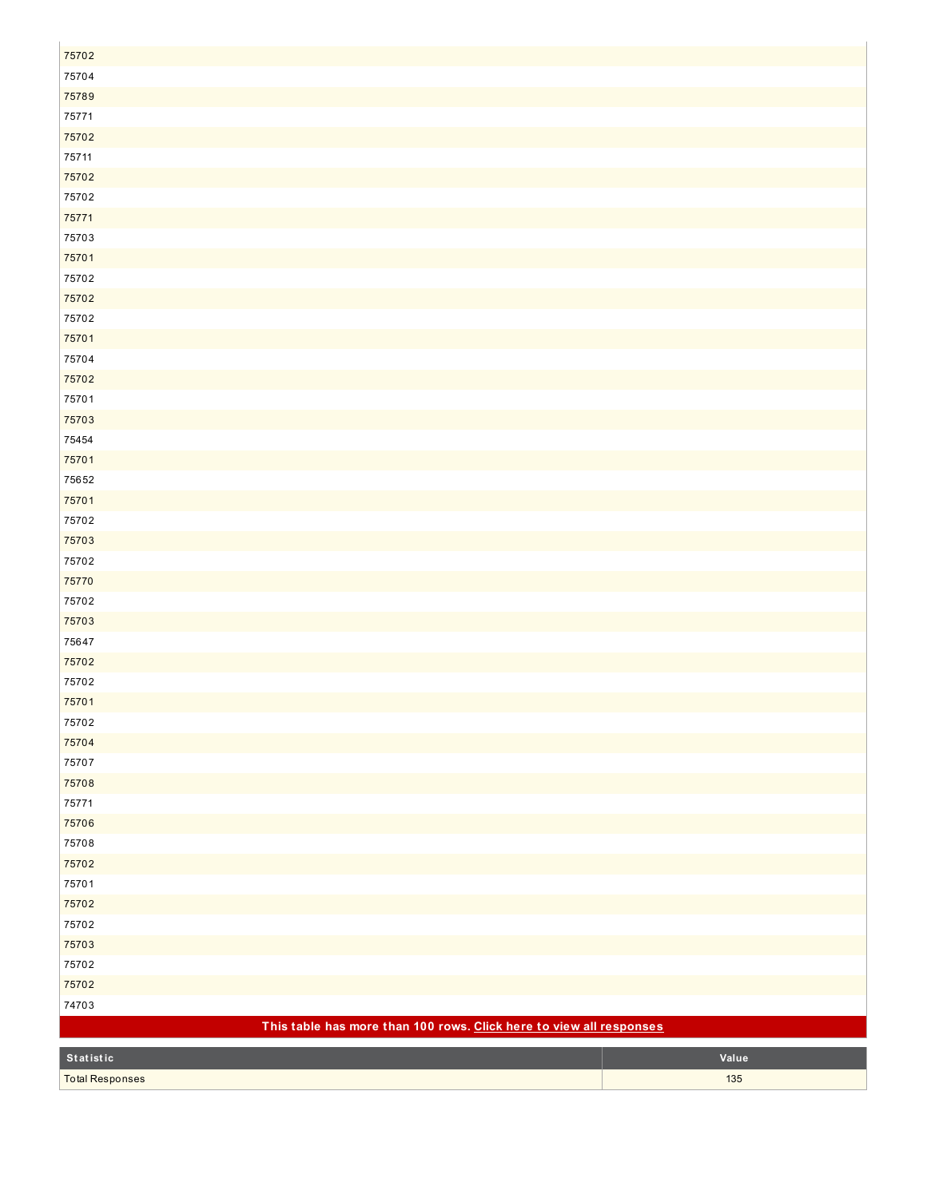| |
|---|
| 75702 |
| 75704 |
| 75789 |
| 75771 |
| 75702 |
| 75711 |
| 75702 |
| 75702 |
| 75771 |
| 75703 |
| 75701 |
| 75702 |
| 75702 |
| 75702 |
| 75701 |
| 75704 |
| 75702 |
| 75701 |
| 75703 |
| 75454 |
| 75701 |
| 75652 |
| 75701 |
| 75702 |
| 75703 |
| 75702 |
| 75770 |
| 75702 |
| 75703 |
| 75647 |
| 75702 |
| 75702 |
| 75701 |
| 75702 |
| 75704 |
| 75707 |
| 75708 |
| 75771 |
| 75706 |
| 75708 |
| 75702 |
| 75701 |
| 75702 |
| 75702 |
| 75703 |
| 75702 |
| 75702 |
| 74703 |

**This table has more than 100 rows. Click here to view all responses**

| Statistic | Value |
|---|---|
| Total Responses | 135 |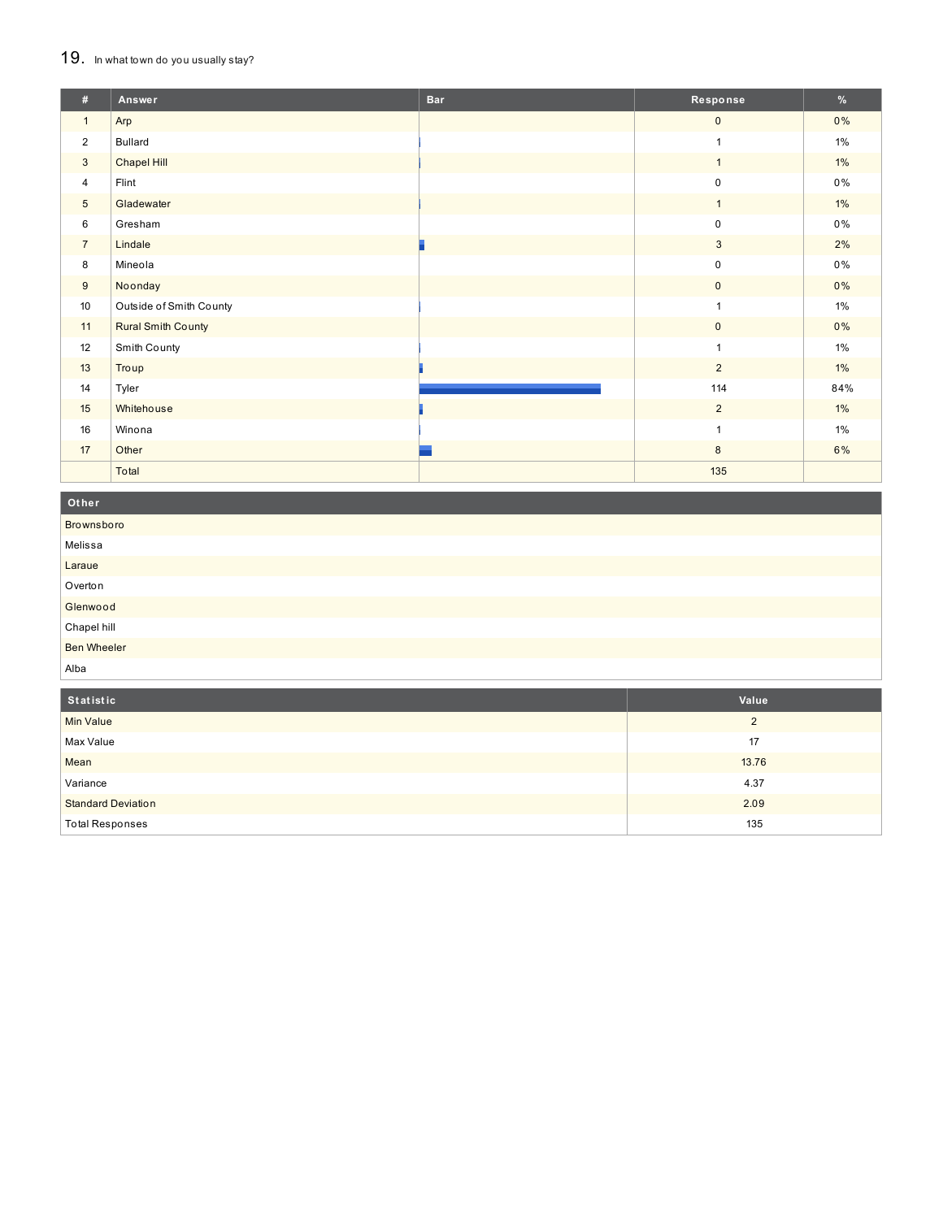## 19. In what town do you usually stay?

| # | Answer | Bar | Response | % |
|---|---|---|---|---|
| 1 | Arp | | 0 | 0% |
| 2 | Bullard | | 1 | 1% |
| 3 | Chapel Hill | | 1 | 1% |
| 4 | Flint | | 0 | 0% |
| 5 | Gladewater | | 1 | 1% |
| 6 | Gresham | | 0 | 0% |
| 7 | Lindale | | 3 | 2% |
| 8 | Mineola | | 0 | 0% |
| 9 | Noonday | | 0 | 0% |
| 10 | Outside of Smith County | | 1 | 1% |
| 11 | Rural Smith County | | 0 | 0% |
| 12 | Smith County | | 1 | 1% |
| 13 | Troup | | 2 | 1% |
| 14 | Tyler | | 114 | 84% |
| 15 | Whitehouse | | 2 | 1% |
| 16 | Winona | | 1 | 1% |
| 17 | Other | | 8 | 6% |
| | Total | | 135 | |

| Other |
|---|
| Brownsboro |
| Melissa |
| Laraue |
| Overton |
| Glenwood |
| Chapel hill |
| Ben Wheeler |
| Alba |

| Statistic | Value |
|---|---|
| Min Value | 2 |
| Max Value | 17 |
| Mean | 13.76 |
| Variance | 4.37 |
| Standard Deviation | 2.09 |
| Total Responses | 135 |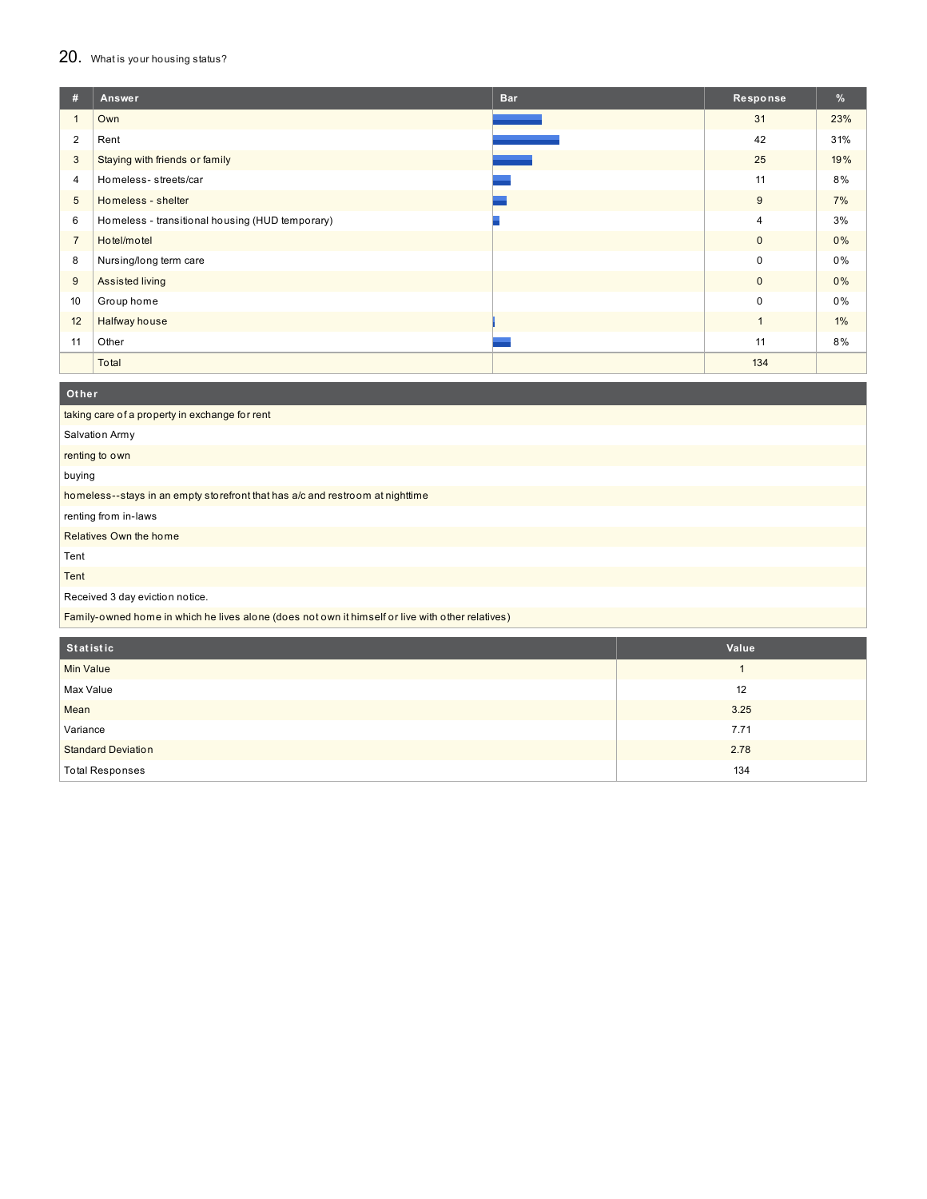## 20. What is your housing status?

| # | Answer | Bar | Response | % |
|---|---|---|---|---|
| 1 | Own | | 31 | 23% |
| 2 | Rent | | 42 | 31% |
| 3 | Staying with friends or family | | 25 | 19% |
| 4 | Homeless- streets/car | | 11 | 8% |
| 5 | Homeless - shelter | | 9 | 7% |
| 6 | Homeless - transitional housing (HUD temporary) | | 4 | 3% |
| 7 | Hotel/motel | | 0 | 0% |
| 8 | Nursing/long term care | | 0 | 0% |
| 9 | Assisted living | | 0 | 0% |
| 10 | Group home | | 0 | 0% |
| 12 | Halfway house | | 1 | 1% |
| 11 | Other | | 11 | 8% |
| | Total | | 134 | |

| Other |
|---|
| taking care of a property in exchange for rent |
| Salvation Army |
| renting to own |
| buying |
| homeless--stays in an empty storefront that has a/c and restroom at nighttime |
| renting from in-laws |
| Relatives Own the home |
| Tent |
| Tent |
| Received 3 day eviction notice. |
| Family-owned home in which he lives alone (does not own it himself or live with other relatives) |

| Statistic | Value |
|---|---|
| Min Value | 1 |
| Max Value | 12 |
| Mean | 3.25 |
| Variance | 7.71 |
| Standard Deviation | 2.78 |
| Total Responses | 134 |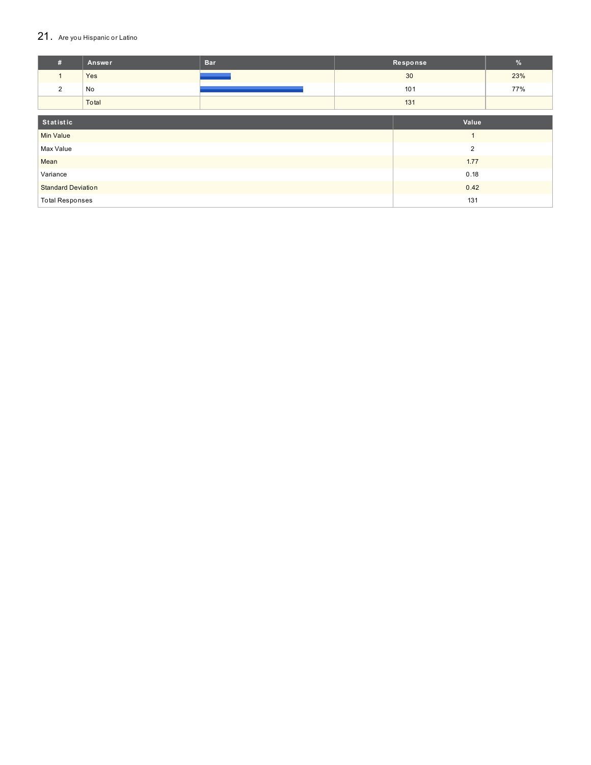## 21. Are you Hispanic or Latino

| # | Answer | Bar | Response | % |
|---|---|---|---|---|
| 1 | Yes | | 30 | 23% |
| 2 | No | | 101 | 77% |
| | Total | | 131 | |

| Statistic | Value |
|---|---|
| Min Value | 1 |
| Max Value | 2 |
| Mean | 1.77 |
| Variance | 0.18 |
| Standard Deviation | 0.42 |
| Total Responses | 131 |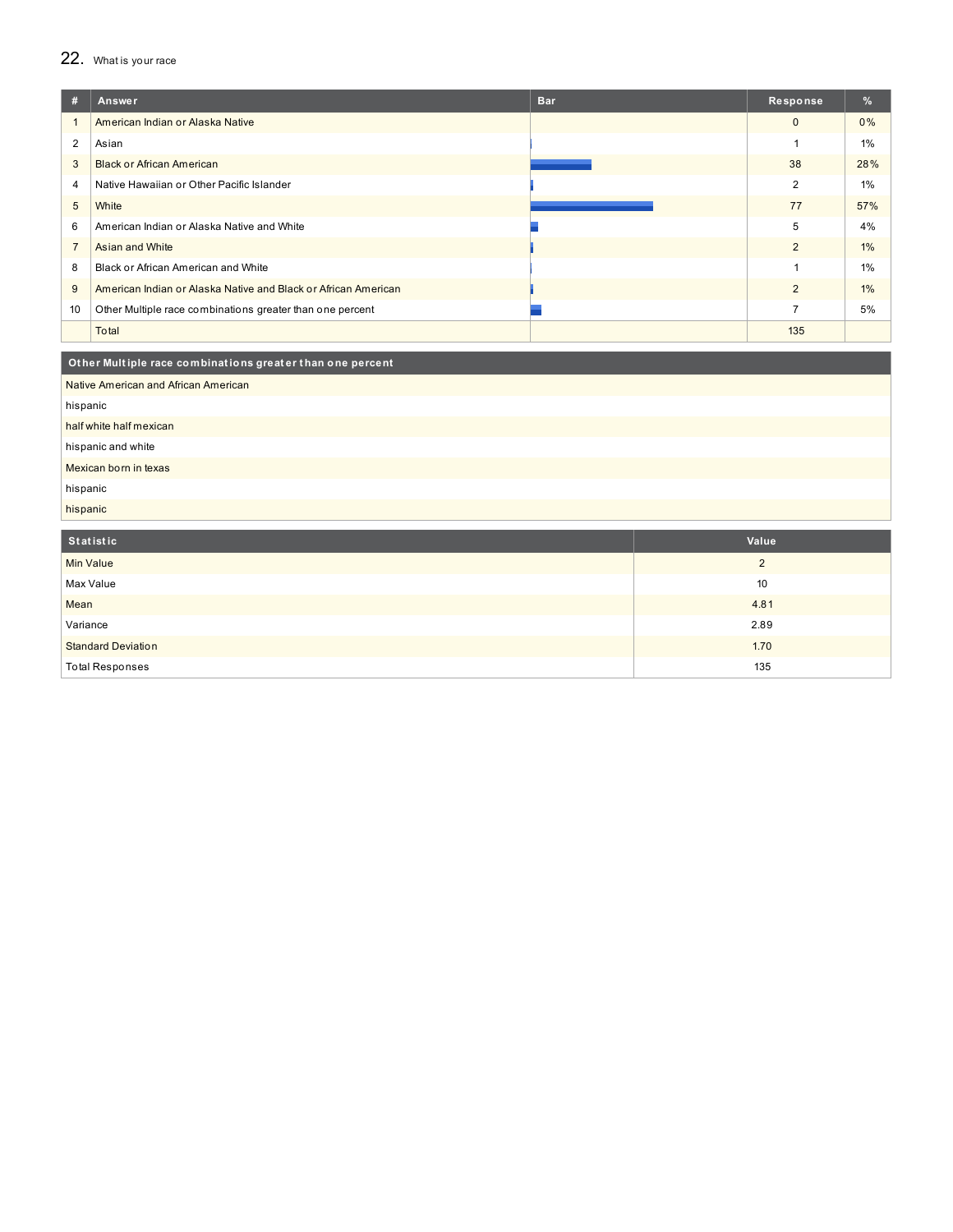## 22. What is your race

| # | Answer | Bar | Response | % |
|---|---|---|---|---|
| 1 | American Indian or Alaska Native | | 0 | 0% |
| 2 | Asian | | 1 | 1% |
| 3 | Black or African American | | 38 | 28% |
| 4 | Native Hawaiian or Other Pacific Islander | | 2 | 1% |
| 5 | White | | 77 | 57% |
| 6 | American Indian or Alaska Native and White | | 5 | 4% |
| 7 | Asian and White | | 2 | 1% |
| 8 | Black or African American and White | | 1 | 1% |
| 9 | American Indian or Alaska Native and Black or African American | | 2 | 1% |
| 10 | Other Multiple race combinations greater than one percent | | 7 | 5% |
| | Total | | 135 | |

| Other Multiple race combinations greater than one percent |
|---|
| Native American and African American |
| hispanic |
| half white half mexican |
| hispanic and white |
| Mexican born in texas |
| hispanic |
| hispanic |

| Statistic | Value |
|---|---|
| Min Value | 2 |
| Max Value | 10 |
| Mean | 4.81 |
| Variance | 2.89 |
| Standard Deviation | 1.70 |
| Total Responses | 135 |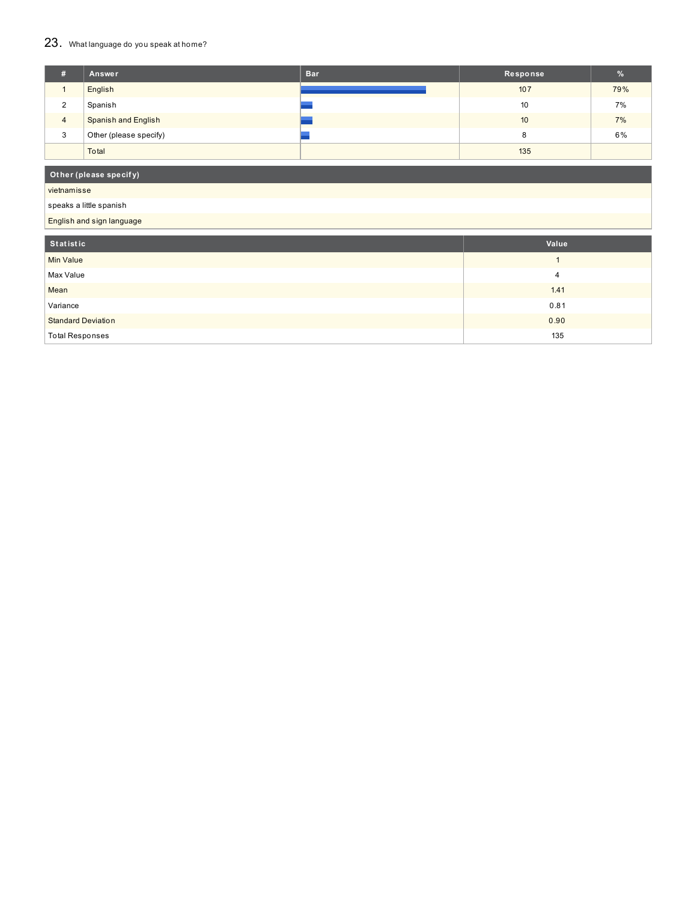## 23. What language do you speak at home?

| # | Answer | Bar | Response | % |
|---|---|---|---|---|
| 1 | English | | 107 | 79% |
| 2 | Spanish | | 10 | 7% |
| 4 | Spanish and English | | 10 | 7% |
| 3 | Other (please specify) | | 8 | 6% |
| | Total | | 135 | |

| Other (please specify) |
|---|
| vietnamisse |
| speaks a little spanish |
| English and sign language |

| Statistic | Value |
|---|---|
| Min Value | 1 |
| Max Value | 4 |
| Mean | 1.41 |
| Variance | 0.81 |
| Standard Deviation | 0.90 |
| Total Responses | 135 |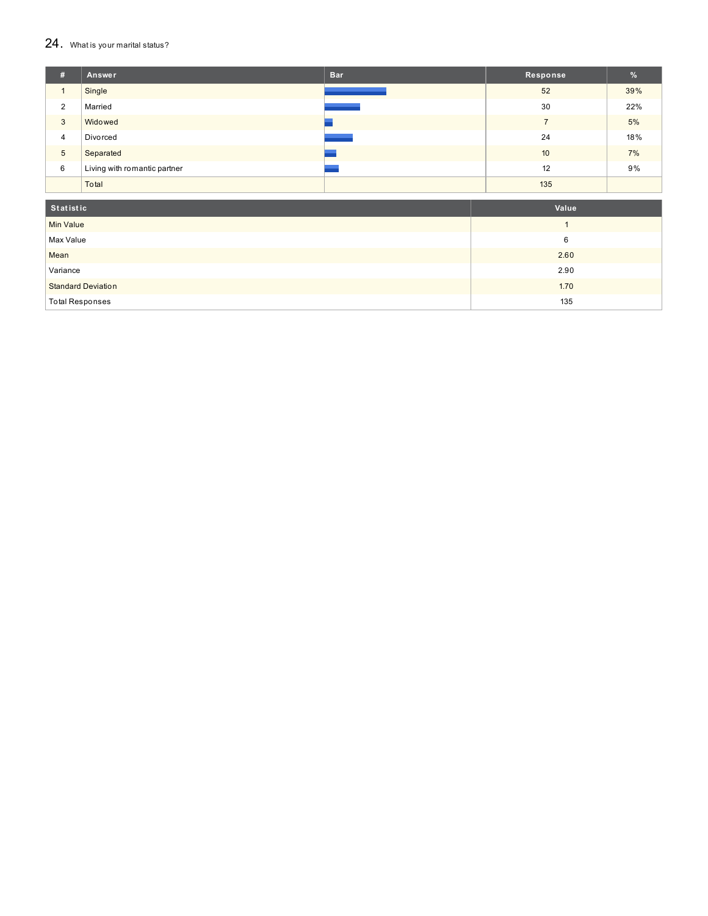## 24. What is your marital status?

| # | Answer | Bar | Response | % |
|---|---|---|---|---|
| 1 | Single | | 52 | 39% |
| 2 | Married | | 30 | 22% |
| 3 | Widowed | | 7 | 5% |
| 4 | Divorced | | 24 | 18% |
| 5 | Separated | | 10 | 7% |
| 6 | Living with romantic partner | | 12 | 9% |
| | Total | | 135 | |

| Statistic | Value |
|---|---|
| Min Value | 1 |
| Max Value | 6 |
| Mean | 2.60 |
| Variance | 2.90 |
| Standard Deviation | 1.70 |
| Total Responses | 135 |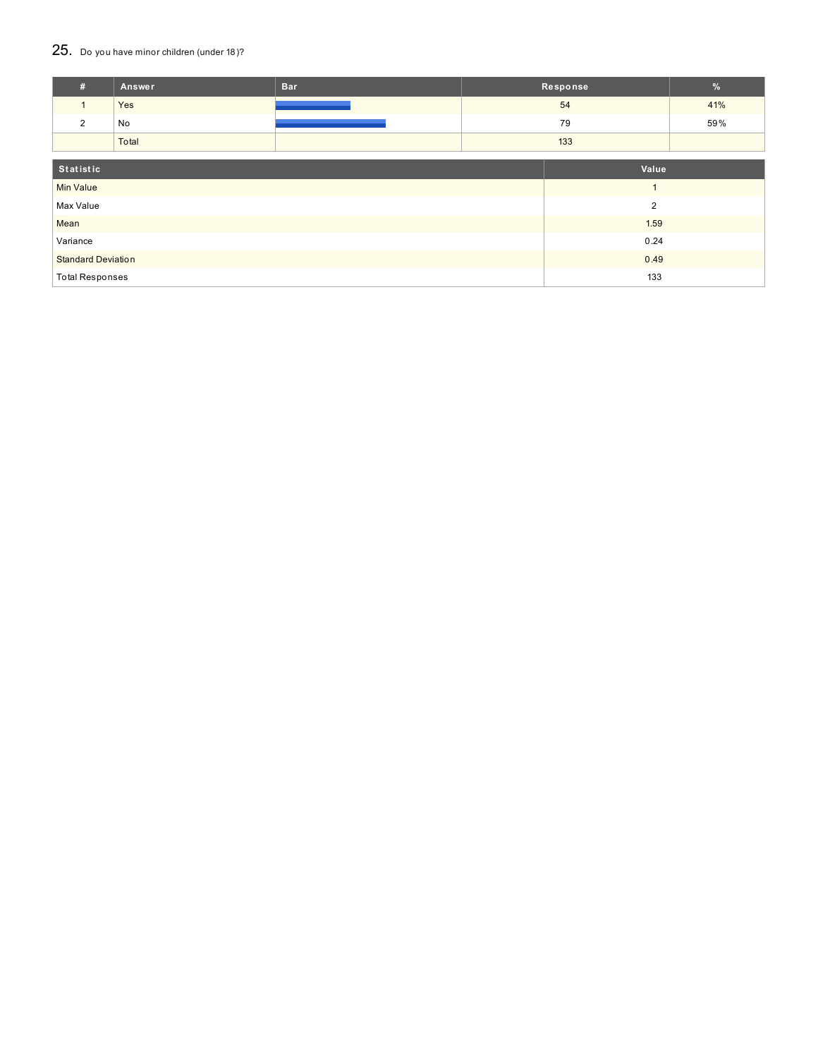## 25. Do you have minor children (under 18)?

| # | Answer | Bar | Response | % |
|---|---|---|---|---|
| 1 | Yes | | 54 | 41% |
| 2 | No | | 79 | 59% |
| | Total | | 133 | |

| Statistic | Value |
|---|---|
| Min Value | 1 |
| Max Value | 2 |
| Mean | 1.59 |
| Variance | 0.24 |
| Standard Deviation | 0.49 |
| Total Responses | 133 |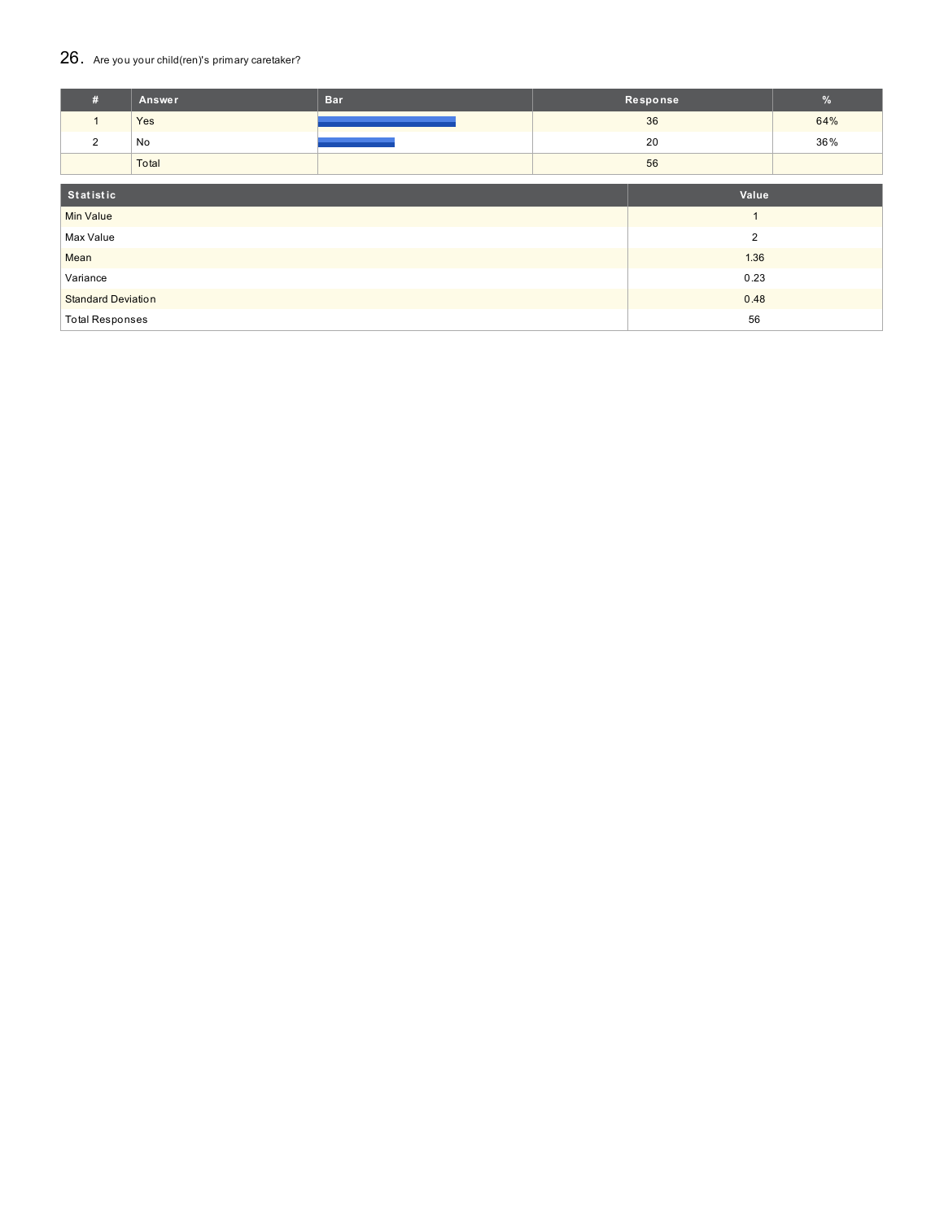## 26. Are you your child(ren)'s primary caretaker?

| # | Answer | Bar | Response | % |
|---|---|---|---|---|
| 1 | Yes | | 36 | 64% |
| 2 | No | | 20 | 36% |
| | Total | | 56 | |

| Statistic | Value |
|---|---|
| Min Value | 1 |
| Max Value | 2 |
| Mean | 1.36 |
| Variance | 0.23 |
| Standard Deviation | 0.48 |
| Total Responses | 56 |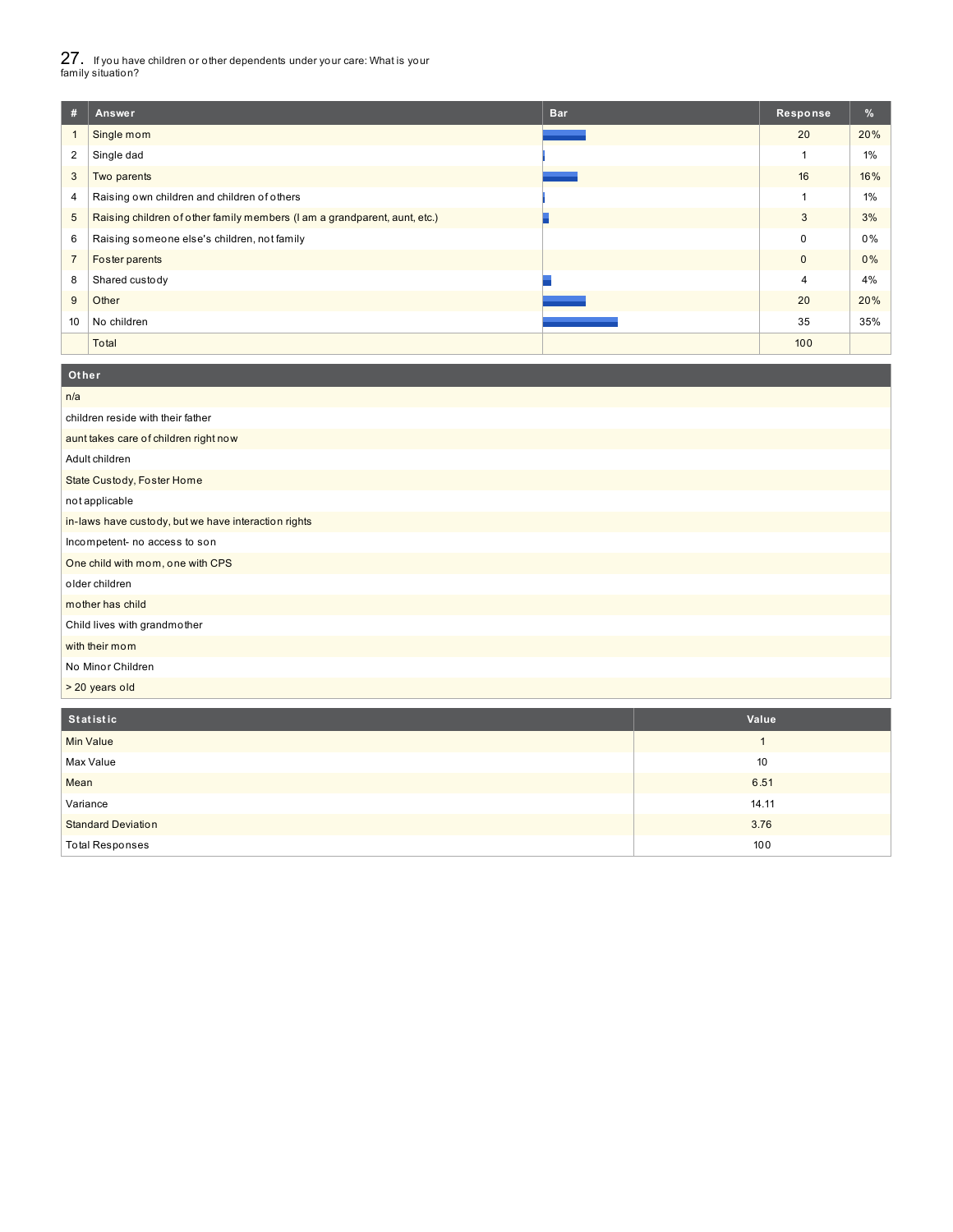## 27. If you have children or other dependents under your care: What is your family situation?

| # | Answer | Bar | Response | % |
|---|---|---|---|---|
| 1 | Single mom | | 20 | 20% |
| 2 | Single dad | | 1 | 1% |
| 3 | Two parents | | 16 | 16% |
| 4 | Raising own children and children of others | | 1 | 1% |
| 5 | Raising children of other family members (I am a grandparent, aunt, etc.) | | 3 | 3% |
| 6 | Raising someone else's children, not family | | 0 | 0% |
| 7 | Foster parents | | 0 | 0% |
| 8 | Shared custody | | 4 | 4% |
| 9 | Other | | 20 | 20% |
| 10 | No children | | 35 | 35% |
| | Total | | 100 | |

| Other |
|---|
| n/a |
| children reside with their father |
| aunt takes care of children right now |
| Adult children |
| State Custody, Foster Home |
| not applicable |
| in-laws have custody, but we have interaction rights |
| Incompetent- no access to son |
| One child with mom, one with CPS |
| older children |
| mother has child |
| Child lives with grandmother |
| with their mom |
| No Minor Children |
| > 20 years old |

| Statistic | Value |
|---|---|
| Min Value | 1 |
| Max Value | 10 |
| Mean | 6.51 |
| Variance | 14.11 |
| Standard Deviation | 3.76 |
| Total Responses | 100 |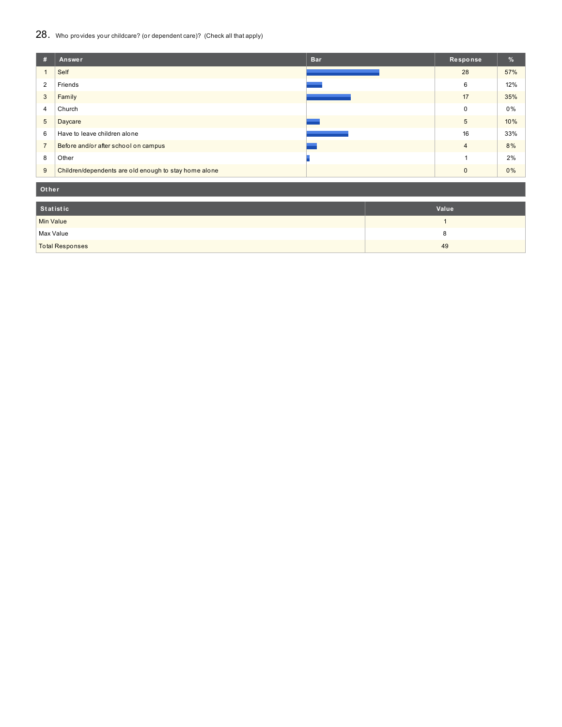## 28. Who provides your childcare? (or dependent care)? (Check all that apply)

| # | Answer | Bar | Response | % |
|---|---|---|---|---|
| 1 | Self | | 28 | 57% |
| 2 | Friends | | 6 | 12% |
| 3 | Family | | 17 | 35% |
| 4 | Church | | 0 | 0% |
| 5 | Daycare | | 5 | 10% |
| 6 | Have to leave children alone | | 16 | 33% |
| 7 | Before and/or after school on campus | | 4 | 8% |
| 8 | Other | | 1 | 2% |
| 9 | Children/dependents are old enough to stay home alone | | 0 | 0% |

| Other |
|---|

| Statistic | Value |
|---|---|
| Min Value | 1 |
| Max Value | 8 |
| Total Responses | 49 |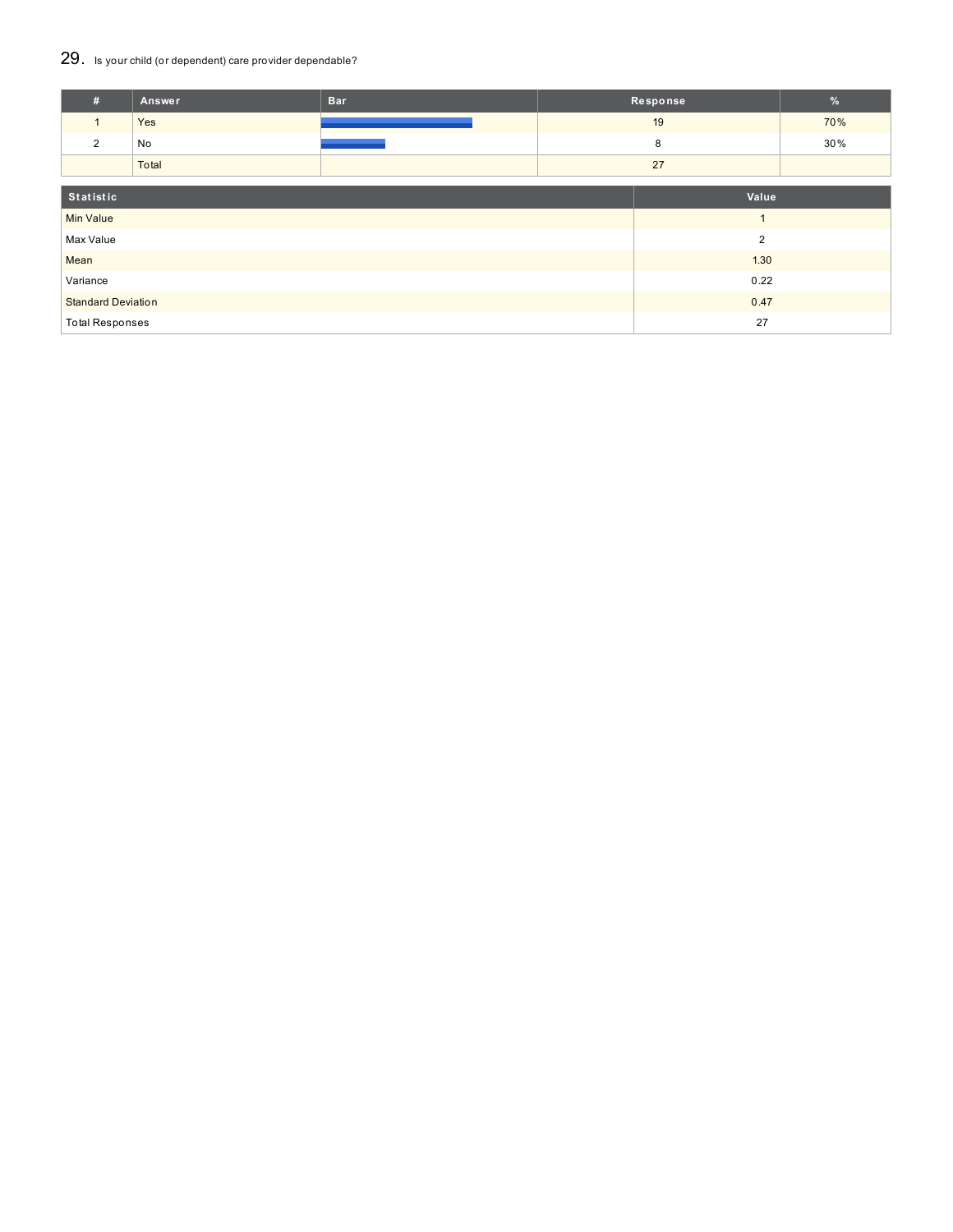## 29. Is your child (or dependent) care provider dependable?

| # | Answer | Bar | Response | % |
|---|---|---|---|---|
| 1 | Yes | | 19 | 70% |
| 2 | No | | 8 | 30% |
| | Total | | 27 | |

| Statistic | Value |
|---|---|
| Min Value | 1 |
| Max Value | 2 |
| Mean | 1.30 |
| Variance | 0.22 |
| Standard Deviation | 0.47 |
| Total Responses | 27 |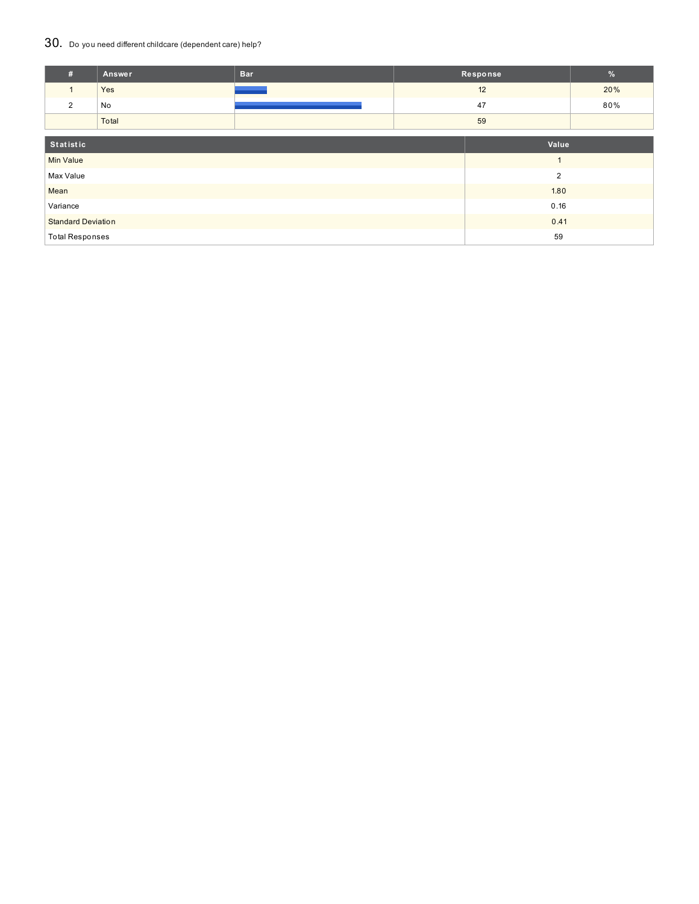## 30. Do you need different childcare (dependent care) help?

| # | Answer | Bar | Response | % |
|---|---|---|---|---|
| 1 | Yes | | 12 | 20% |
| 2 | No | | 47 | 80% |
| | Total | | 59 | |

| Statistic | Value |
|---|---|
| Min Value | 1 |
| Max Value | 2 |
| Mean | 1.80 |
| Variance | 0.16 |
| Standard Deviation | 0.41 |
| Total Responses | 59 |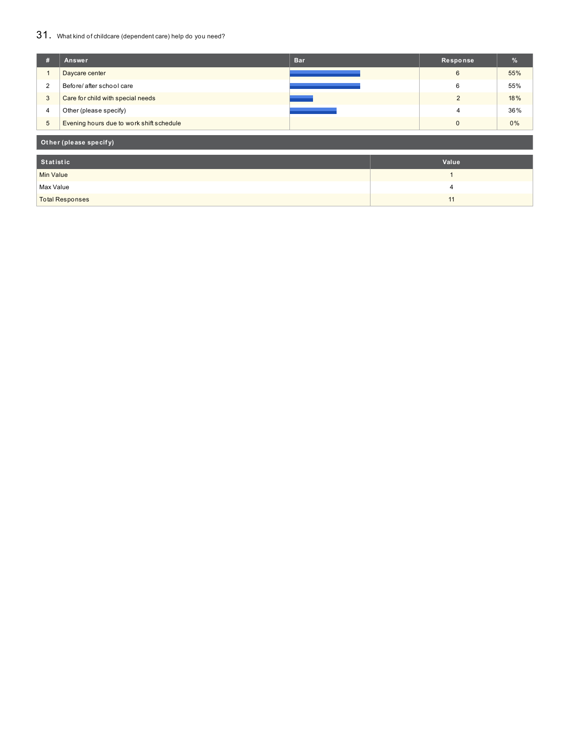## 31. What kind of childcare (dependent care) help do you need?

| # | Answer | Bar | Response | % |
|---|---|---|---|---|
| 1 | Daycare center | | 6 | 55% |
| 2 | Before/after school care | | 6 | 55% |
| 3 | Care for child with special needs | | 2 | 18% |
| 4 | Other (please specify) | | 4 | 36% |
| 5 | Evening hours due to work shift schedule | | 0 | 0% |

**Other (please specify)**

| Statistic | Value |
|---|---|
| Min Value | 1 |
| Max Value | 4 |
| Total Responses | 11 |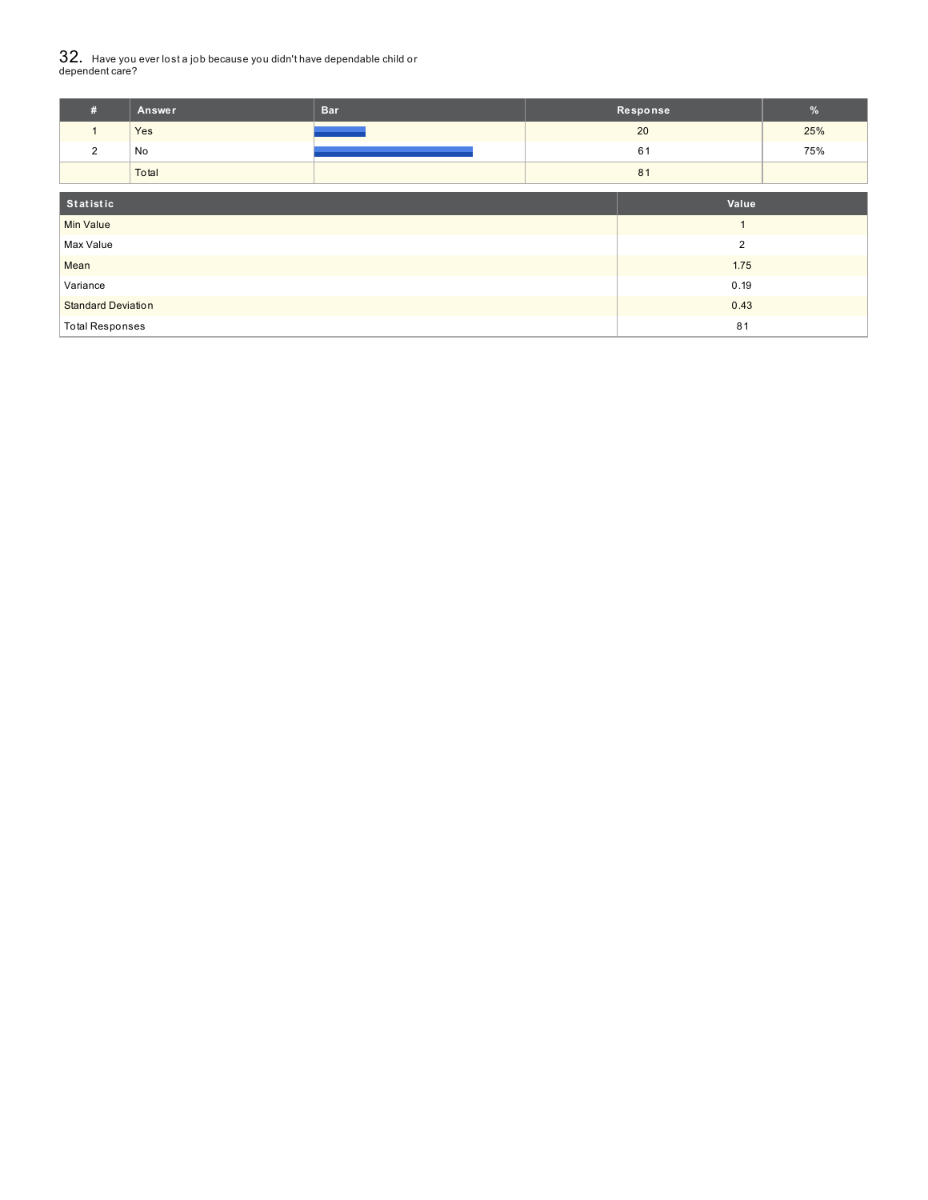## 32. Have you ever lost a job because you didn't have dependable child or dependent care?

| # | Answer | Bar | Response | % |
|---|---|---|---|---|
| 1 | Yes | | 20 | 25% |
| 2 | No | | 61 | 75% |
| | Total | | 81 | |

| Statistic | Value |
|---|---|
| Min Value | 1 |
| Max Value | 2 |
| Mean | 1.75 |
| Variance | 0.19 |
| Standard Deviation | 0.43 |
| Total Responses | 81 |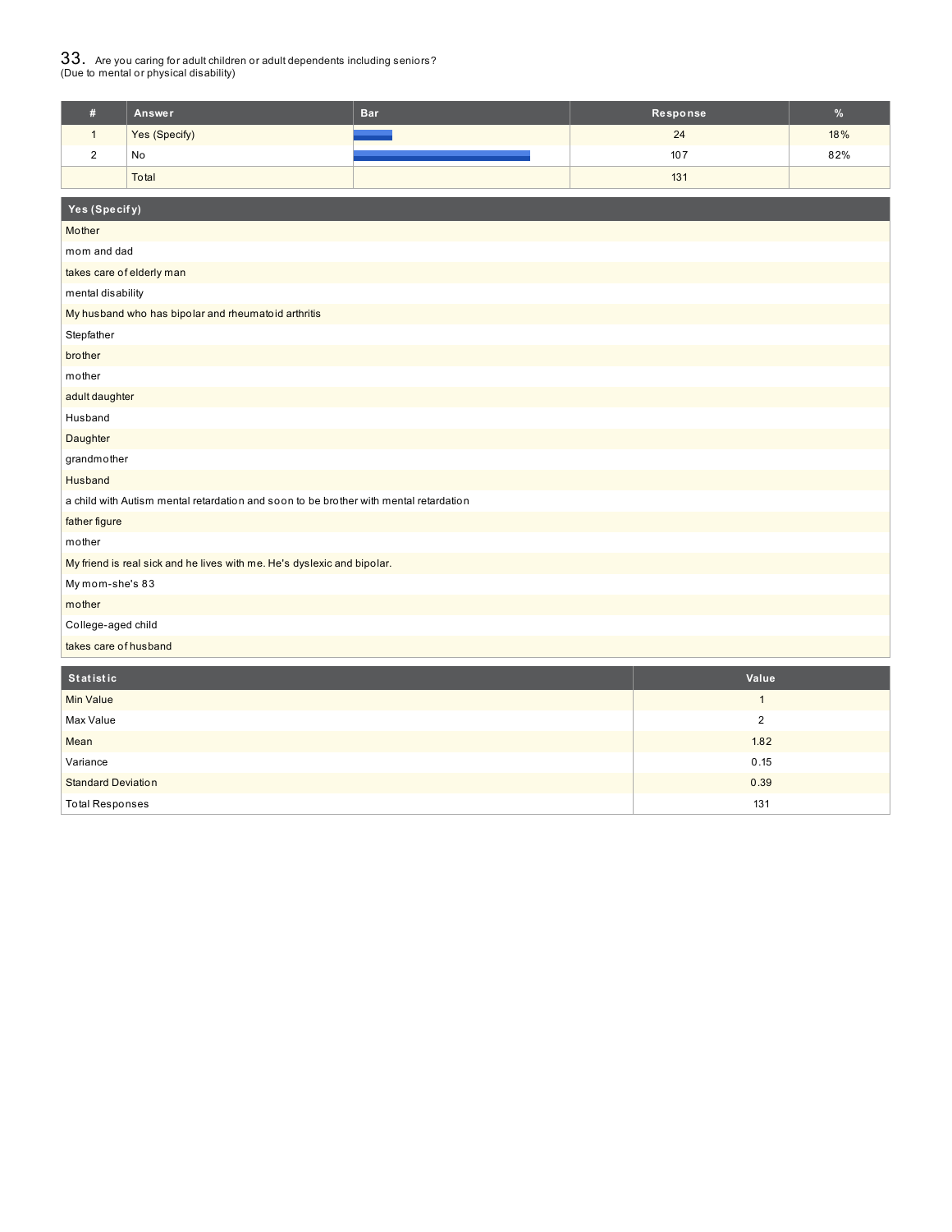## 33. Are you caring for adult children or adult dependents including seniors? (Due to mental or physical disability)

| # | Answer | Bar | Response | % |
|---|---|---|---|---|
| 1 | Yes (Specify) | | 24 | 18% |
| 2 | No | | 107 | 82% |
| | Total | | 131 | |

| Yes (Specify) |
|---|
| Mother |
| mom and dad |
| takes care of elderly man |
| mental disability |
| My husband who has bipolar and rheumatoid arthritis |
| Stepfather |
| brother |
| mother |
| adult daughter |
| Husband |
| Daughter |
| grandmother |
| Husband |
| a child with Autism mental retardation and soon to be brother with mental retardation |
| father figure |
| mother |
| My friend is real sick and he lives with me. He's dyslexic and bipolar. |
| My mom-she's 83 |
| mother |
| College-aged child |
| takes care of husband |

| Statistic | Value |
|---|---|
| Min Value | 1 |
| Max Value | 2 |
| Mean | 1.82 |
| Variance | 0.15 |
| Standard Deviation | 0.39 |
| Total Responses | 131 |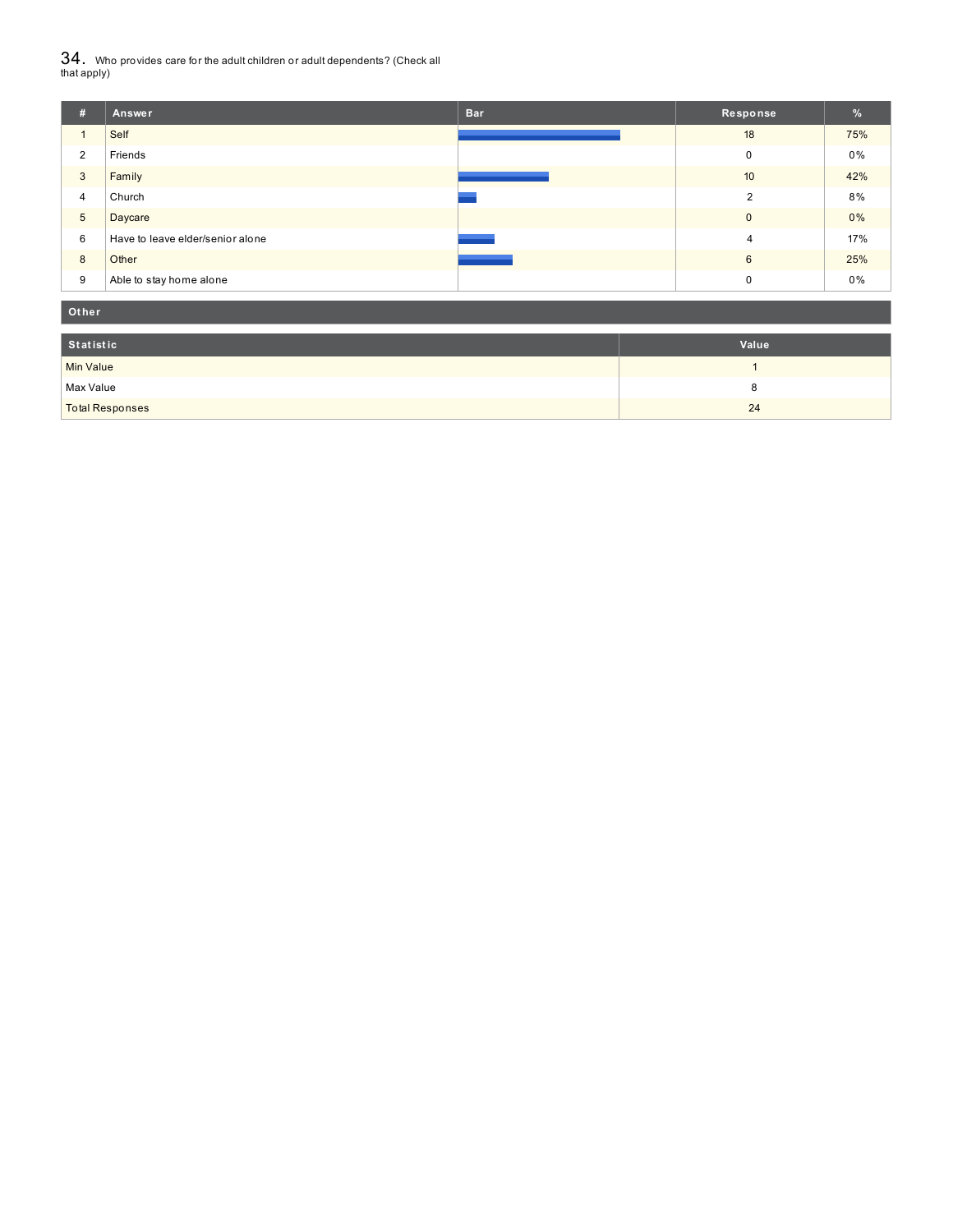## 34. Who provides care for the adult children or adult dependents? (Check all that apply)

| # | Answer | Bar | Response | % |
|---|---|---|---|---|
| 1 | Self | | 18 | 75% |
| 2 | Friends | | 0 | 0% |
| 3 | Family | | 10 | 42% |
| 4 | Church | | 2 | 8% |
| 5 | Daycare | | 0 | 0% |
| 6 | Have to leave elder/senior alone | | 4 | 17% |
| 8 | Other | | 6 | 25% |
| 9 | Able to stay home alone | | 0 | 0% |

**Other**

| Statistic | Value |
|---|---|
| Min Value | 1 |
| Max Value | 8 |
| Total Responses | 24 |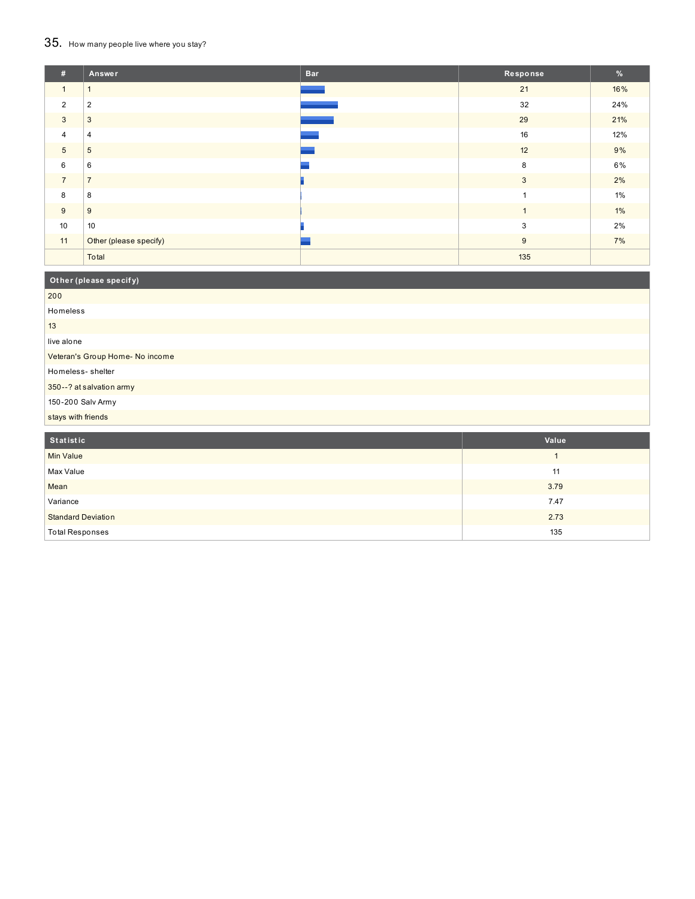## 35. How many people live where you stay?

| # | Answer | Bar | Response | % |
|---|---|---|---|---|
| 1 | 1 | | 21 | 16% |
| 2 | 2 | | 32 | 24% |
| 3 | 3 | | 29 | 21% |
| 4 | 4 | | 16 | 12% |
| 5 | 5 | | 12 | 9% |
| 6 | 6 | | 8 | 6% |
| 7 | 7 | | 3 | 2% |
| 8 | 8 | | 1 | 1% |
| 9 | 9 | | 1 | 1% |
| 10 | 10 | | 3 | 2% |
| 11 | Other (please specify) | | 9 | 7% |
| | Total | | 135 | |

| Other (please specify) |
|---|
| 200 |
| Homeless |
| 13 |
| live alone |
| Veteran's Group Home- No income |
| Homeless- shelter |
| 350--? at salvation army |
| 150-200 Salv Army |
| stays with friends |

| Statistic | Value |
|---|---|
| Min Value | 1 |
| Max Value | 11 |
| Mean | 3.79 |
| Variance | 7.47 |
| Standard Deviation | 2.73 |
| Total Responses | 135 |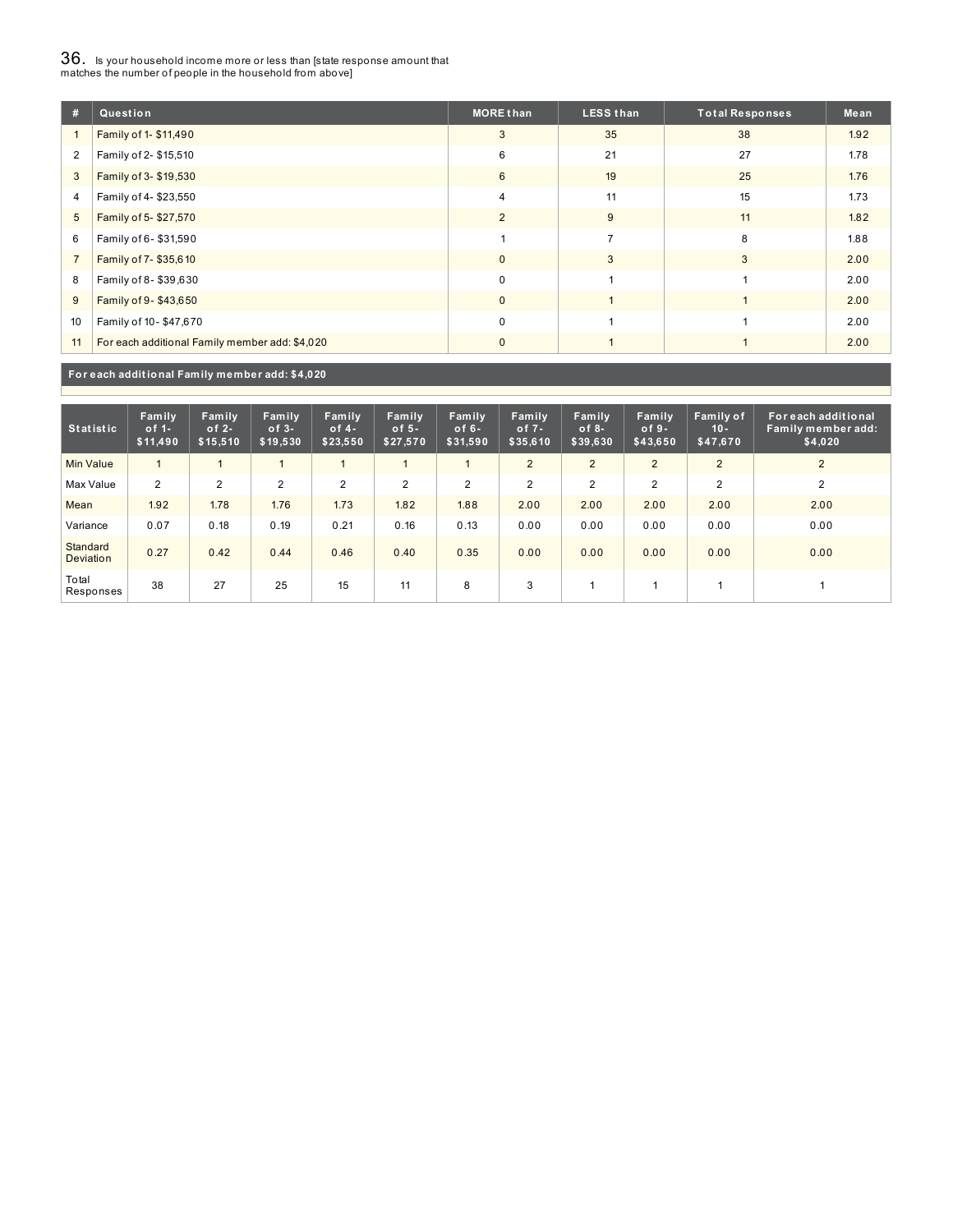## 36. Is your household income more or less than [state response amount that matches the number of people in the household from above]

| # | Question | MORE than | LESS than | Total Responses | Mean |
|---|---|---|---|---|---|
| 1 | Family of 1- $11,490 | 3 | 35 | 38 | 1.92 |
| 2 | Family of 2- $15,510 | 6 | 21 | 27 | 1.78 |
| 3 | Family of 3- $19,530 | 6 | 19 | 25 | 1.76 |
| 4 | Family of 4- $23,550 | 4 | 11 | 15 | 1.73 |
| 5 | Family of 5- $27,570 | 2 | 9 | 11 | 1.82 |
| 6 | Family of 6- $31,590 | 1 | 7 | 8 | 1.88 |
| 7 | Family of 7- $35,610 | 0 | 3 | 3 | 2.00 |
| 8 | Family of 8- $39,630 | 0 | 1 | 1 | 2.00 |
| 9 | Family of 9- $43,650 | 0 | 1 | 1 | 2.00 |
| 10 | Family of 10- $47,670 | 0 | 1 | 1 | 2.00 |
| 11 | For each additional Family member add: $4,020 | 0 | 1 | 1 | 2.00 |

**For each additional Family member add: $4,020**

| Statistic | Family of 1- $11,490 | Family of 2- $15,510 | Family of 3- $19,530 | Family of 4- $23,550 | Family of 5- $27,570 | Family of 6- $31,590 | Family of 7- $35,610 | Family of 8- $39,630 | Family of 9- $43,650 | Family of 10- $47,670 | For each additional Family member add: $4,020 |
|---|---|---|---|---|---|---|---|---|---|---|---|
| Min Value | 1 | 1 | 1 | 1 | 1 | 1 | 2 | 2 | 2 | 2 | 2 |
| Max Value | 2 | 2 | 2 | 2 | 2 | 2 | 2 | 2 | 2 | 2 | 2 |
| Mean | 1.92 | 1.78 | 1.76 | 1.73 | 1.82 | 1.88 | 2.00 | 2.00 | 2.00 | 2.00 | 2.00 |
| Variance | 0.07 | 0.18 | 0.19 | 0.21 | 0.16 | 0.13 | 0.00 | 0.00 | 0.00 | 0.00 | 0.00 |
| Standard Deviation | 0.27 | 0.42 | 0.44 | 0.46 | 0.40 | 0.35 | 0.00 | 0.00 | 0.00 | 0.00 | 0.00 |
| Total Responses | 38 | 27 | 25 | 15 | 11 | 8 | 3 | 1 | 1 | 1 | 1 |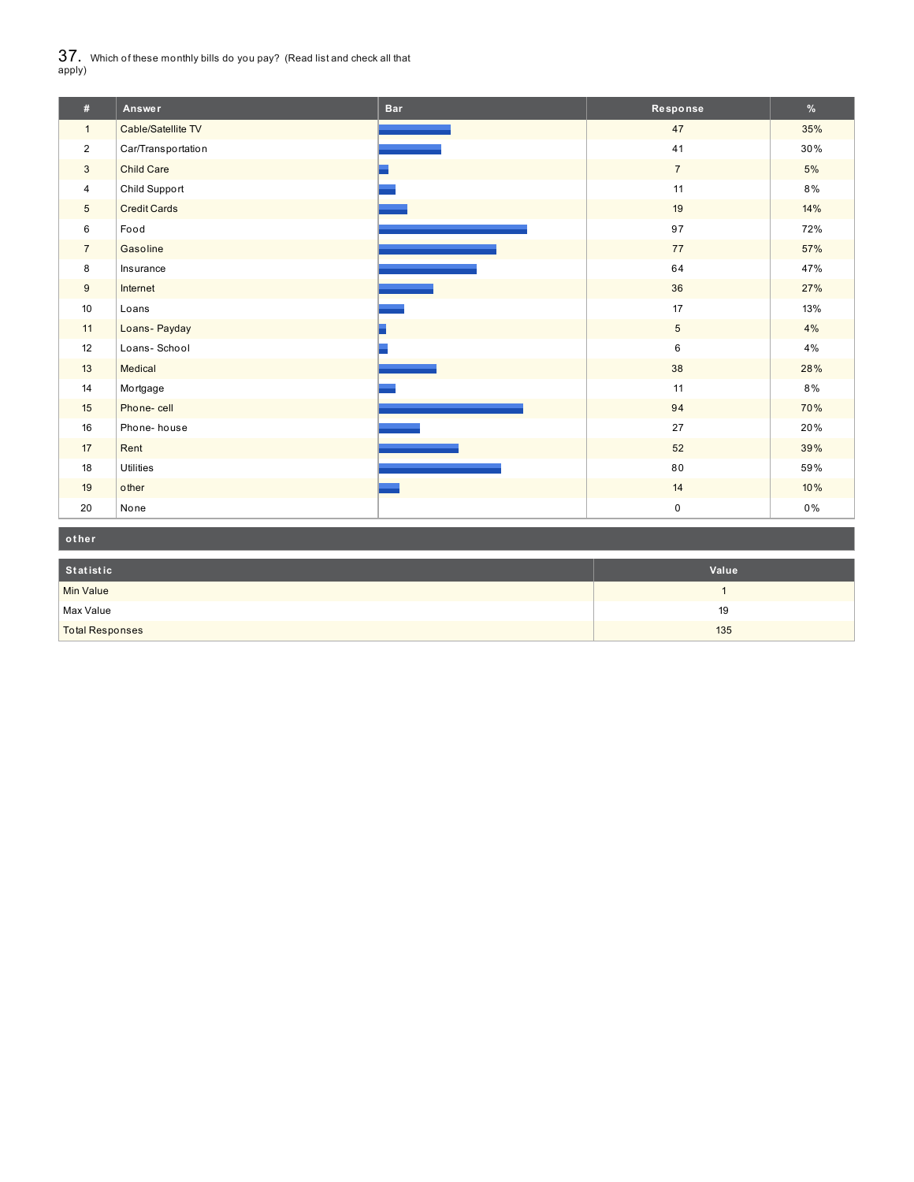## 37. Which of these monthly bills do you pay? (Read list and check all that apply)

| # | Answer | Bar | Response | % |
|---|---|---|---|---|
| 1 | Cable/Satellite TV | | 47 | 35% |
| 2 | Car/Transportation | | 41 | 30% |
| 3 | Child Care | | 7 | 5% |
| 4 | Child Support | | 11 | 8% |
| 5 | Credit Cards | | 19 | 14% |
| 6 | Food | | 97 | 72% |
| 7 | Gasoline | | 77 | 57% |
| 8 | Insurance | | 64 | 47% |
| 9 | Internet | | 36 | 27% |
| 10 | Loans | | 17 | 13% |
| 11 | Loans- Payday | | 5 | 4% |
| 12 | Loans- School | | 6 | 4% |
| 13 | Medical | | 38 | 28% |
| 14 | Mortgage | | 11 | 8% |
| 15 | Phone- cell | | 94 | 70% |
| 16 | Phone- house | | 27 | 20% |
| 17 | Rent | | 52 | 39% |
| 18 | Utilities | | 80 | 59% |
| 19 | other | | 14 | 10% |
| 20 | None | | 0 | 0% |

**other**

| Statistic | Value |
|---|---|
| Min Value | 1 |
| Max Value | 19 |
| Total Responses | 135 |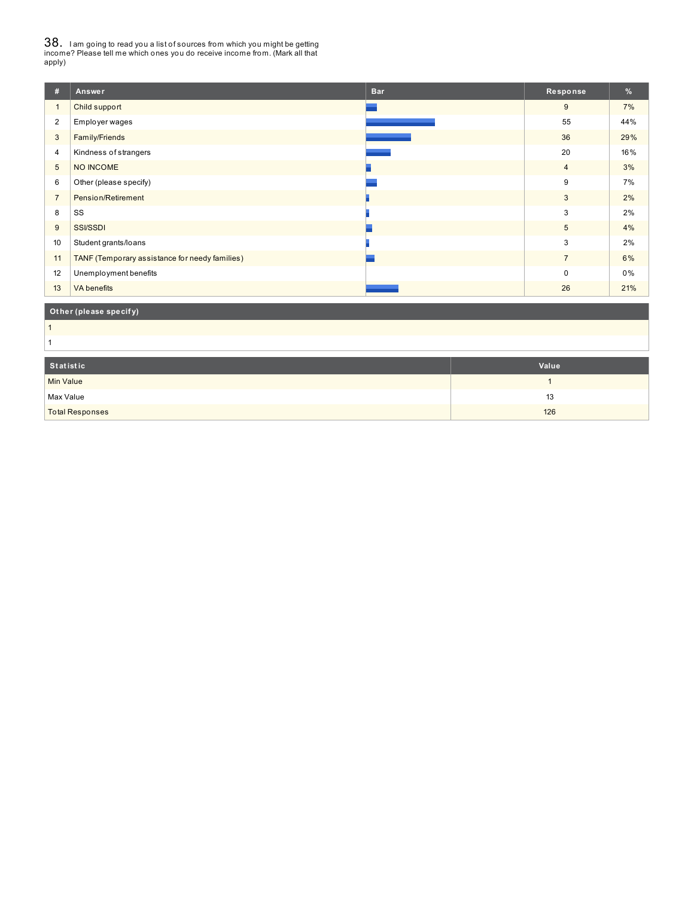## 38. I am going to read you a list of sources from which you might be getting income? Please tell me which ones you do receive income from. (Mark all that apply)

| # | Answer | Bar | Response | % |
|---|---|---|---|---|
| 1 | Child support | | 9 | 7% |
| 2 | Employer wages | | 55 | 44% |
| 3 | Family/Friends | | 36 | 29% |
| 4 | Kindness of strangers | | 20 | 16% |
| 5 | NO INCOME | | 4 | 3% |
| 6 | Other (please specify) | | 9 | 7% |
| 7 | Pension/Retirement | | 3 | 2% |
| 8 | SS | | 3 | 2% |
| 9 | SSI/SSDI | | 5 | 4% |
| 10 | Student grants/loans | | 3 | 2% |
| 11 | TANF (Temporary assistance for needy families) | | 7 | 6% |
| 12 | Unemployment benefits | | 0 | 0% |
| 13 | VA benefits | | 26 | 21% |

| Other (please specify) |
|---|
| 1 |
| 1 |

| Statistic | Value |
|---|---|
| Min Value | 1 |
| Max Value | 13 |
| Total Responses | 126 |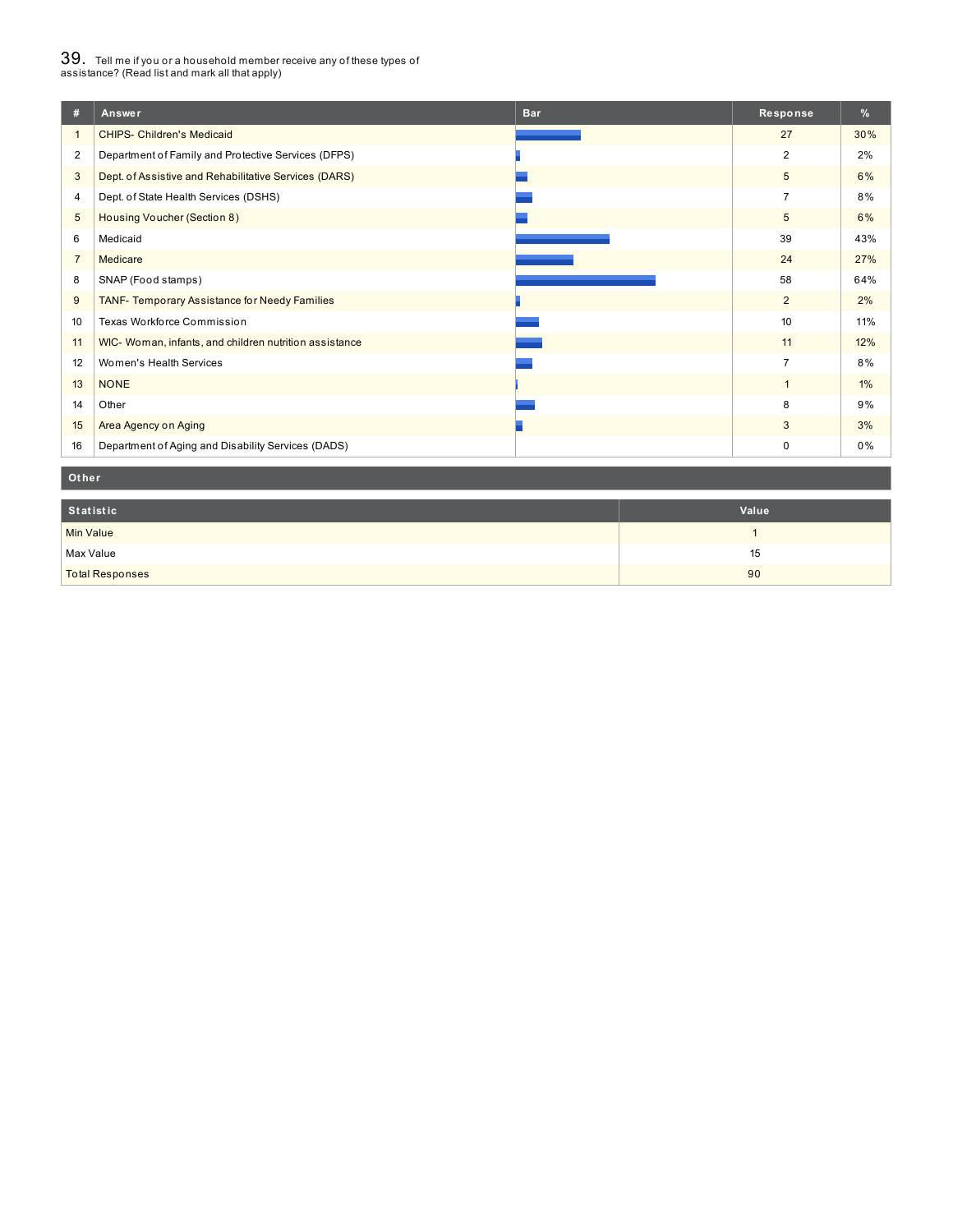## 39. Tell me if you or a household member receive any of these types of assistance? (Read list and mark all that apply)

| # | Answer | Bar | Response | % |
|---|---|---|---|---|
| 1 | CHIPS- Children's Medicaid | | 27 | 30% |
| 2 | Department of Family and Protective Services (DFPS) | | 2 | 2% |
| 3 | Dept. of Assistive and Rehabilitative Services (DARS) | | 5 | 6% |
| 4 | Dept. of State Health Services (DSHS) | | 7 | 8% |
| 5 | Housing Voucher (Section 8) | | 5 | 6% |
| 6 | Medicaid | | 39 | 43% |
| 7 | Medicare | | 24 | 27% |
| 8 | SNAP (Food stamps) | | 58 | 64% |
| 9 | TANF- Temporary Assistance for Needy Families | | 2 | 2% |
| 10 | Texas Workforce Commission | | 10 | 11% |
| 11 | WIC- Woman, infants, and children nutrition assistance | | 11 | 12% |
| 12 | Women's Health Services | | 7 | 8% |
| 13 | NONE | | 1 | 1% |
| 14 | Other | | 8 | 9% |
| 15 | Area Agency on Aging | | 3 | 3% |
| 16 | Department of Aging and Disability Services (DADS) | | 0 | 0% |

**Other**

| Statistic | Value |
|---|---|
| Min Value | 1 |
| Max Value | 15 |
| Total Responses | 90 |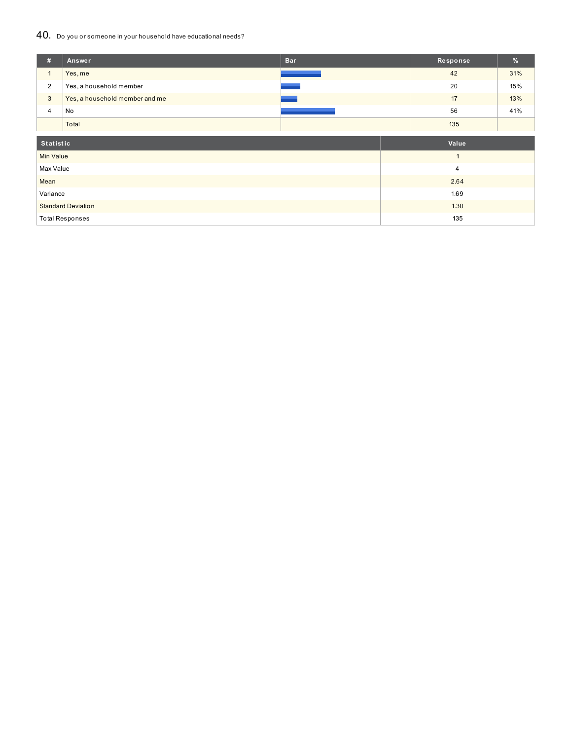## 40. Do you or someone in your household have educational needs?

| # | Answer | Bar | Response | % |
|---|---|---|---|---|
| 1 | Yes, me | | 42 | 31% |
| 2 | Yes, a household member | | 20 | 15% |
| 3 | Yes, a household member and me | | 17 | 13% |
| 4 | No | | 56 | 41% |
| | Total | | 135 | |

| Statistic | Value |
|---|---|
| Min Value | 1 |
| Max Value | 4 |
| Mean | 2.64 |
| Variance | 1.69 |
| Standard Deviation | 1.30 |
| Total Responses | 135 |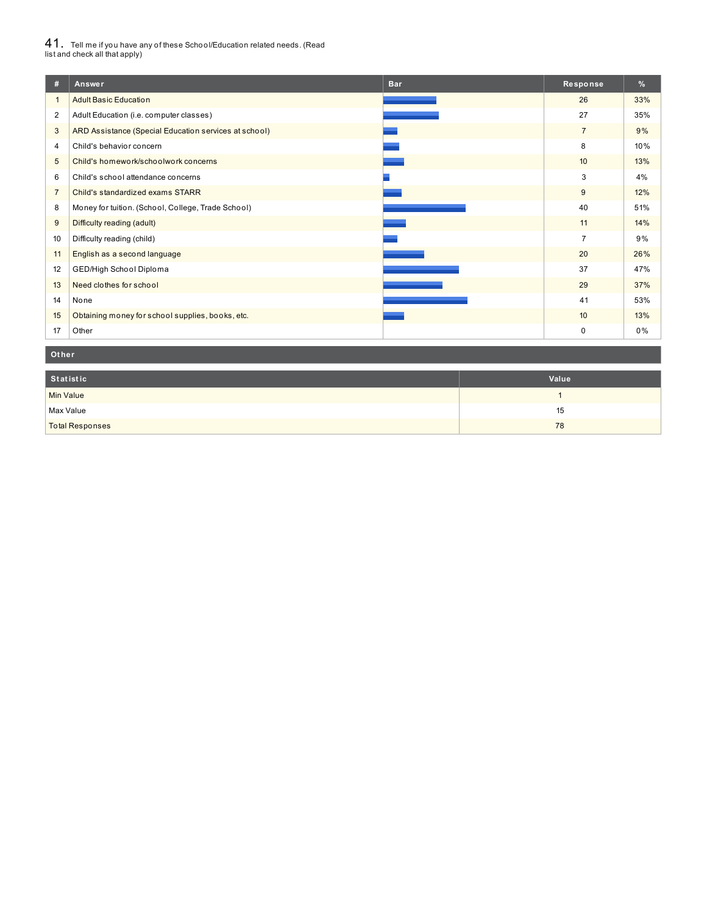## 41. Tell me if you have any of these School/Education related needs. (Read list and check all that apply)

| # | Answer | Bar | Response | % |
|---|---|---|---|---|
| 1 | Adult Basic Education | | 26 | 33% |
| 2 | Adult Education (i.e. computer classes) | | 27 | 35% |
| 3 | ARD Assistance (Special Education services at school) | | 7 | 9% |
| 4 | Child's behavior concern | | 8 | 10% |
| 5 | Child's homework/schoolwork concerns | | 10 | 13% |
| 6 | Child's school attendance concerns | | 3 | 4% |
| 7 | Child's standardized exams STARR | | 9 | 12% |
| 8 | Money for tuition. (School, College, Trade School) | | 40 | 51% |
| 9 | Difficulty reading (adult) | | 11 | 14% |
| 10 | Difficulty reading (child) | | 7 | 9% |
| 11 | English as a second language | | 20 | 26% |
| 12 | GED/High School Diploma | | 37 | 47% |
| 13 | Need clothes for school | | 29 | 37% |
| 14 | None | | 41 | 53% |
| 15 | Obtaining money for school supplies, books, etc. | | 10 | 13% |
| 17 | Other | | 0 | 0% |

**Other**

| Statistic | Value |
|---|---|
| Min Value | 1 |
| Max Value | 15 |
| Total Responses | 78 |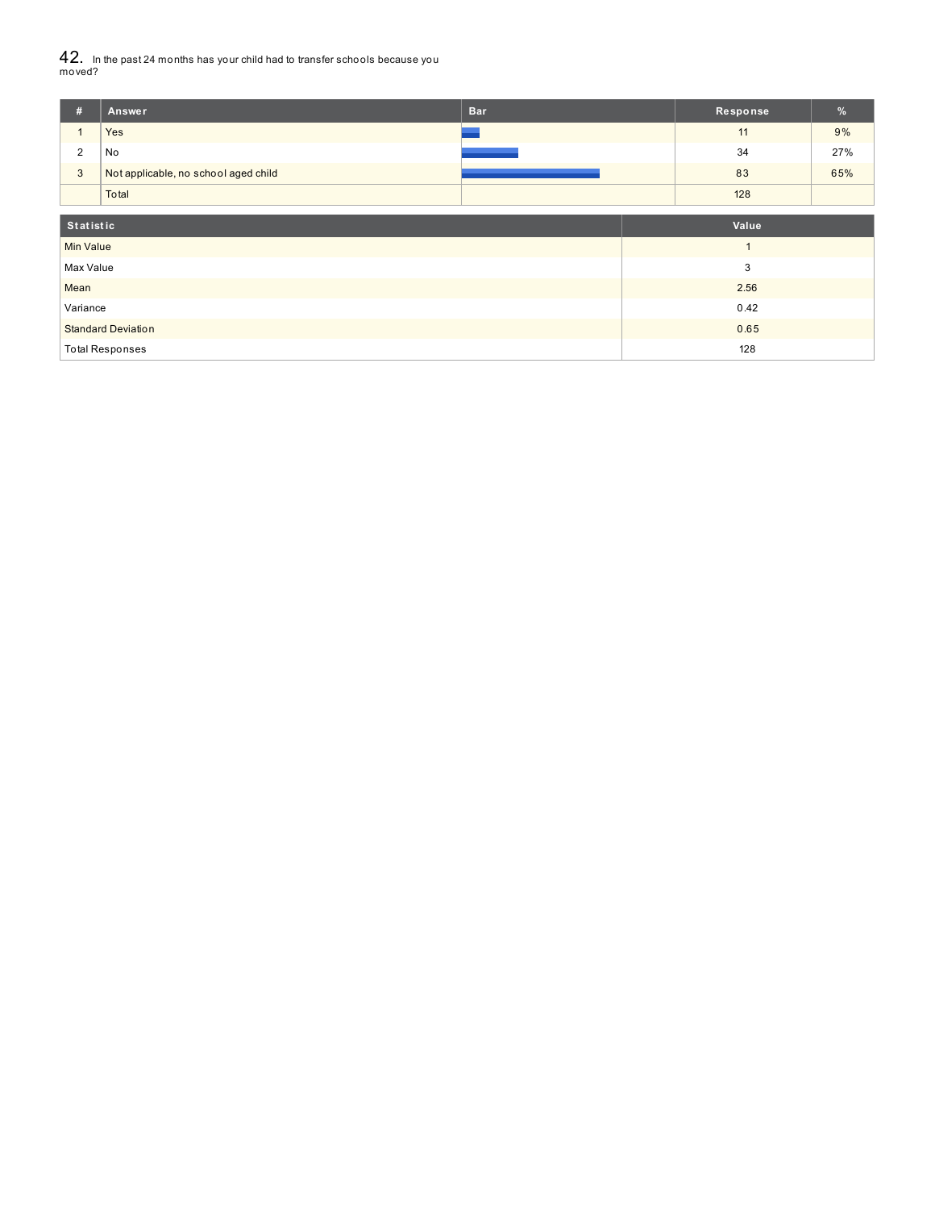## 42. In the past 24 months has your child had to transfer schools because you moved?

| # | Answer | Bar | Response | % |
|---|---|---|---|---|
| 1 | Yes | | 11 | 9% |
| 2 | No | | 34 | 27% |
| 3 | Not applicable, no school aged child | | 83 | 65% |
| | Total | | 128 | |

| Statistic | Value |
|---|---|
| Min Value | 1 |
| Max Value | 3 |
| Mean | 2.56 |
| Variance | 0.42 |
| Standard Deviation | 0.65 |
| Total Responses | 128 |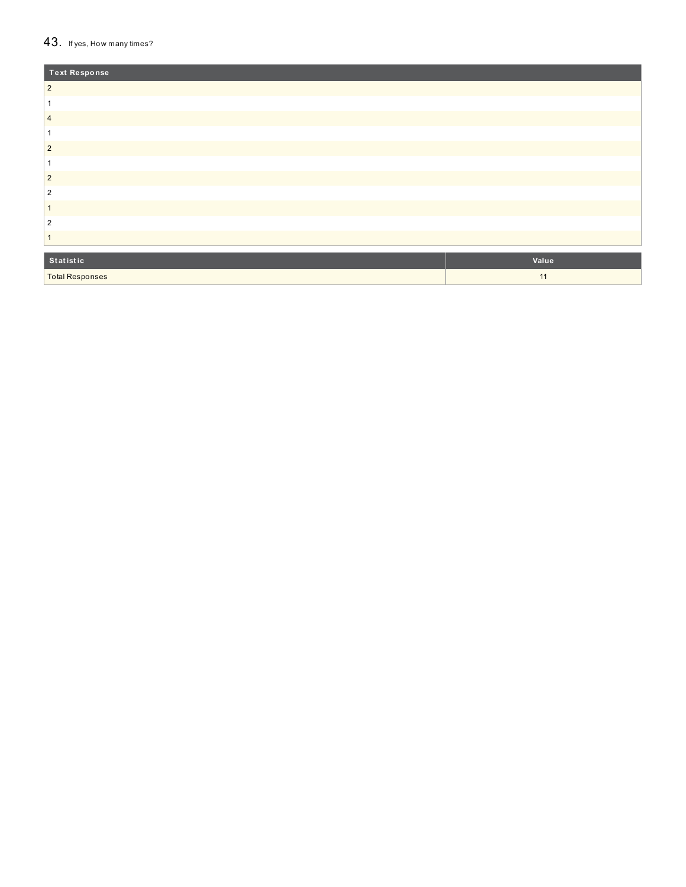## 43. If yes, How many times?

| Text Response |
|---|
| 2 |
| 1 |
| 4 |
| 1 |
| 2 |
| 1 |
| 2 |
| 2 |
| 1 |
| 2 |
| 1 |

| Statistic | Value |
|---|---|
| Total Responses | 11 |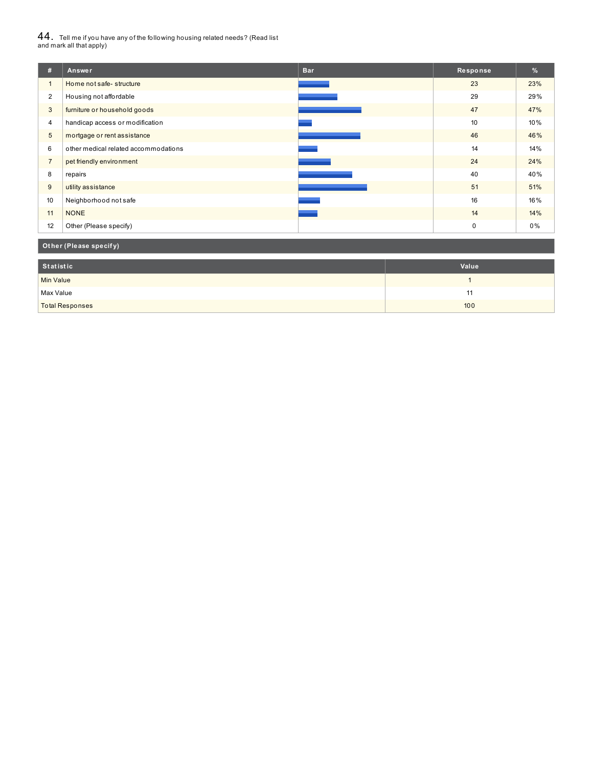44. Tell me if you have any of the following housing related needs? (Read list and mark all that apply)

| # | Answer | Bar | Response | % |
|---|---|---|---|---|
| 1 | Home not safe- structure | | 23 | 23% |
| 2 | Housing not affordable | | 29 | 29% |
| 3 | furniture or household goods | | 47 | 47% |
| 4 | handicap access or modification | | 10 | 10% |
| 5 | mortgage or rent assistance | | 46 | 46% |
| 6 | other medical related accommodations | | 14 | 14% |
| 7 | pet friendly environment | | 24 | 24% |
| 8 | repairs | | 40 | 40% |
| 9 | utility assistance | | 51 | 51% |
| 10 | Neighborhood not safe | | 16 | 16% |
| 11 | NONE | | 14 | 14% |
| 12 | Other (Please specify) | | 0 | 0% |

| Other (Please specify) |
|---|

| Statistic | Value |
|---|---|
| Min Value | 1 |
| Max Value | 11 |
| Total Responses | 100 |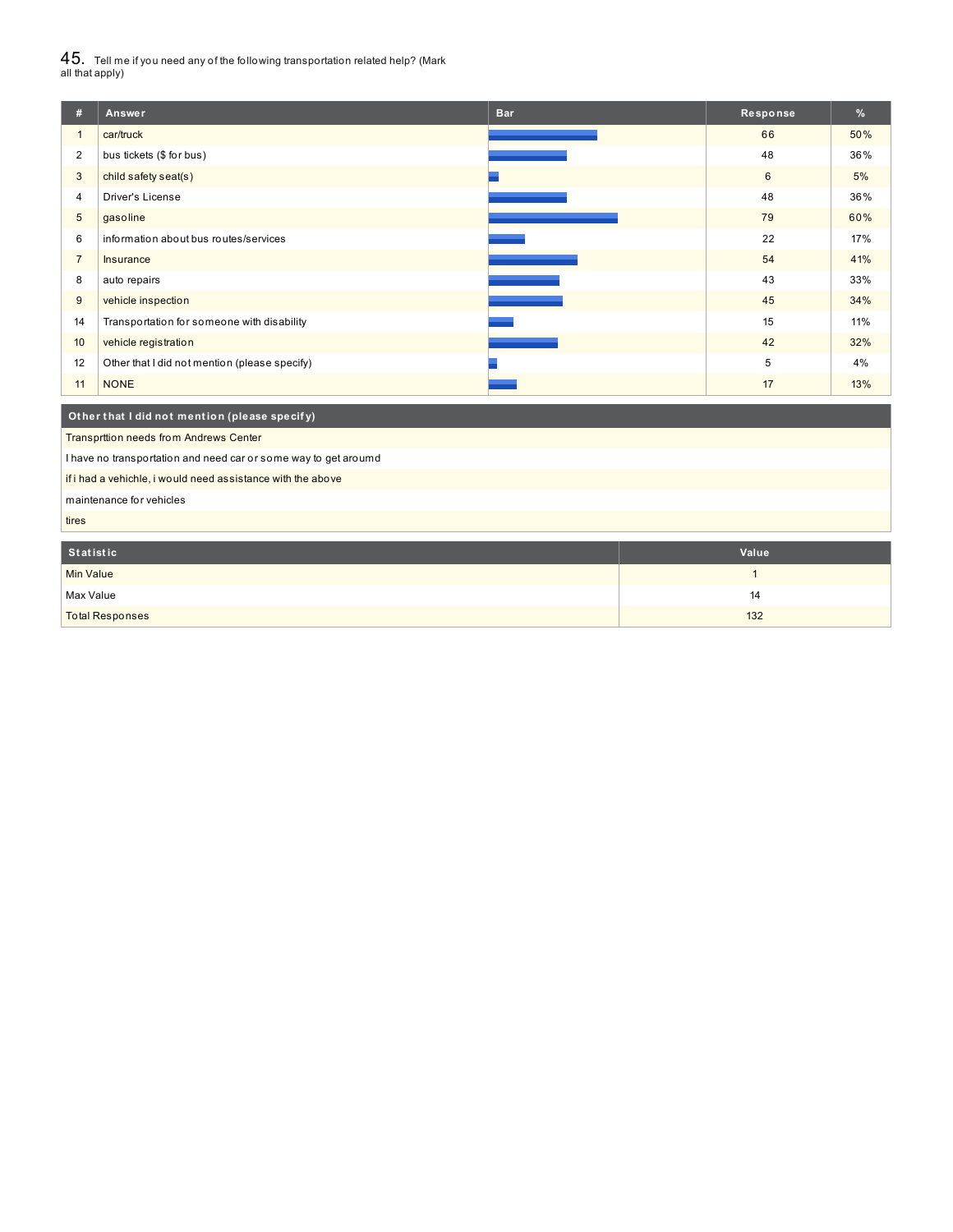## 45. Tell me if you need any of the following transportation related help? (Mark all that apply)

| # | Answer | Bar | Response | % |
|---|---|---|---|---|
| 1 | car/truck | | 66 | 50% |
| 2 | bus tickets ($ for bus) | | 48 | 36% |
| 3 | child safety seat(s) | | 6 | 5% |
| 4 | Driver's License | | 48 | 36% |
| 5 | gasoline | | 79 | 60% |
| 6 | information about bus routes/services | | 22 | 17% |
| 7 | Insurance | | 54 | 41% |
| 8 | auto repairs | | 43 | 33% |
| 9 | vehicle inspection | | 45 | 34% |
| 14 | Transportation for someone with disability | | 15 | 11% |
| 10 | vehicle registration | | 42 | 32% |
| 12 | Other that I did not mention (please specify) | | 5 | 4% |
| 11 | NONE | | 17 | 13% |

| Other that I did not mention (please specify) |
|---|
| Transprttion needs from Andrews Center |
| I have no transportation and need car or some way to get aroumd |
| if i had a vehichle, i would need assistance with the above |
| maintenance for vehicles |
| tires |

| Statistic | Value |
|---|---|
| Min Value | 1 |
| Max Value | 14 |
| Total Responses | 132 |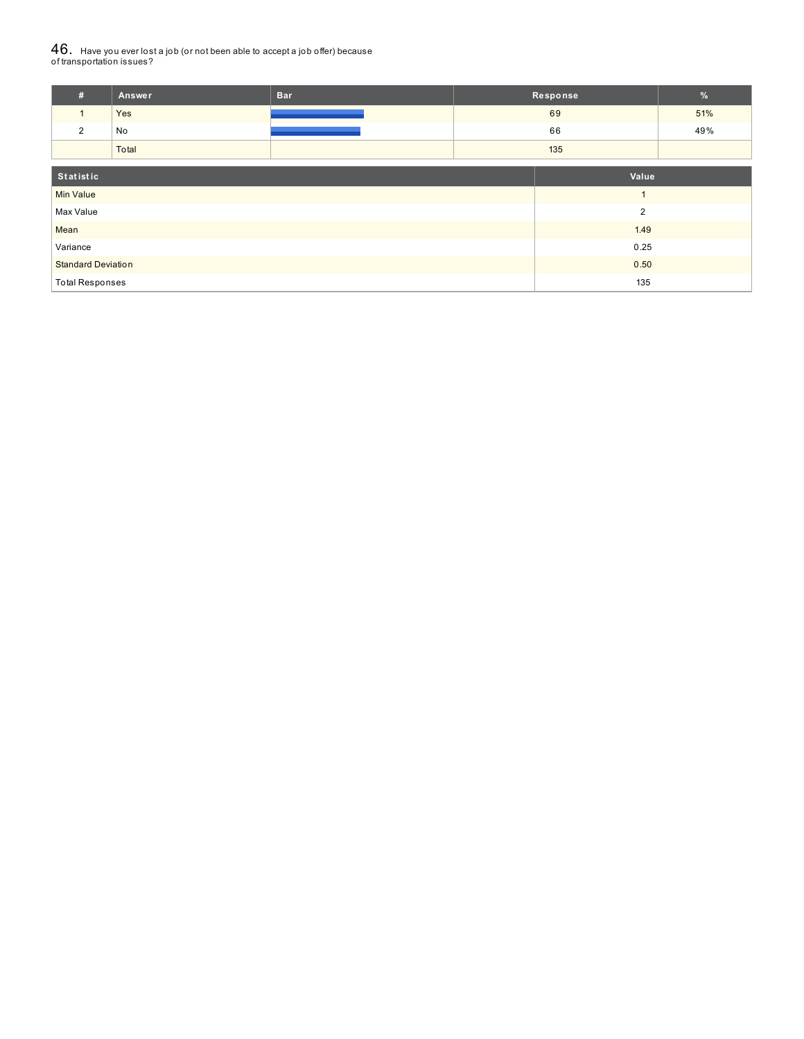## 46. Have you ever lost a job (or not been able to accept a job offer) because of transportation issues?

| # | Answer | Bar | Response | % |
|---|---|---|---|---|
| 1 | Yes | | 69 | 51% |
| 2 | No | | 66 | 49% |
| | Total | | 135 | |

| Statistic | Value |
|---|---|
| Min Value | 1 |
| Max Value | 2 |
| Mean | 1.49 |
| Variance | 0.25 |
| Standard Deviation | 0.50 |
| Total Responses | 135 |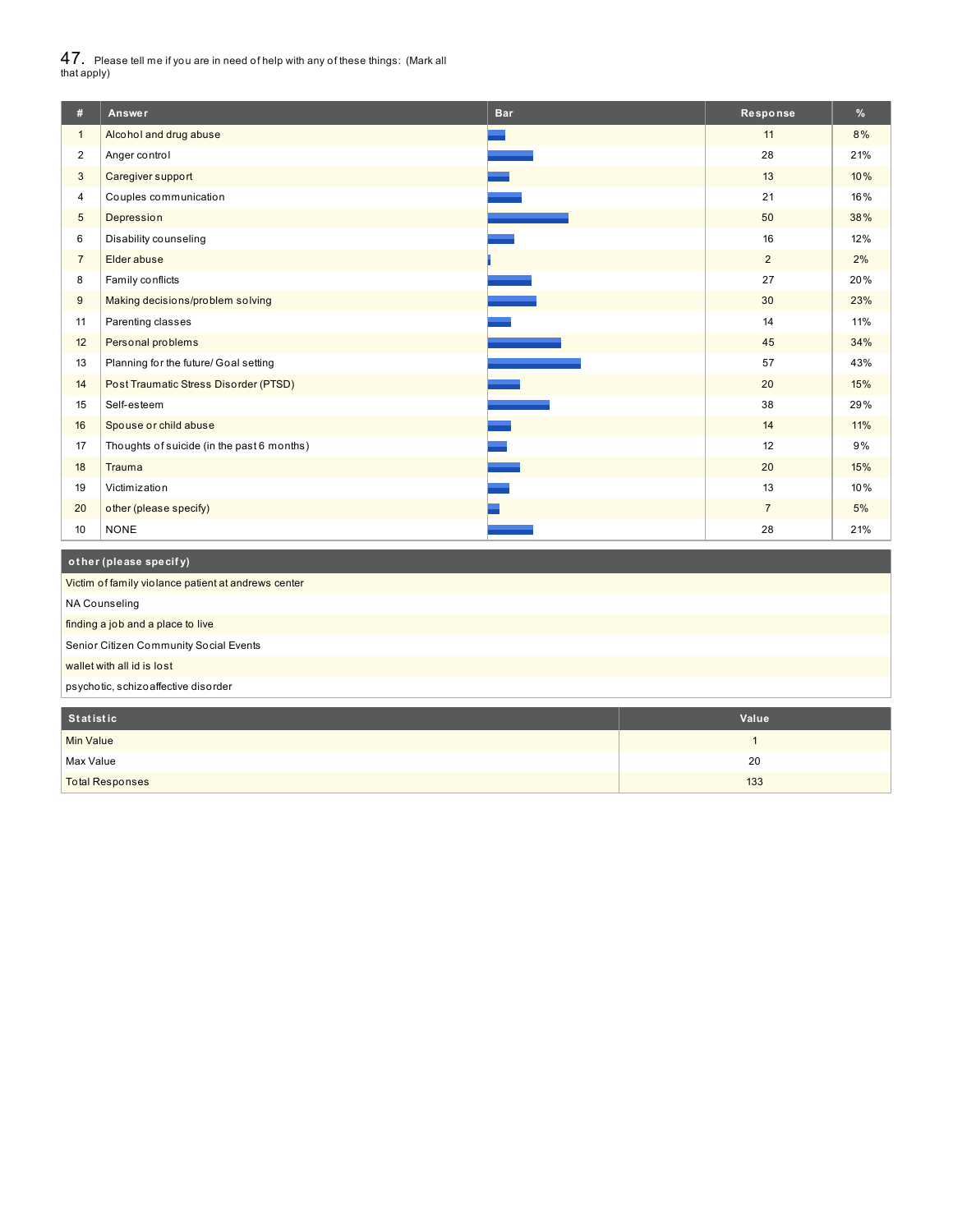## 47. Please tell me if you are in need of help with any of these things: (Mark all that apply)

| # | Answer | Bar | Response | % |
|---|---|---|---|---|
| 1 | Alcohol and drug abuse | | 11 | 8% |
| 2 | Anger control | | 28 | 21% |
| 3 | Caregiver support | | 13 | 10% |
| 4 | Couples communication | | 21 | 16% |
| 5 | Depression | | 50 | 38% |
| 6 | Disability counseling | | 16 | 12% |
| 7 | Elder abuse | | 2 | 2% |
| 8 | Family conflicts | | 27 | 20% |
| 9 | Making decisions/problem solving | | 30 | 23% |
| 11 | Parenting classes | | 14 | 11% |
| 12 | Personal problems | | 45 | 34% |
| 13 | Planning for the future/ Goal setting | | 57 | 43% |
| 14 | Post Traumatic Stress Disorder (PTSD) | | 20 | 15% |
| 15 | Self-esteem | | 38 | 29% |
| 16 | Spouse or child abuse | | 14 | 11% |
| 17 | Thoughts of suicide (in the past 6 months) | | 12 | 9% |
| 18 | Trauma | | 20 | 15% |
| 19 | Victimization | | 13 | 10% |
| 20 | other (please specify) | | 7 | 5% |
| 10 | NONE | | 28 | 21% |

| other (please specify) |
|---|
| Victim of family violance patient at andrews center |
| NA Counseling |
| finding a job and a place to live |
| Senior Citizen Community Social Events |
| wallet with all id is lost |
| psychotic, schizoaffective disorder |

| Statistic | Value |
|---|---|
| Min Value | 1 |
| Max Value | 20 |
| Total Responses | 133 |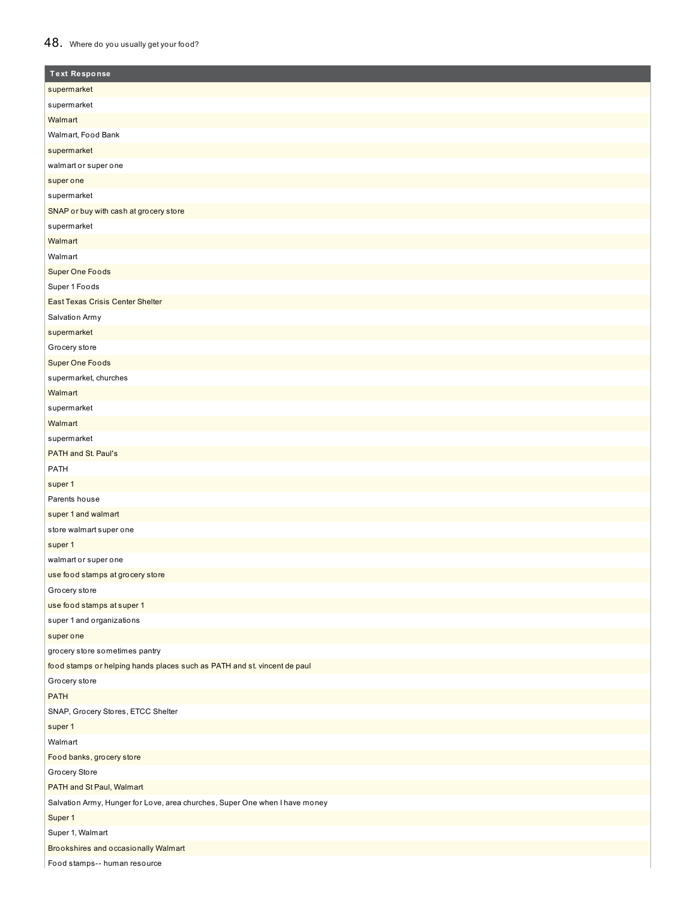## 48. Where do you usually get your food?

| Text Response |
|---|
| supermarket |
| supermarket |
| Walmart |
| Walmart, Food Bank |
| supermarket |
| walmart or super one |
| super one |
| supermarket |
| SNAP or buy with cash at grocery store |
| supermarket |
| Walmart |
| Walmart |
| Super One Foods |
| Super 1 Foods |
| East Texas Crisis Center Shelter |
| Salvation Army |
| supermarket |
| Grocery store |
| Super One Foods |
| supermarket, churches |
| Walmart |
| supermarket |
| Walmart |
| supermarket |
| PATH and St. Paul's |
| PATH |
| super 1 |
| Parents house |
| super 1 and walmart |
| store walmart super one |
| super 1 |
| walmart or super one |
| use food stamps at grocery store |
| Grocery store |
| use food stamps at super 1 |
| super 1 and organizations |
| super one |
| grocery store sometimes pantry |
| food stamps or helping hands places such as PATH and st. vincent de paul |
| Grocery store |
| PATH |
| SNAP, Grocery Stores, ETCC Shelter |
| super 1 |
| Walmart |
| Food banks, grocery store |
| Grocery Store |
| PATH and St Paul, Walmart |
| Salvation Army, Hunger for Love, area churches, Super One when I have money |
| Super 1 |
| Super 1, Walmart |
| Brookshires and occasionally Walmart |
| Food stamps-- human resource |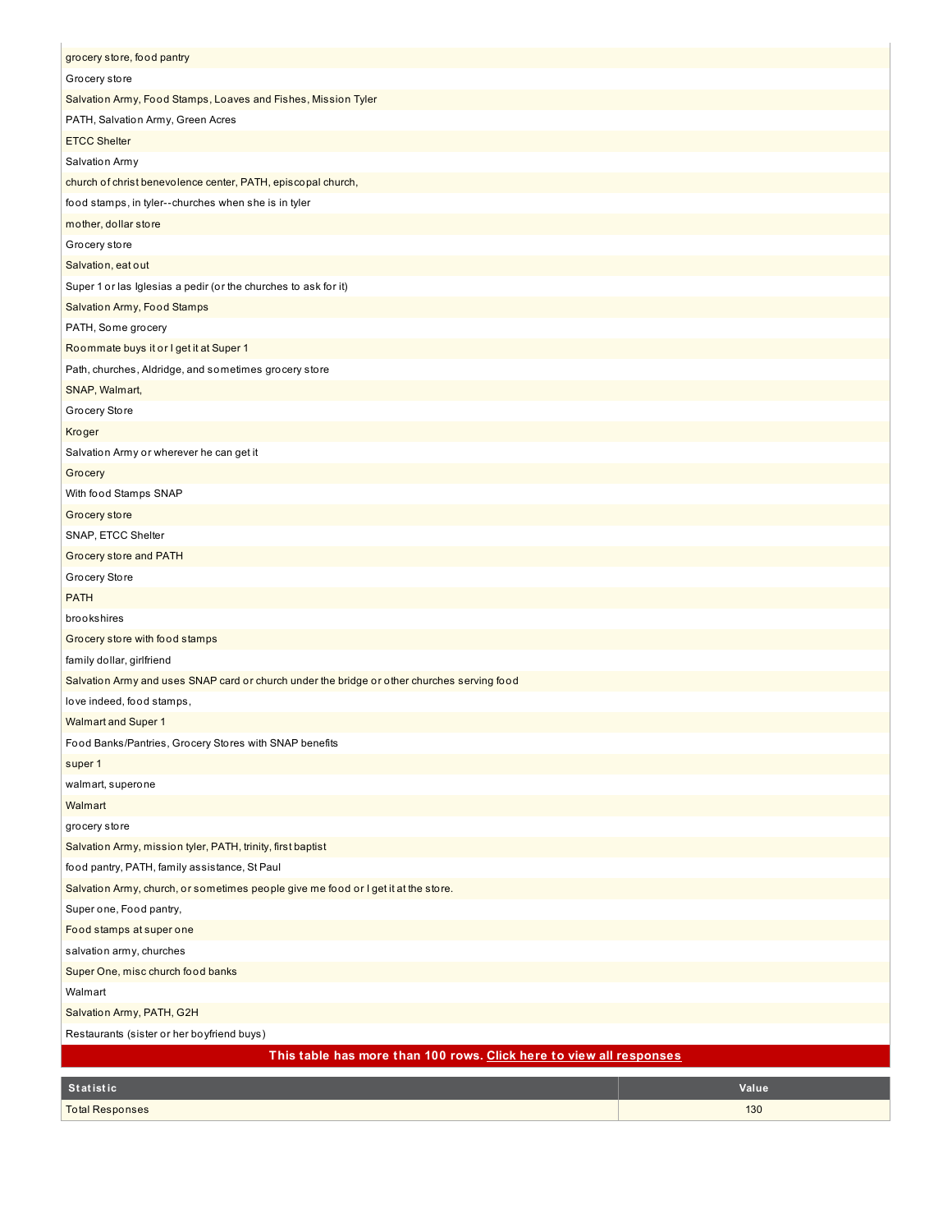| |
|---|
| grocery store, food pantry |
| Grocery store |
| Salvation Army, Food Stamps, Loaves and Fishes, Mission Tyler |
| PATH, Salvation Army, Green Acres |
| ETCC Shelter |
| Salvation Army |
| church of christ benevolence center, PATH, episcopal church, |
| food stamps, in tyler--churches when she is in tyler |
| mother, dollar store |
| Grocery store |
| Salvation, eat out |
| Super 1 or las Iglesias a pedir (or the churches to ask for it) |
| Salvation Army, Food Stamps |
| PATH, Some grocery |
| Roommate buys it or I get it at Super 1 |
| Path, churches, Aldridge, and sometimes grocery store |
| SNAP, Walmart, |
| Grocery Store |
| Kroger |
| Salvation Army or wherever he can get it |
| Grocery |
| With food Stamps SNAP |
| Grocery store |
| SNAP, ETCC Shelter |
| Grocery store and PATH |
| Grocery Store |
| PATH |
| brookshires |
| Grocery store with food stamps |
| family dollar, girlfriend |
| Salvation Army and uses SNAP card or church under the bridge or other churches serving food |
| love indeed, food stamps, |
| Walmart and Super 1 |
| Food Banks/Pantries, Grocery Stores with SNAP benefits |
| super 1 |
| walmart, superone |
| Walmart |
| grocery store |
| Salvation Army, mission tyler, PATH, trinity, first baptist |
| food pantry, PATH, family assistance, St Paul |
| Salvation Army, church, or sometimes people give me food or I get it at the store. |
| Super one, Food pantry, |
| Food stamps at super one |
| salvation army, churches |
| Super One, misc church food banks |
| Walmart |
| Salvation Army, PATH, G2H |
| Restaurants (sister or her boyfriend buys) |

**This table has more than 100 rows. Click here to view all responses**

| Statistic | Value |
|---|---|
| Total Responses | 130 |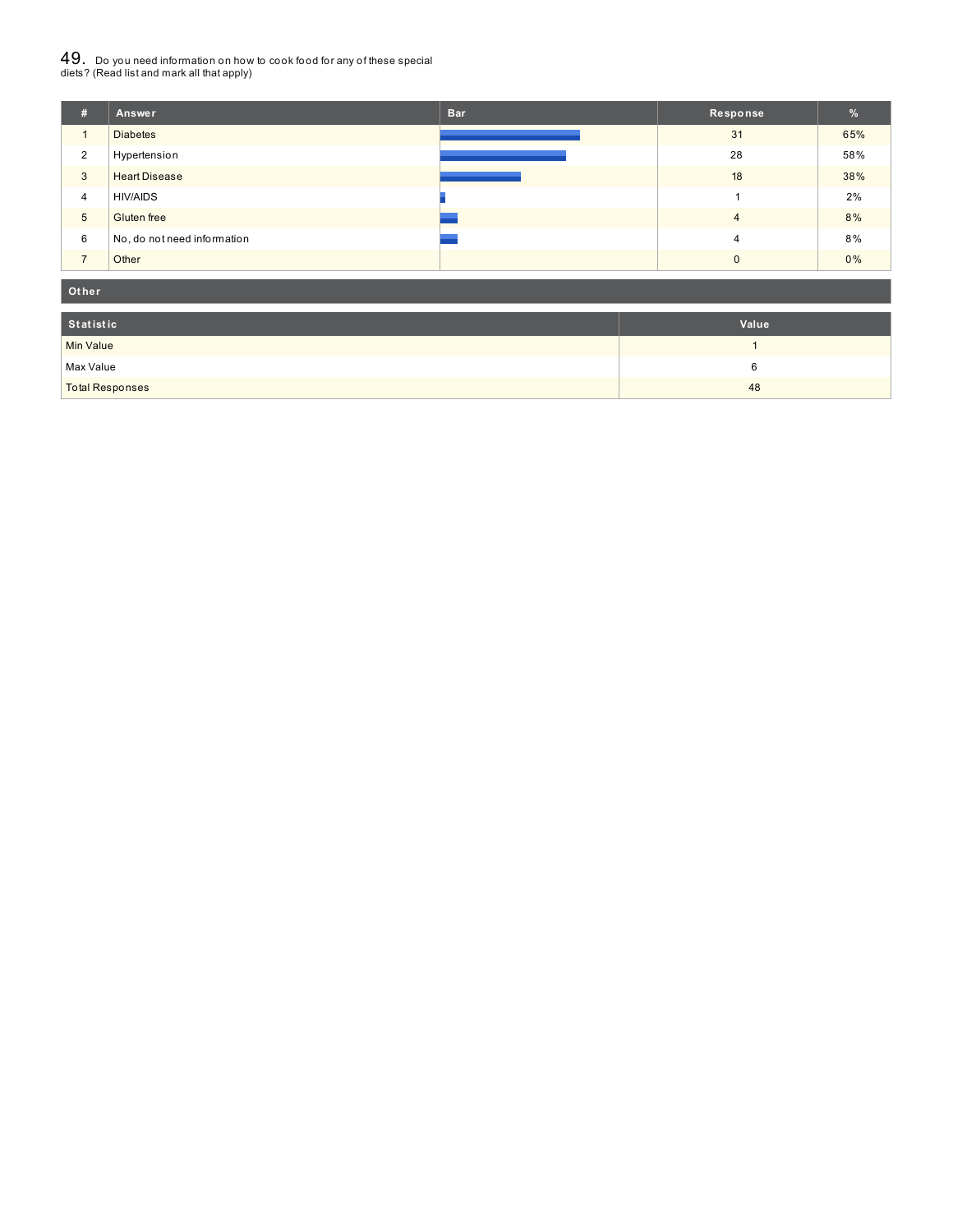## 49. Do you need information on how to cook food for any of these special diets? (Read list and mark all that apply)

| # | Answer | Bar | Response | % |
|---|---|---|---|---|
| 1 | Diabetes | | 31 | 65% |
| 2 | Hypertension | | 28 | 58% |
| 3 | Heart Disease | | 18 | 38% |
| 4 | HIV/AIDS | | 1 | 2% |
| 5 | Gluten free | | 4 | 8% |
| 6 | No, do not need information | | 4 | 8% |
| 7 | Other | | 0 | 0% |

| Other |
|---|

| Statistic | Value |
|---|---|
| Min Value | 1 |
| Max Value | 6 |
| Total Responses | 48 |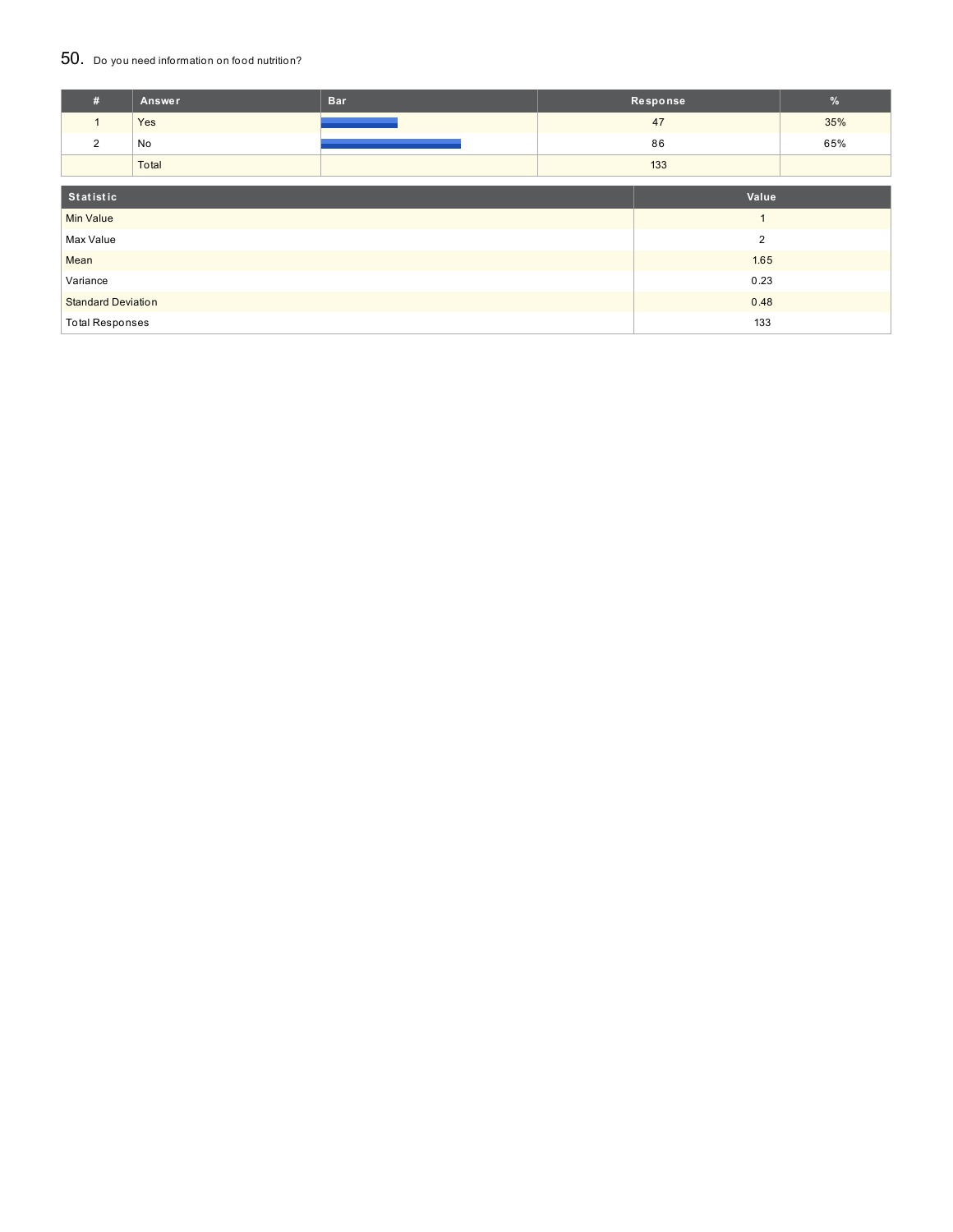## 50. Do you need information on food nutrition?

| # | Answer | Bar | Response | % |
|---|---|---|---|---|
| 1 | Yes | | 47 | 35% |
| 2 | No | | 86 | 65% |
| | Total | | 133 | |

| Statistic | Value |
|---|---|
| Min Value | 1 |
| Max Value | 2 |
| Mean | 1.65 |
| Variance | 0.23 |
| Standard Deviation | 0.48 |
| Total Responses | 133 |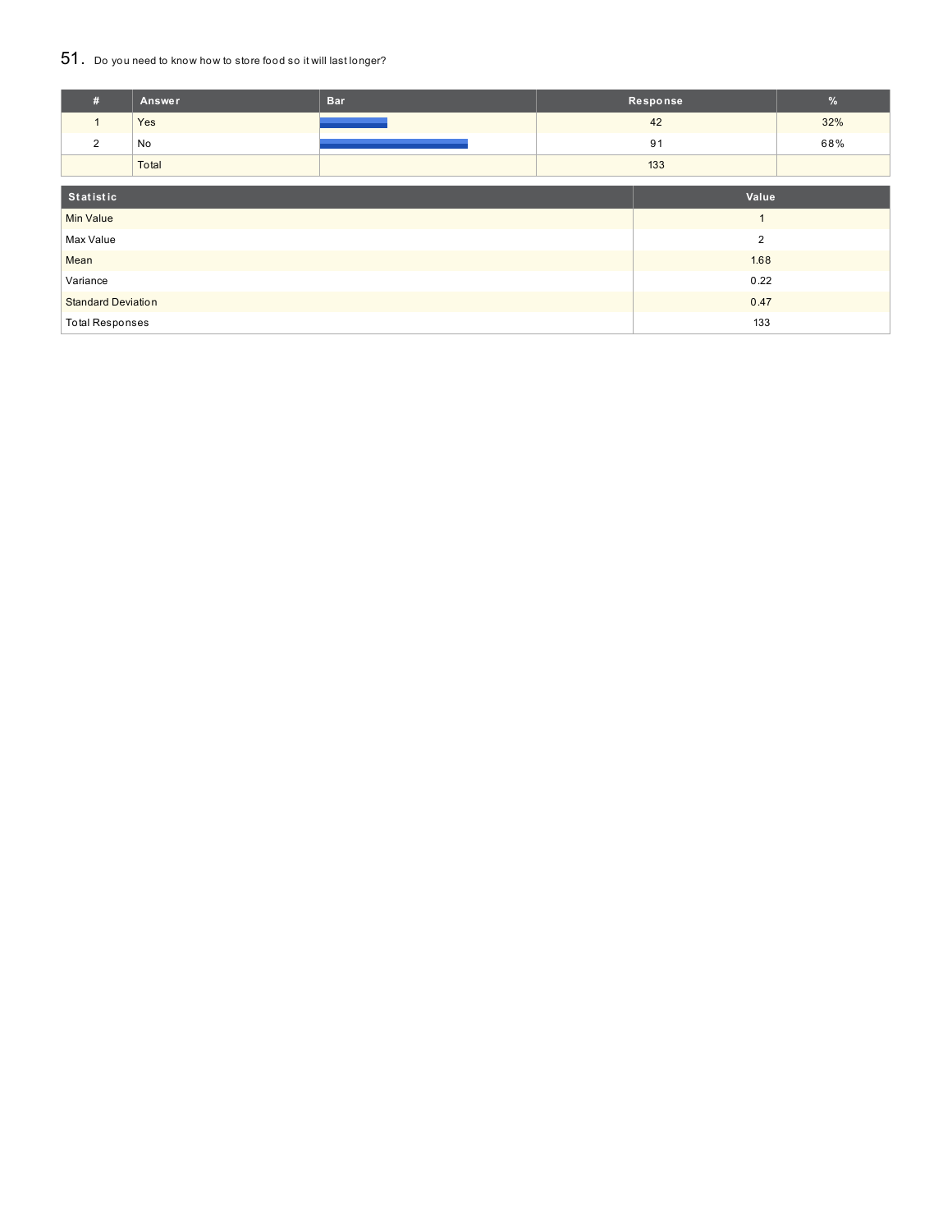## 51. Do you need to know how to store food so it will last longer?

| # | Answer | Bar | Response | % |
|---|---|---|---|---|
| 1 | Yes | | 42 | 32% |
| 2 | No | | 91 | 68% |
| | Total | | 133 | |

| Statistic | Value |
|---|---|
| Min Value | 1 |
| Max Value | 2 |
| Mean | 1.68 |
| Variance | 0.22 |
| Standard Deviation | 0.47 |
| Total Responses | 133 |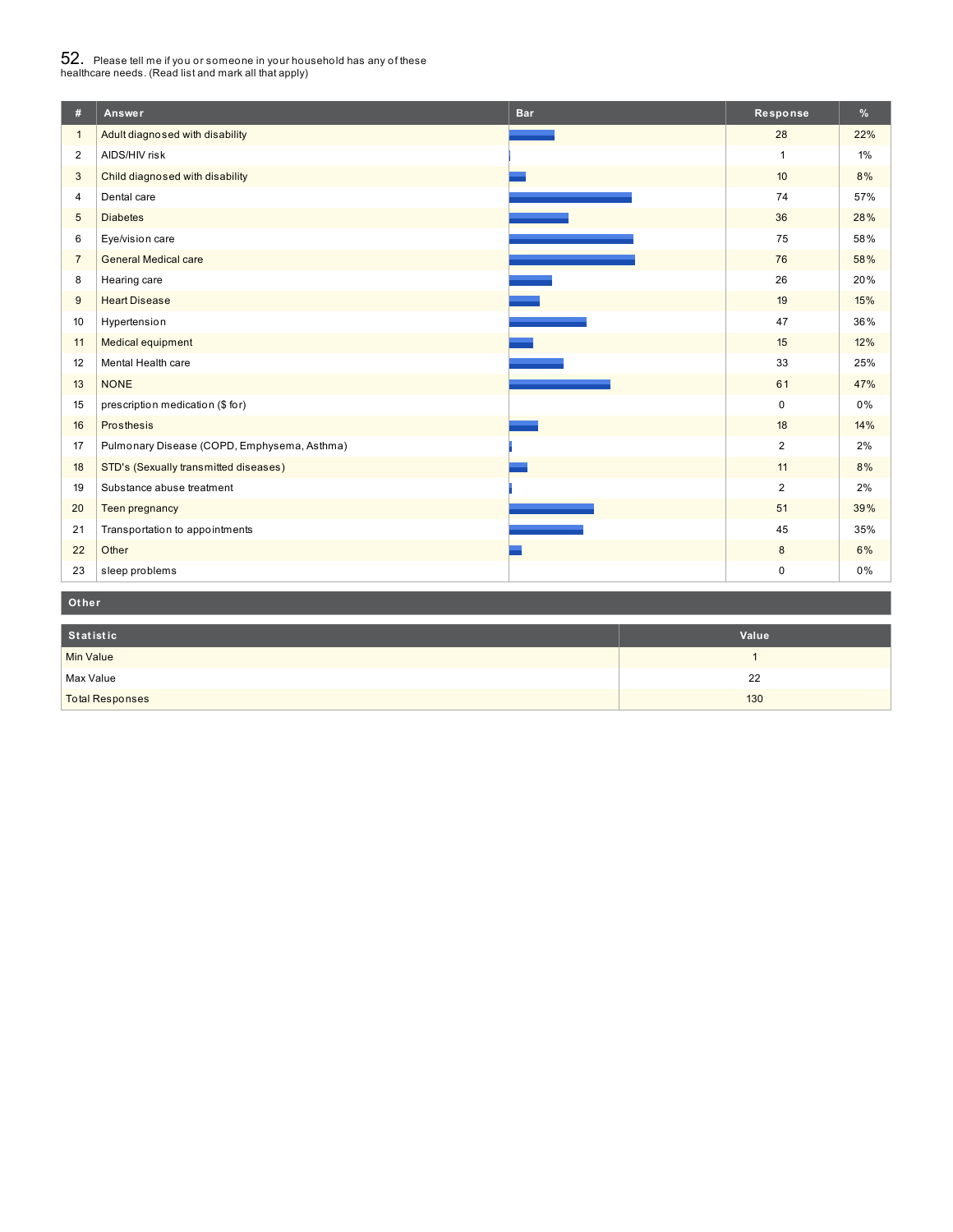## 52. Please tell me if you or someone in your household has any of these healthcare needs. (Read list and mark all that apply)

| # | Answer | Bar | Response | % |
|---|---|---|---|---|
| 1 | Adult diagnosed with disability | | 28 | 22% |
| 2 | AIDS/HIV risk | | 1 | 1% |
| 3 | Child diagnosed with disability | | 10 | 8% |
| 4 | Dental care | | 74 | 57% |
| 5 | Diabetes | | 36 | 28% |
| 6 | Eye/vision care | | 75 | 58% |
| 7 | General Medical care | | 76 | 58% |
| 8 | Hearing care | | 26 | 20% |
| 9 | Heart Disease | | 19 | 15% |
| 10 | Hypertension | | 47 | 36% |
| 11 | Medical equipment | | 15 | 12% |
| 12 | Mental Health care | | 33 | 25% |
| 13 | NONE | | 61 | 47% |
| 15 | prescription medication ($ for) | | 0 | 0% |
| 16 | Prosthesis | | 18 | 14% |
| 17 | Pulmonary Disease (COPD, Emphysema, Asthma) | | 2 | 2% |
| 18 | STD's (Sexually transmitted diseases) | | 11 | 8% |
| 19 | Substance abuse treatment | | 2 | 2% |
| 20 | Teen pregnancy | | 51 | 39% |
| 21 | Transportation to appointments | | 45 | 35% |
| 22 | Other | | 8 | 6% |
| 23 | sleep problems | | 0 | 0% |

**Other**

| Statistic | Value |
|---|---|
| Min Value | 1 |
| Max Value | 22 |
| Total Responses | 130 |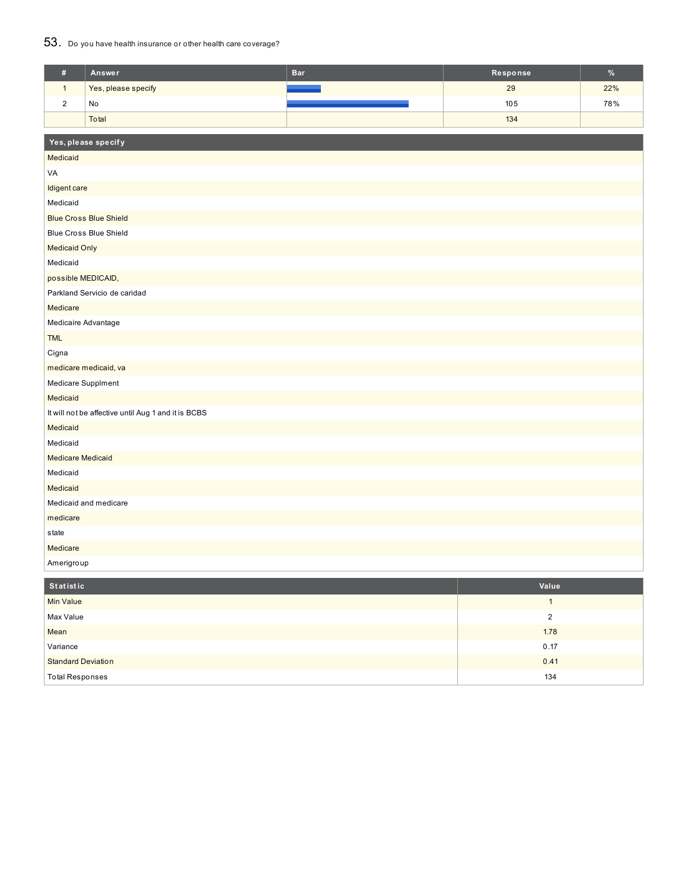## 53. Do you have health insurance or other health care coverage?

| # | Answer | Bar | Response | % |
|---|---|---|---|---|
| 1 | Yes, please specify | | 29 | 22% |
| 2 | No | | 105 | 78% |
| | Total | | 134 | |

| Yes, please specify |
|---|
| Medicaid |
| VA |
| Idigent care |
| Medicaid |
| Blue Cross Blue Shield |
| Blue Cross Blue Shield |
| Medicaid Only |
| Medicaid |
| possible MEDICAID, |
| Parkland Servicio de caridad |
| Medicare |
| Medicaire Advantage |
| TML |
| Cigna |
| medicare medicaid, va |
| Medicare Supplment |
| Medicaid |
| It will not be affective until Aug 1 and it is BCBS |
| Medicaid |
| Medicaid |
| Medicare Medicaid |
| Medicaid |
| Medicaid |
| Medicaid and medicare |
| medicare |
| state |
| Medicare |
| Amerigroup |

| Statistic | Value |
|---|---|
| Min Value | 1 |
| Max Value | 2 |
| Mean | 1.78 |
| Variance | 0.17 |
| Standard Deviation | 0.41 |
| Total Responses | 134 |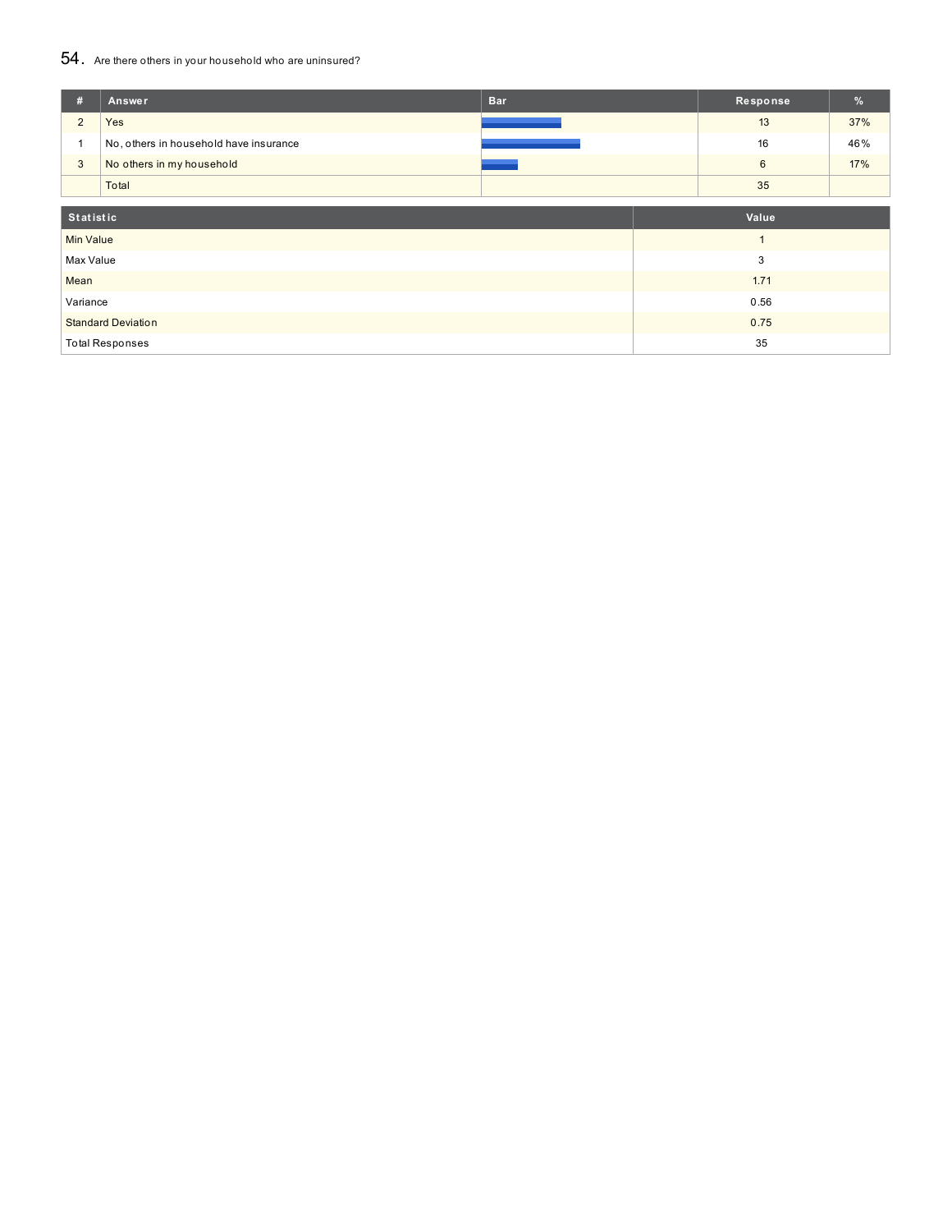## 54. Are there others in your household who are uninsured?

| # | Answer | Bar | Response | % |
|---|---|---|---|---|
| 2 | Yes | | 13 | 37% |
| 1 | No, others in household have insurance | | 16 | 46% |
| 3 | No others in my household | | 6 | 17% |
| | Total | | 35 | |

| Statistic | Value |
|---|---|
| Min Value | 1 |
| Max Value | 3 |
| Mean | 1.71 |
| Variance | 0.56 |
| Standard Deviation | 0.75 |
| Total Responses | 35 |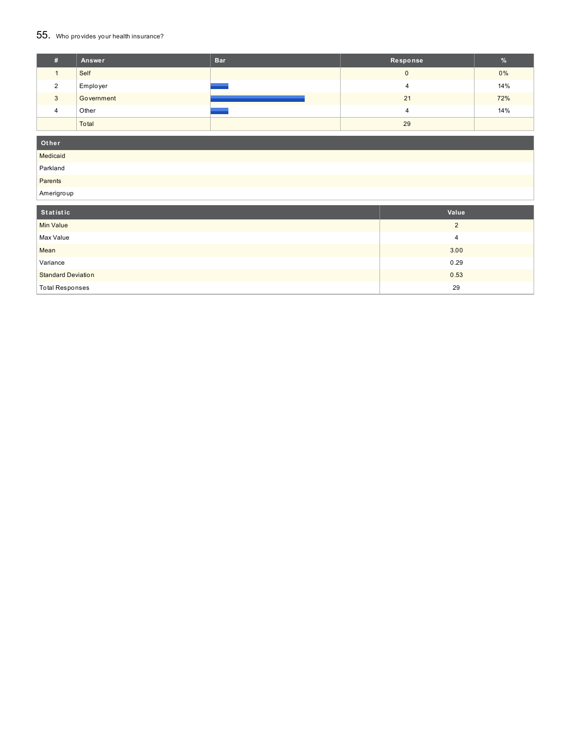## 55. Who provides your health insurance?

| # | Answer | Bar | Response | % |
|---|---|---|---|---|
| 1 | Self | | 0 | 0% |
| 2 | Employer | | 4 | 14% |
| 3 | Government | | 21 | 72% |
| 4 | Other | | 4 | 14% |
| | Total | | 29 | |

| Other |
|---|
| Medicaid |
| Parkland |
| Parents |
| Amerigroup |

| Statistic | Value |
|---|---|
| Min Value | 2 |
| Max Value | 4 |
| Mean | 3.00 |
| Variance | 0.29 |
| Standard Deviation | 0.53 |
| Total Responses | 29 |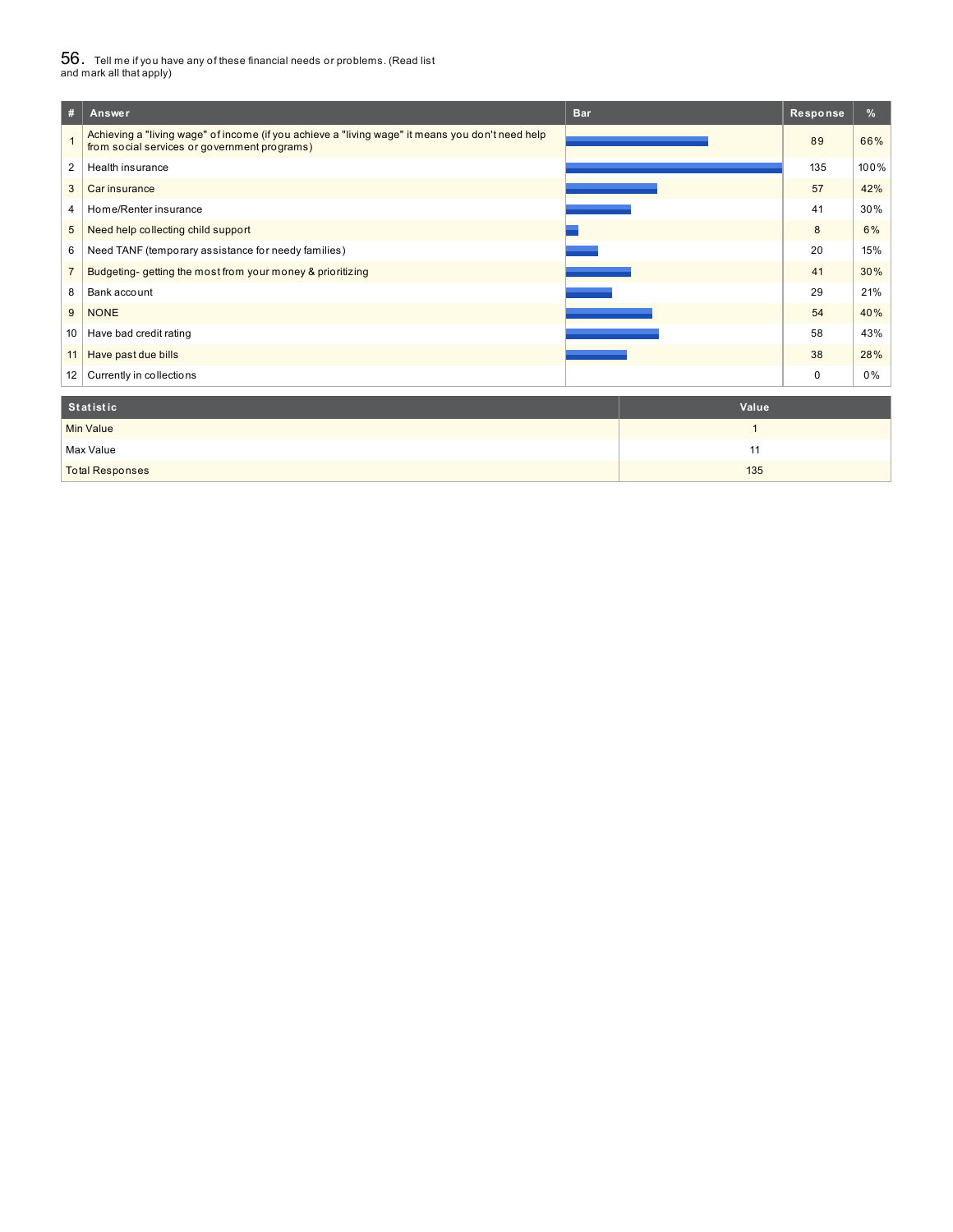## 56. Tell me if you have any of these financial needs or problems. (Read list and mark all that apply)

| # | Answer | Bar | Response | % |
|---|---|---|---|---|
| 1 | Achieving a "living wage" of income (if you achieve a "living wage" it means you don't need help from social services or government programs) | | 89 | 66% |
| 2 | Health insurance | | 135 | 100% |
| 3 | Car insurance | | 57 | 42% |
| 4 | Home/Renter insurance | | 41 | 30% |
| 5 | Need help collecting child support | | 8 | 6% |
| 6 | Need TANF (temporary assistance for needy families) | | 20 | 15% |
| 7 | Budgeting- getting the most from your money & prioritizing | | 41 | 30% |
| 8 | Bank account | | 29 | 21% |
| 9 | NONE | | 54 | 40% |
| 10 | Have bad credit rating | | 58 | 43% |
| 11 | Have past due bills | | 38 | 28% |
| 12 | Currently in collections | | 0 | 0% |

| Statistic | Value |
|---|---|
| Min Value | 1 |
| Max Value | 11 |
| Total Responses | 135 |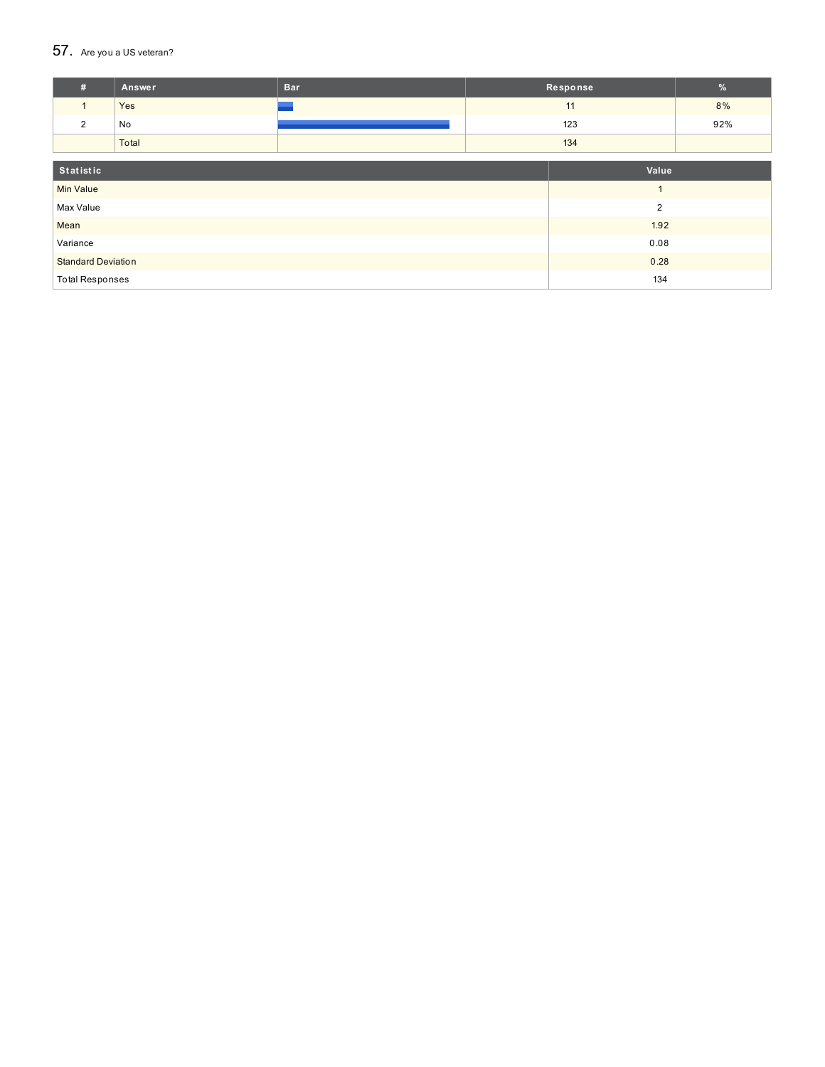## 57. Are you a US veteran?

| # | Answer | Bar | Response | % |
|---|---|---|---|---|
| 1 | Yes | | 11 | 8% |
| 2 | No | | 123 | 92% |
| | Total | | 134 | |

| Statistic | Value |
|---|---|
| Min Value | 1 |
| Max Value | 2 |
| Mean | 1.92 |
| Variance | 0.08 |
| Standard Deviation | 0.28 |
| Total Responses | 134 |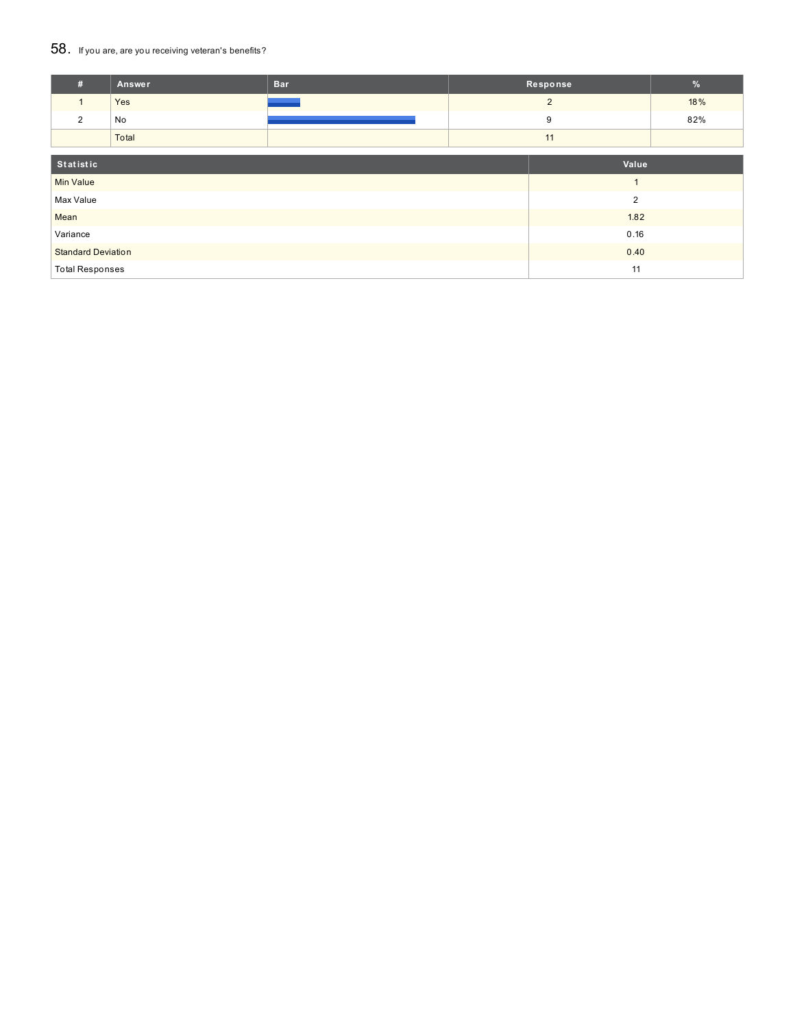## 58. If you are, are you receiving veteran's benefits?

| # | Answer | Bar | Response | % |
|---|---|---|---|---|
| 1 | Yes | | 2 | 18% |
| 2 | No | | 9 | 82% |
| | Total | | 11 | |

| Statistic | Value |
|---|---|
| Min Value | 1 |
| Max Value | 2 |
| Mean | 1.82 |
| Variance | 0.16 |
| Standard Deviation | 0.40 |
| Total Responses | 11 |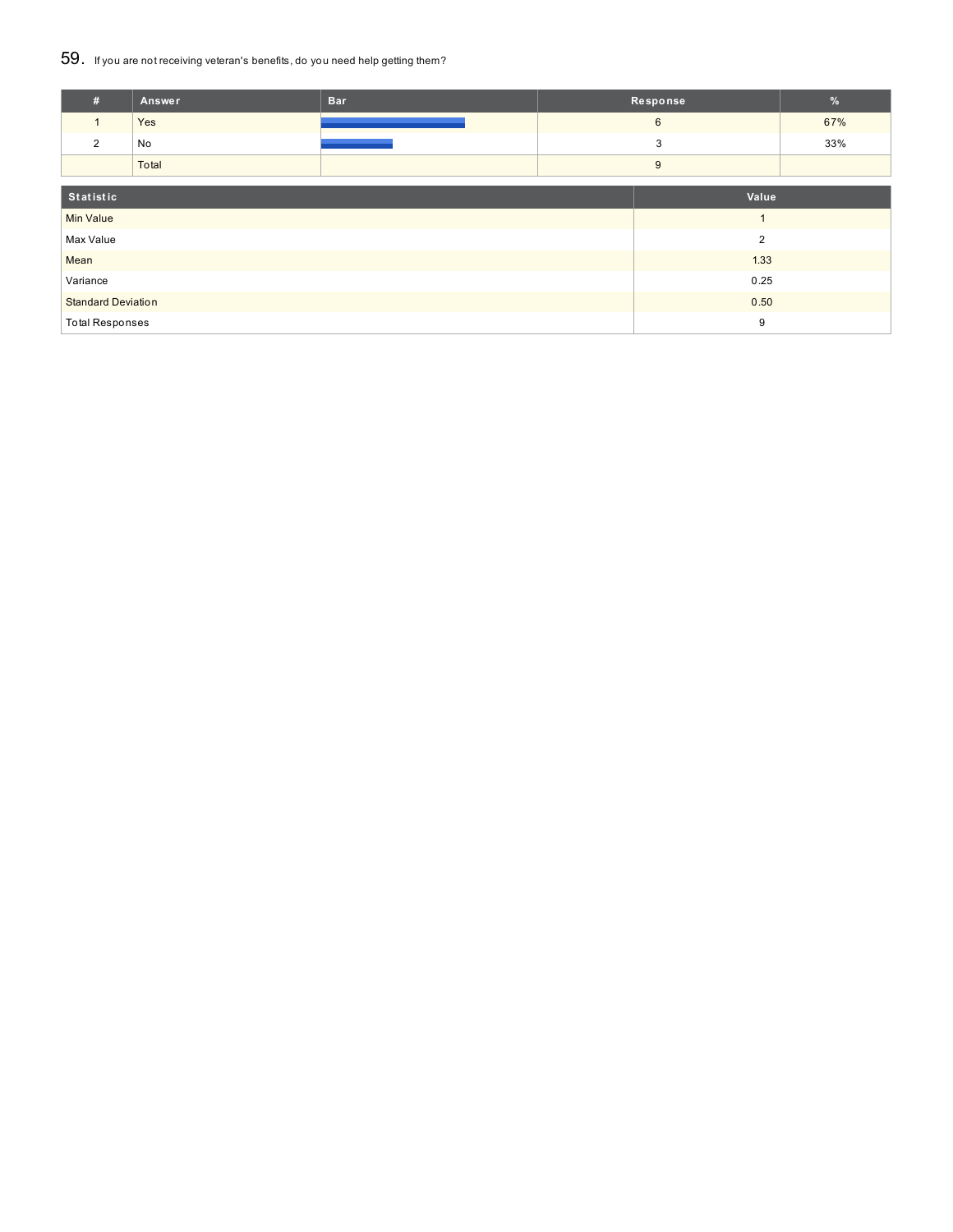## 59. If you are not receiving veteran's benefits, do you need help getting them?

| # | Answer | Bar | Response | % |
|---|---|---|---|---|
| 1 | Yes | | 6 | 67% |
| 2 | No | | 3 | 33% |
| | Total | | 9 | |

| Statistic | Value |
|---|---|
| Min Value | 1 |
| Max Value | 2 |
| Mean | 1.33 |
| Variance | 0.25 |
| Standard Deviation | 0.50 |
| Total Responses | 9 |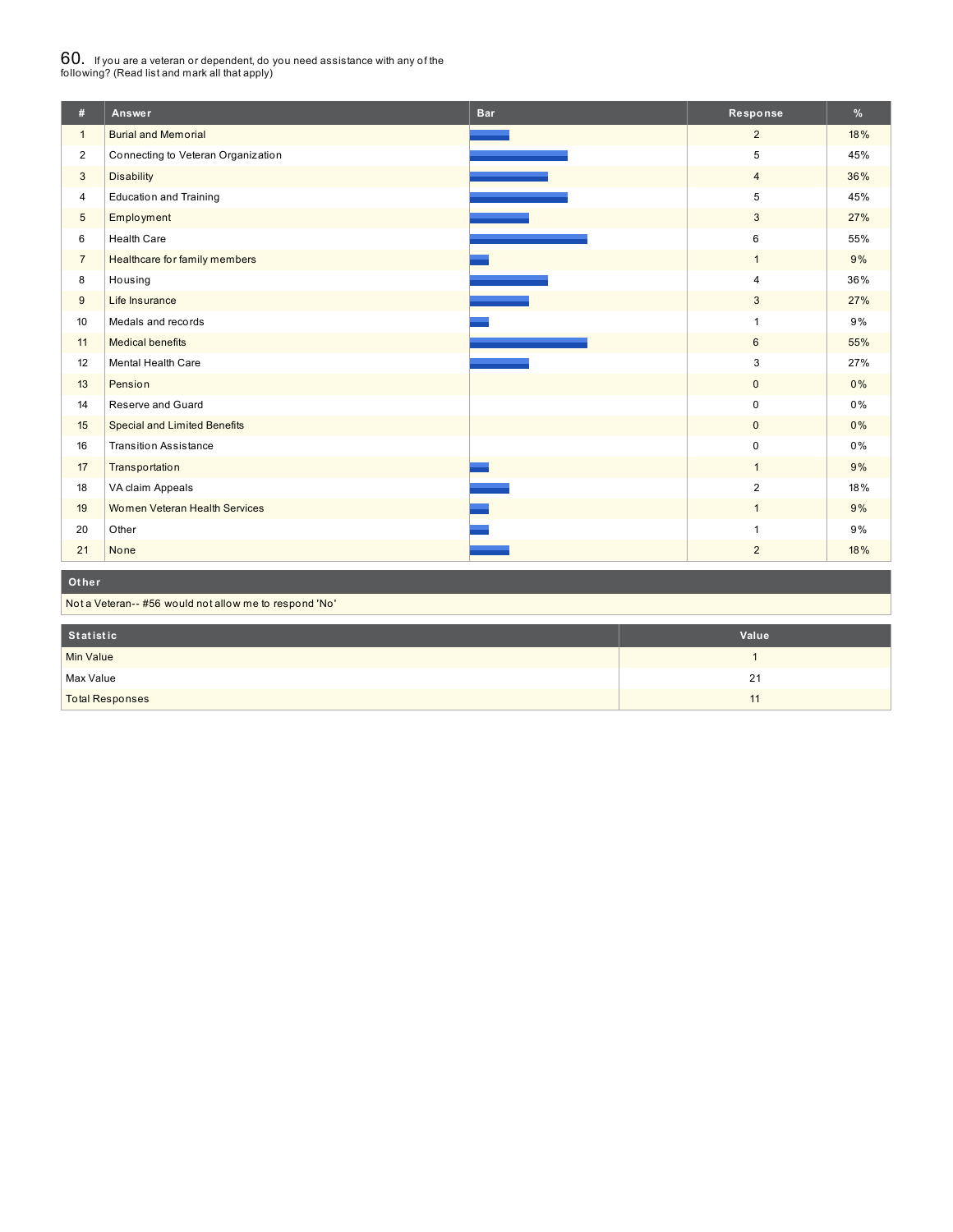## 60. If you are a veteran or dependent, do you need assistance with any of the following? (Read list and mark all that apply)

| # | Answer | Bar | Response | % |
|---|---|---|---|---|
| 1 | Burial and Memorial | | 2 | 18% |
| 2 | Connecting to Veteran Organization | | 5 | 45% |
| 3 | Disability | | 4 | 36% |
| 4 | Education and Training | | 5 | 45% |
| 5 | Employment | | 3 | 27% |
| 6 | Health Care | | 6 | 55% |
| 7 | Healthcare for family members | | 1 | 9% |
| 8 | Housing | | 4 | 36% |
| 9 | Life Insurance | | 3 | 27% |
| 10 | Medals and records | | 1 | 9% |
| 11 | Medical benefits | | 6 | 55% |
| 12 | Mental Health Care | | 3 | 27% |
| 13 | Pension | | 0 | 0% |
| 14 | Reserve and Guard | | 0 | 0% |
| 15 | Special and Limited Benefits | | 0 | 0% |
| 16 | Transition Assistance | | 0 | 0% |
| 17 | Transportation | | 1 | 9% |
| 18 | VA claim Appeals | | 2 | 18% |
| 19 | Women Veteran Health Services | | 1 | 9% |
| 20 | Other | | 1 | 9% |
| 21 | None | | 2 | 18% |

| Other |
|---|
| Not a Veteran-- #56 would not allow me to respond 'No' |

| Statistic | Value |
|---|---|
| Min Value | 1 |
| Max Value | 21 |
| Total Responses | 11 |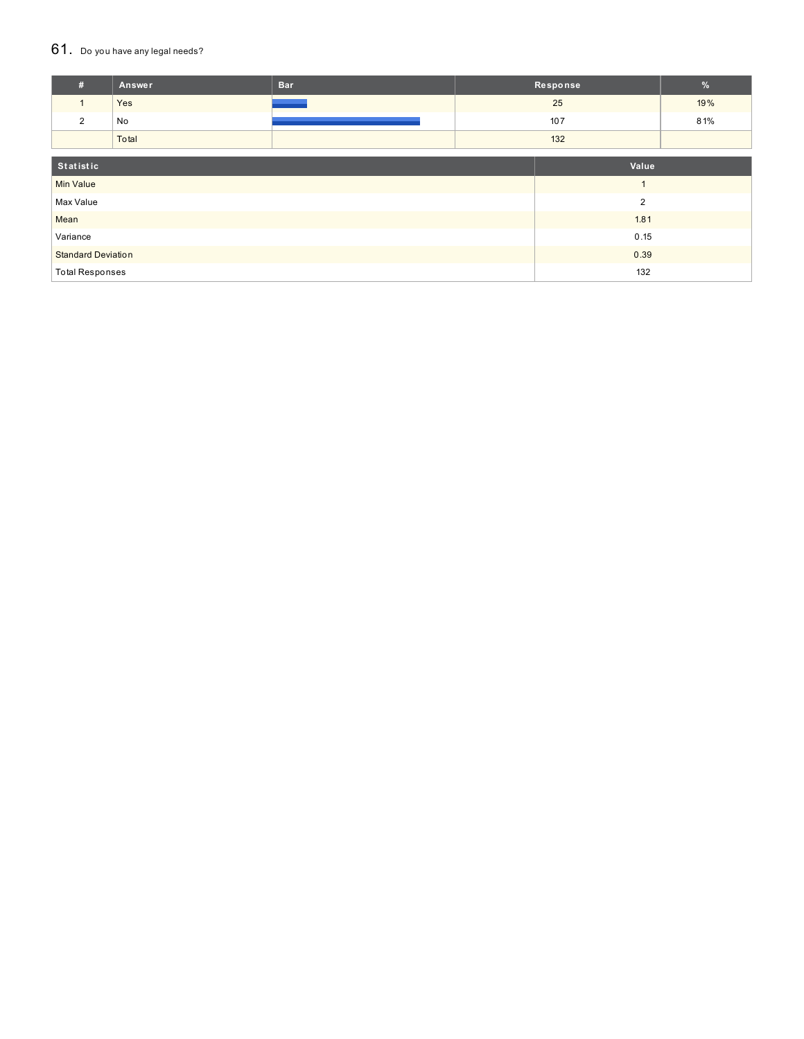## 61. Do you have any legal needs?

| # | Answer | Bar | Response | % |
|---|---|---|---|---|
| 1 | Yes | | 25 | 19% |
| 2 | No | | 107 | 81% |
| | Total | | 132 | |

| Statistic | Value |
|---|---|
| Min Value | 1 |
| Max Value | 2 |
| Mean | 1.81 |
| Variance | 0.15 |
| Standard Deviation | 0.39 |
| Total Responses | 132 |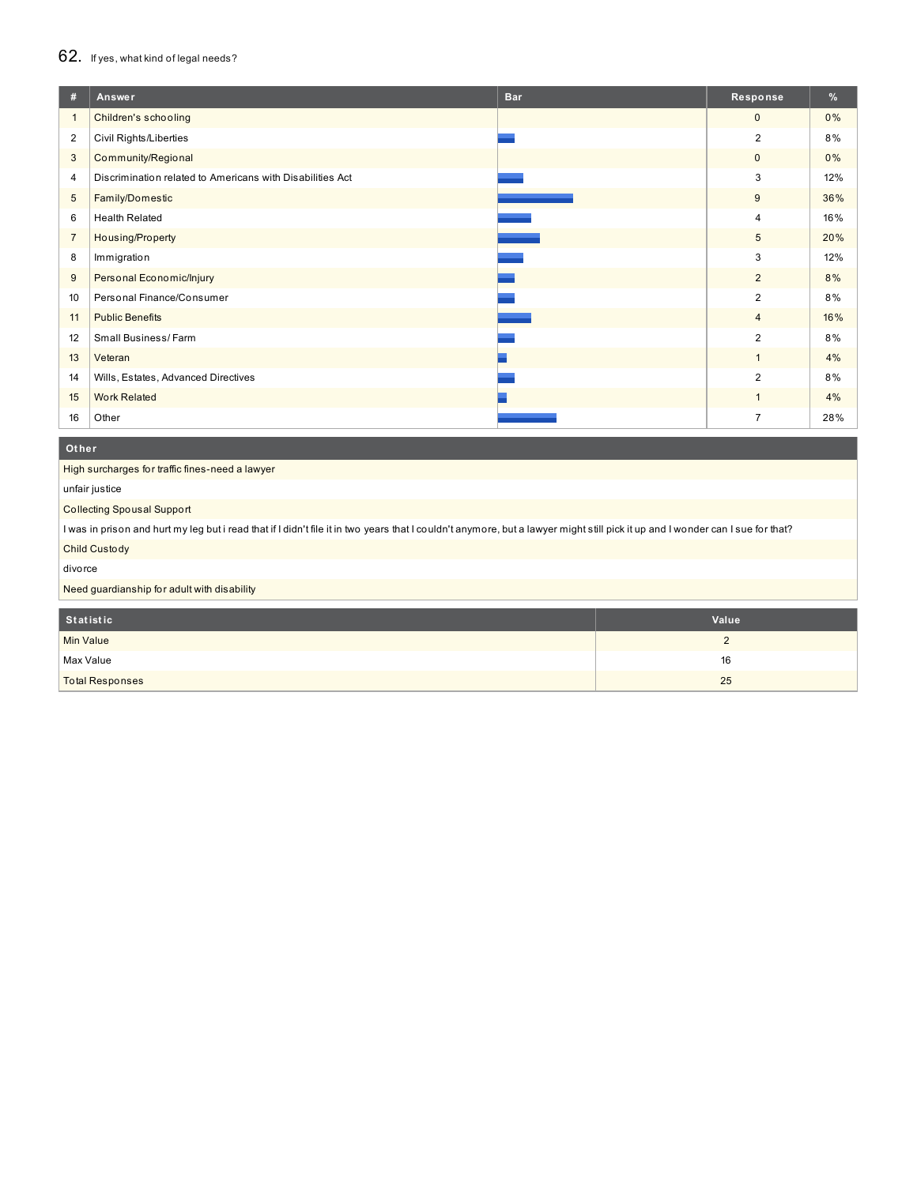## 62. If yes, what kind of legal needs?

| # | Answer | Bar | Response | % |
|---|---|---|---|---|
| 1 | Children's schooling | | 0 | 0% |
| 2 | Civil Rights/Liberties | | 2 | 8% |
| 3 | Community/Regional | | 0 | 0% |
| 4 | Discrimination related to Americans with Disabilities Act | | 3 | 12% |
| 5 | Family/Domestic | | 9 | 36% |
| 6 | Health Related | | 4 | 16% |
| 7 | Housing/Property | | 5 | 20% |
| 8 | Immigration | | 3 | 12% |
| 9 | Personal Economic/Injury | | 2 | 8% |
| 10 | Personal Finance/Consumer | | 2 | 8% |
| 11 | Public Benefits | | 4 | 16% |
| 12 | Small Business/ Farm | | 2 | 8% |
| 13 | Veteran | | 1 | 4% |
| 14 | Wills, Estates, Advanced Directives | | 2 | 8% |
| 15 | Work Related | | 1 | 4% |
| 16 | Other | | 7 | 28% |

| Other |
|---|
| High surcharges for traffic fines-need a lawyer |
| unfair justice |
| Collecting Spousal Support |
| I was in prison and hurt my leg but i read that if I didn't file it in two years that I couldn't anymore, but a lawyer might still pick it up and I wonder can I sue for that? |
| Child Custody |
| divorce |
| Need guardianship for adult with disability |

| Statistic | Value |
|---|---|
| Min Value | 2 |
| Max Value | 16 |
| Total Responses | 25 |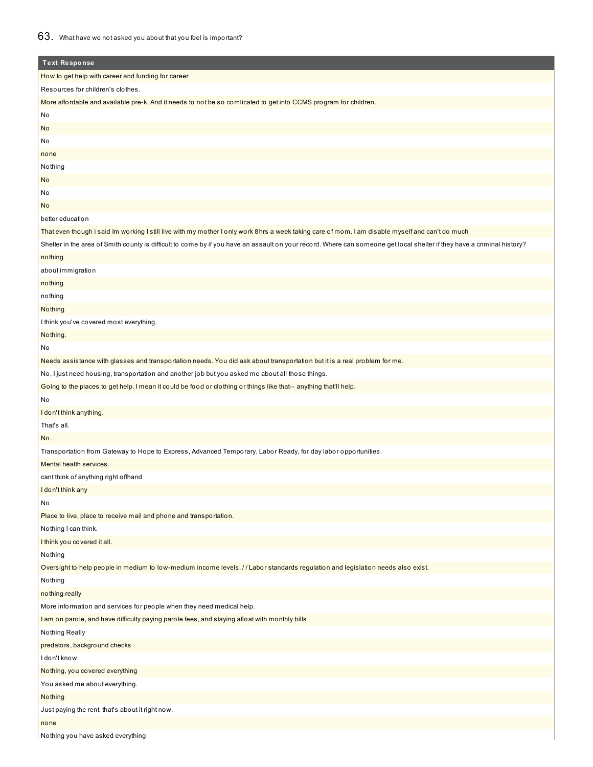## 63. What have we not asked you about that you feel is important?

| Text Response |
|---|
| How to get help with career and funding for career |
| Resources for children's clothes. |
| More affordable and available pre-k. And it needs to not be so comlicated to get into CCMS program for children. |
| No |
| No |
| No |
| none |
| Nothing |
| No |
| No |
| No |
| better education |
| That even though i said Im working I still live with my mother I only work 8hrs a week taking care of mom. I am disable myself and can't do much |
| Shelter in the area of Smith county is difficult to come by if you have an assault on your record. Where can someone get local shelter if they have a criminal history? |
| nothing |
| about immigration |
| nothing |
| nothing |
| Nothing |
| I think you've covered most everything. |
| Nothing. |
| No |
| Needs assistance with glasses and transportation needs. You did ask about transportation but it is a real problem for me. |
| No, I just need housing, transportation and another job but you asked me about all those things. |
| Going to the places to get help. I mean it could be food or clothing or things like that-- anything that'll help. |
| No |
| I don't think anything. |
| That's all. |
| No. |
| Transportation from Gateway to Hope to Express, Advanced Temporary, Labor Ready, for day labor opportunities. |
| Mental health services. |
| cant think of anything right offhand |
| I don't think any |
| No |
| Place to live, place to receive mail and phone and transportation. |
| Nothing I can think. |
| I think you covered it all. |
| Nothing |
| Oversight to help people in medium to low-medium income levels. / / Labor standards regulation and legislation needs also exist. |
| Nothing |
| nothing really |
| More information and services for people when they need medical help. |
| I am on parole, and have difficulty paying parole fees, and staying afloat with monthly bills |
| Nothing Really |
| predators, background checks |
| I don't know. |
| Nothing, you covered everything |
| You asked me about everything. |
| Nothing |
| Just paying the rent, that's about it right now. |
| none |
| Nothing you have asked everything |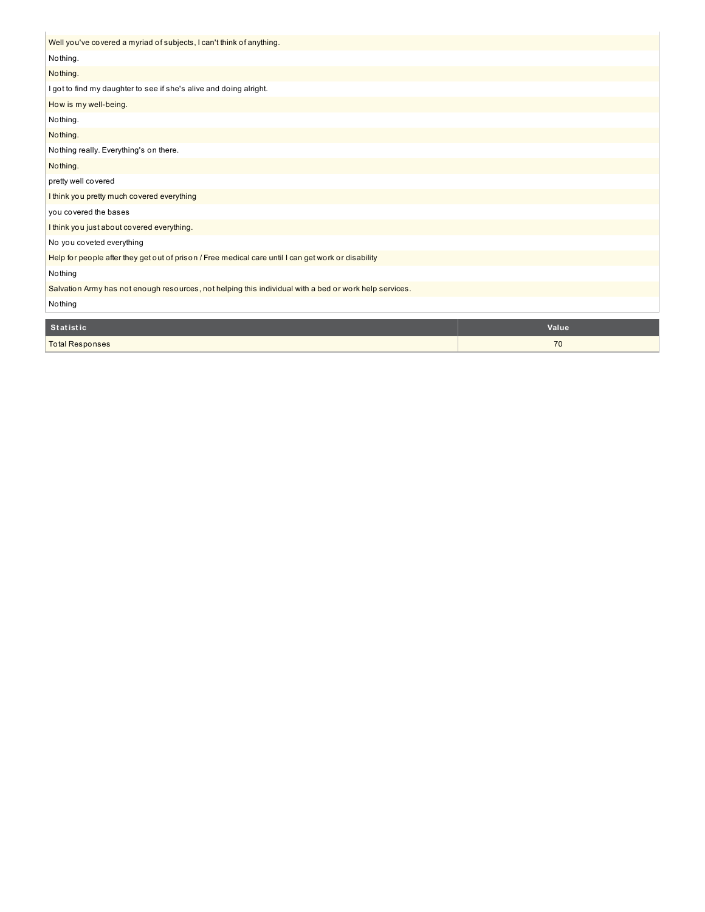| |
|---|
| Well you've covered a myriad of subjects, I can't think of anything. |
| Nothing. |
| Nothing. |
| I got to find my daughter to see if she's alive and doing alright. |
| How is my well-being. |
| Nothing. |
| Nothing. |
| Nothing really. Everything's on there. |
| Nothing. |
| pretty well covered |
| I think you pretty much covered everything |
| you covered the bases |
| I think you just about covered everything. |
| No you coveted everything |
| Help for people after they get out of prison / Free medical care until I can get work or disability |
| Nothing |
| Salvation Army has not enough resources, not helping this individual with a bed or work help services. |
| Nothing |

| Statistic | Value |
|---|---|
| Total Responses | 70 |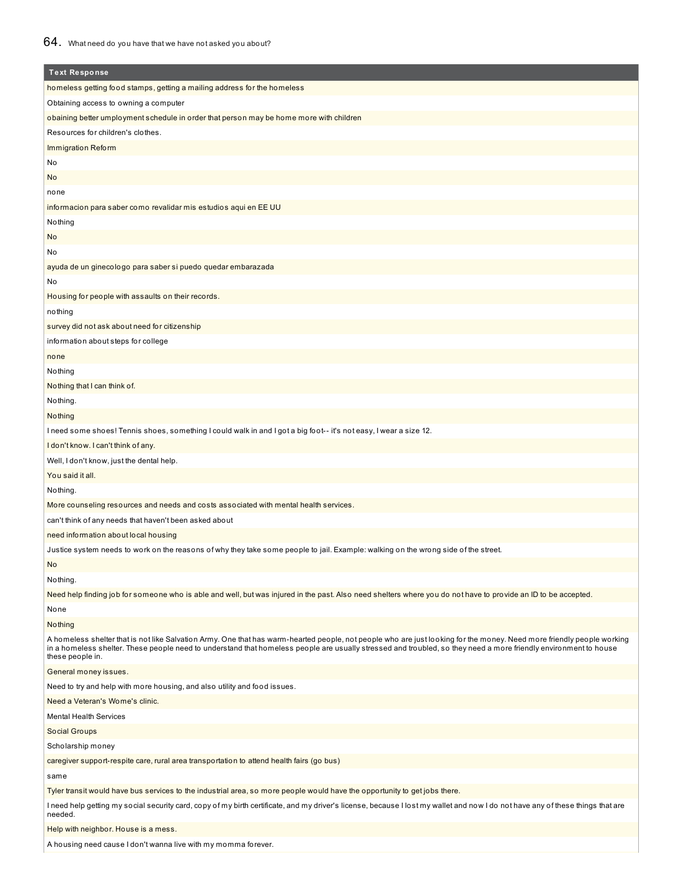## 64. What need do you have that we have not asked you about?

| Text Response |
| --- |
| homeless getting food stamps, getting a mailing address for the homeless |
| Obtaining access to owning a computer |
| obaining better umployment schedule in order that person may be home more with children |
| Resources for children's clothes. |
| Immigration Reform |
| No |
| No |
| none |
| informacion para saber como revalidar mis estudios aqui en EE UU |
| Nothing |
| No |
| No |
| ayuda de un ginecologo para saber si puedo quedar embarazada |
| No |
| Housing for people with assaults on their records. |
| nothing |
| survey did not ask about need for citizenship |
| information about steps for college |
| none |
| Nothing |
| Nothing that I can think of. |
| Nothing. |
| Nothing |
| I need some shoes! Tennis shoes, something I could walk in and I got a big foot-- it's not easy, I wear a size 12. |
| I don't know. I can't think of any. |
| Well, I don't know, just the dental help. |
| You said it all. |
| Nothing. |
| More counseling resources and needs and costs associated with mental health services. |
| can't think of any needs that haven't been asked about |
| need information about local housing |
| Justice system needs to work on the reasons of why they take some people to jail. Example: walking on the wrong side of the street. |
| No |
| Nothing. |
| Need help finding job for someone who is able and well, but was injured in the past. Also need shelters where you do not have to provide an ID to be accepted. |
| None |
| Nothing |
| A homeless shelter that is not like Salvation Army. One that has warm-hearted people, not people who are just looking for the money. Need more friendly people working in a homeless shelter. These people need to understand that homeless people are usually stressed and troubled, so they need a more friendly environment to house these people in. |
| General money issues. |
| Need to try and help with more housing, and also utility and food issues. |
| Need a Veteran's Wome's clinic. |
| Mental Health Services |
| Social Groups |
| Scholarship money |
| caregiver support-respite care, rural area transportation to attend health fairs (go bus) |
| same |
| Tyler transit would have bus services to the industrial area, so more people would have the opportunity to get jobs there. |
| I need help getting my social security card, copy of my birth certificate, and my driver's license, because I lost my wallet and now I do not have any of these things that are needed. |
| Help with neighbor. House is a mess. |
| A housing need cause I don't wanna live with my momma forever. |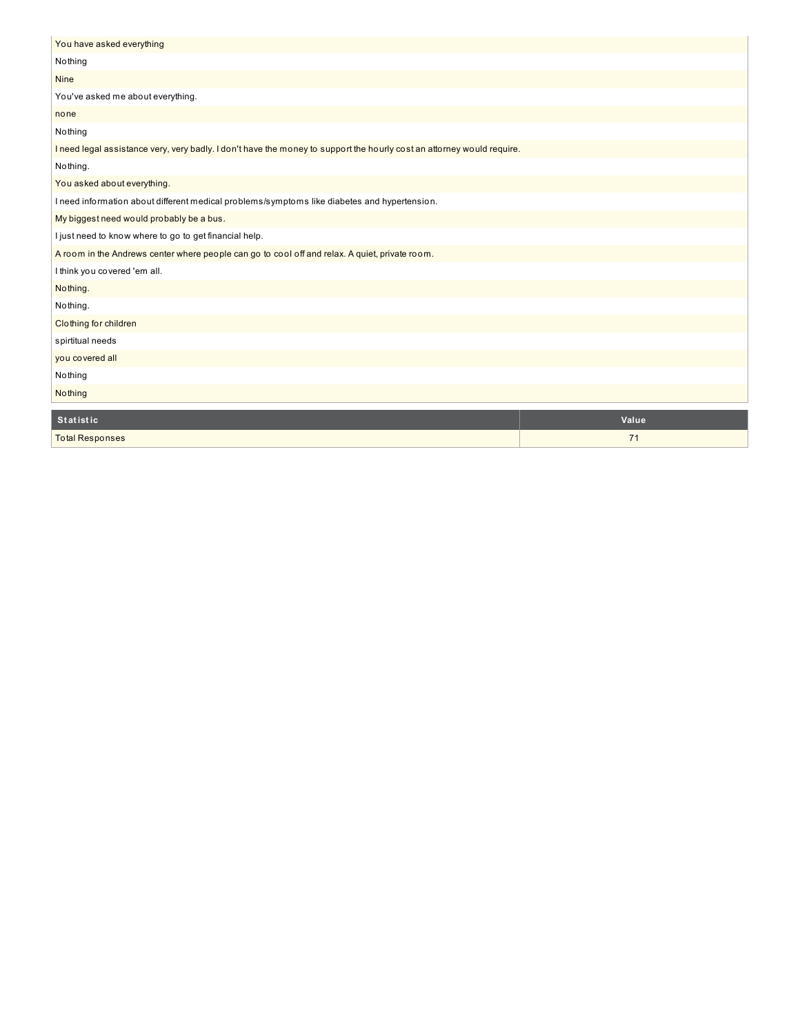| |
|---|
| You have asked everything |
| Nothing |
| Nine |
| You've asked me about everything. |
| none |
| Nothing |
| I need legal assistance very, very badly. I don't have the money to support the hourly cost an attorney would require. |
| Nothing. |
| You asked about everything. |
| I need information about different medical problems/symptoms like diabetes and hypertension. |
| My biggest need would probably be a bus. |
| I just need to know where to go to get financial help. |
| A room in the Andrews center where people can go to cool off and relax. A quiet, private room. |
| I think you covered 'em all. |
| Nothing. |
| Nothing. |
| Clothing for children |
| spirtitual needs |
| you covered all |
| Nothing |
| Nothing |

| Statistic | Value |
|---|---|
| Total Responses | 71 |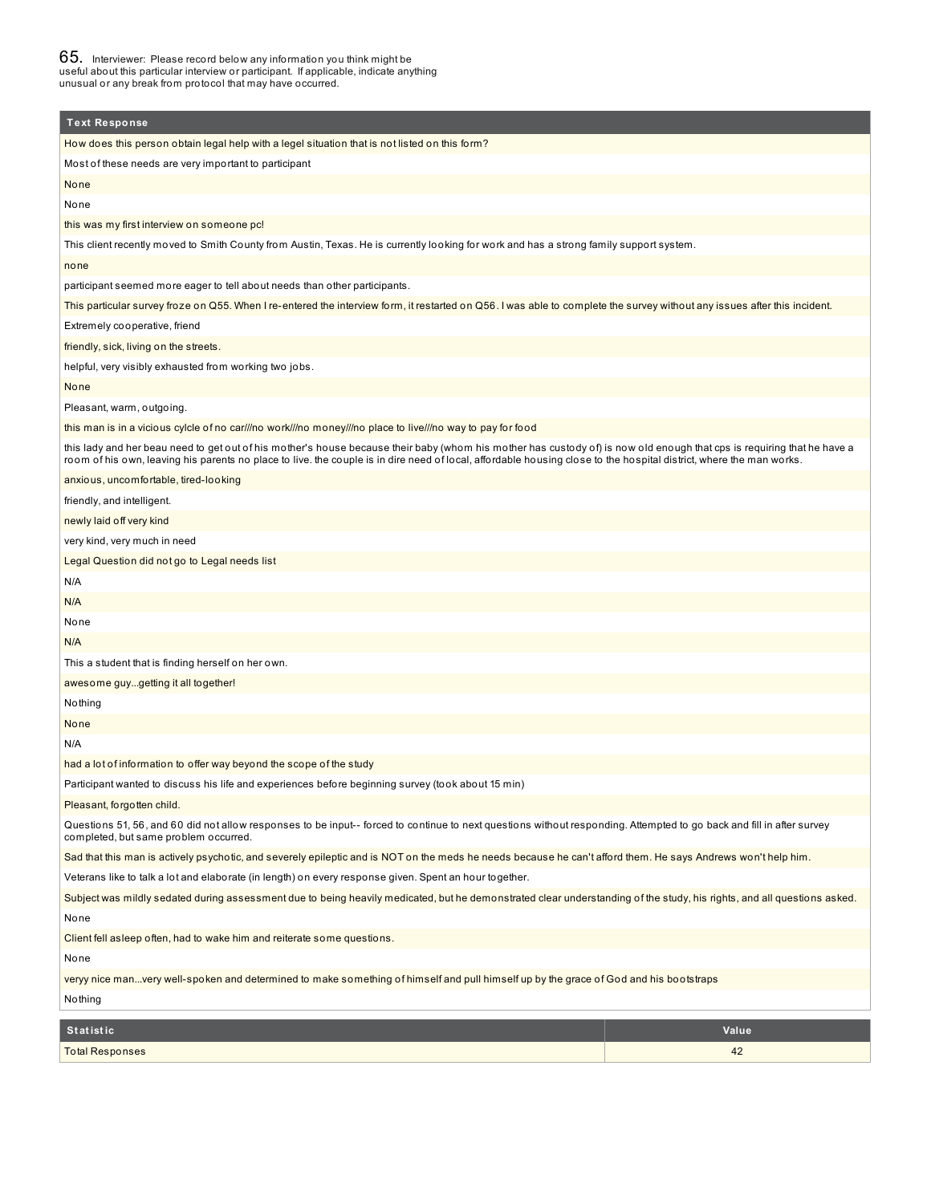65. Interviewer: Please record below any information you think might be useful about this particular interview or participant. If applicable, indicate anything unusual or any break from protocol that may have occurred.

| Text Response |
| --- |
| How does this person obtain legal help with a legel situation that is not listed on this form? |
| Most of these needs are very important to participant |
| None |
| None |
| this was my first interview on someone pc! |
| This client recently moved to Smith County from Austin, Texas. He is currently looking for work and has a strong family support system. |
| none |
| participant seemed more eager to tell about needs than other participants. |
| This particular survey froze on Q55. When I re-entered the interview form, it restarted on Q56. I was able to complete the survey without any issues after this incident. |
| Extremely cooperative, friend |
| friendly, sick, living on the streets. |
| helpful, very visibly exhausted from working two jobs. |
| None |
| Pleasant, warm, outgoing. |
| this man is in a vicious cylcle of no car///no work///no money///no place to live///no way to pay for food |
| this lady and her beau need to get out of his mother's house because their baby (whom his mother has custody of) is now old enough that cps is requiring that he have a room of his own, leaving his parents no place to live. the couple is in dire need of local, affordable housing close to the hospital district, where the man works. |
| anxious, uncomfortable, tired-looking |
| friendly, and intelligent. |
| newly laid off very kind |
| very kind, very much in need |
| Legal Question did not go to Legal needs list |
| N/A |
| N/A |
| None |
| N/A |
| This a student that is finding herself on her own. |
| awesome guy...getting it all together! |
| Nothing |
| None |
| N/A |
| had a lot of information to offer way beyond the scope of the study |
| Participant wanted to discuss his life and experiences before beginning survey (took about 15 min) |
| Pleasant, forgotten child. |
| Questions 51, 56, and 60 did not allow responses to be input-- forced to continue to next questions without responding. Attempted to go back and fill in after survey completed, but same problem occurred. |
| Sad that this man is actively psychotic, and severely epileptic and is NOT on the meds he needs because he can't afford them. He says Andrews won't help him. |
| Veterans like to talk a lot and elaborate (in length) on every response given. Spent an hour together. |
| Subject was mildly sedated during assessment due to being heavily medicated, but he demonstrated clear understanding of the study, his rights, and all questions asked. |
| None |
| Client fell asleep often, had to wake him and reiterate some questions. |
| None |
| veryy nice man...very well-spoken and determined to make something of himself and pull himself up by the grace of God and his bootstraps |
| Nothing |

| Statistic | Value |
| --- | --- |
| Total Responses | 42 |